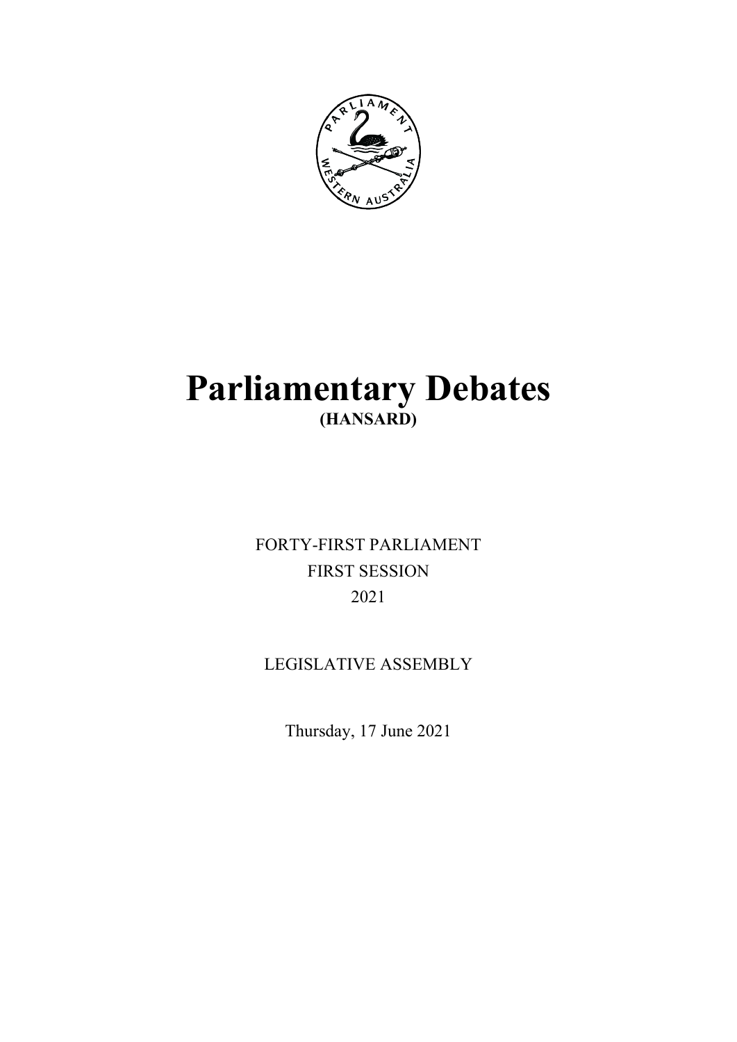# Parliamentary Debates

**(HANSARD)**

FORTY-FIRST PARLIAMENT

FIRST SESSION

2021

LEGISLATIVE ASSEMBLY

Thursday, 17 June 2021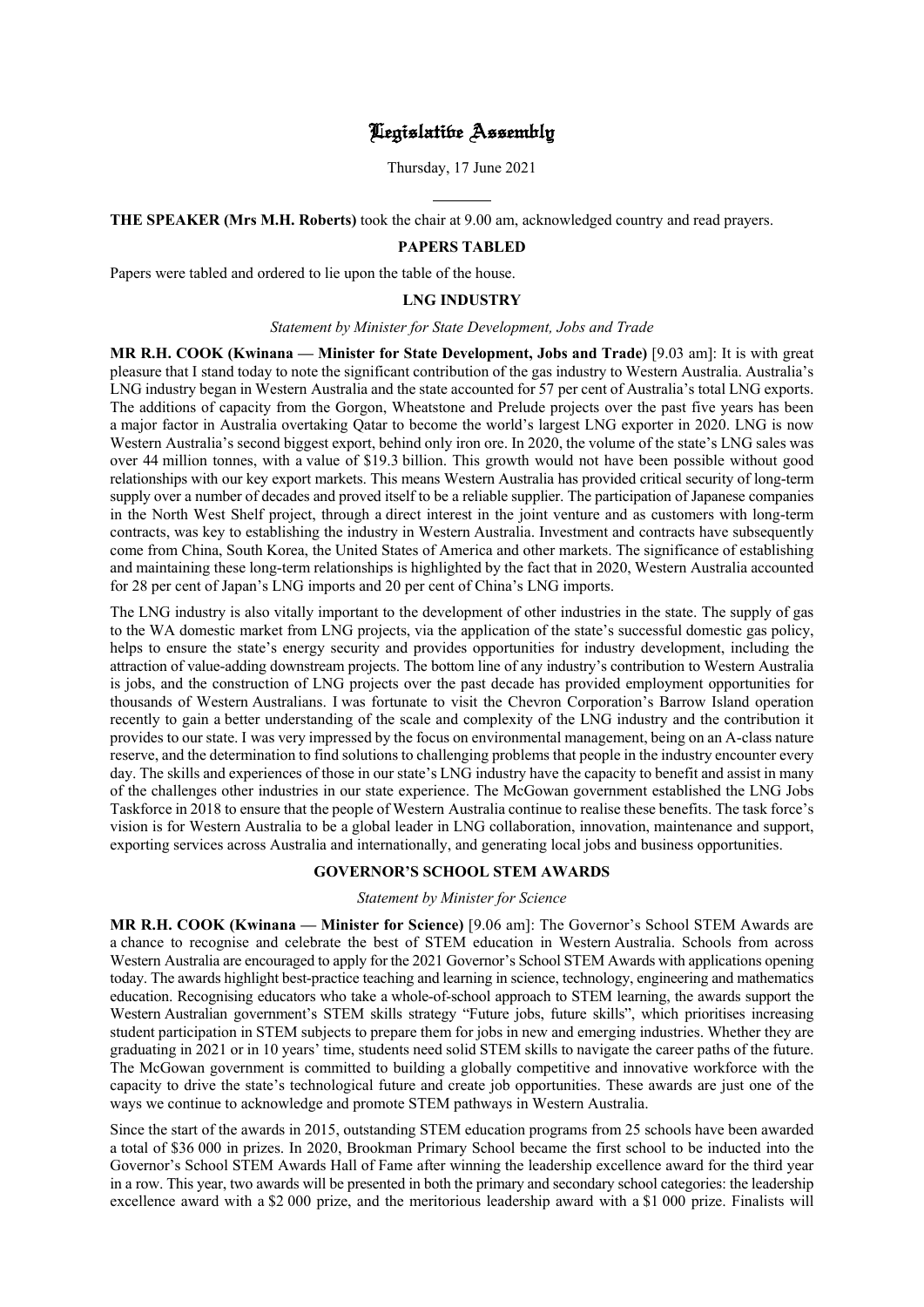# Legislative Assembly

Thursday, 17 June 2021

---

**THE SPEAKER (Mrs M.H. Roberts)** took the chair at 9.00 am, acknowledged country and read prayers.

## PAPERS TABLED

Papers were tabled and ordered to lie upon the table of the house.

## LNG INDUSTRY

*Statement by Minister for State Development, Jobs and Trade*

**MR R.H. COOK (Kwinana — Minister for State Development, Jobs and Trade)** [9.03 am]: It is with great pleasure that I stand today to note the significant contribution of the gas industry to Western Australia. Australia's LNG industry began in Western Australia and the state accounted for 57 per cent of Australia's total LNG exports. The additions of capacity from the Gorgon, Wheatstone and Prelude projects over the past five years has been a major factor in Australia overtaking Qatar to become the world's largest LNG exporter in 2020. LNG is now Western Australia's second biggest export, behind only iron ore. In 2020, the volume of the state's LNG sales was over 44 million tonnes, with a value of $19.3 billion. This growth would not have been possible without good relationships with our key export markets. This means Western Australia has provided critical security of long-term supply over a number of decades and proved itself to be a reliable supplier. The participation of Japanese companies in the North West Shelf project, through a direct interest in the joint venture and as customers with long-term contracts, was key to establishing the industry in Western Australia. Investment and contracts have subsequently come from China, South Korea, the United States of America and other markets. The significance of establishing and maintaining these long-term relationships is highlighted by the fact that in 2020, Western Australia accounted for 28 per cent of Japan's LNG imports and 20 per cent of China's LNG imports.

The LNG industry is also vitally important to the development of other industries in the state. The supply of gas to the WA domestic market from LNG projects, via the application of the state's successful domestic gas policy, helps to ensure the state's energy security and provides opportunities for industry development, including the attraction of value-adding downstream projects. The bottom line of any industry's contribution to Western Australia is jobs, and the construction of LNG projects over the past decade has provided employment opportunities for thousands of Western Australians. I was fortunate to visit the Chevron Corporation's Barrow Island operation recently to gain a better understanding of the scale and complexity of the LNG industry and the contribution it provides to our state. I was very impressed by the focus on environmental management, being on an A-class nature reserve, and the determination to find solutions to challenging problems that people in the industry encounter every day. The skills and experiences of those in our state's LNG industry have the capacity to benefit and assist in many of the challenges other industries in our state experience. The McGowan government established the LNG Jobs Taskforce in 2018 to ensure that the people of Western Australia continue to realise these benefits. The task force's vision is for Western Australia to be a global leader in LNG collaboration, innovation, maintenance and support, exporting services across Australia and internationally, and generating local jobs and business opportunities.

## GOVERNOR'S SCHOOL STEM AWARDS

*Statement by Minister for Science*

**MR R.H. COOK (Kwinana — Minister for Science)** [9.06 am]: The Governor's School STEM Awards are a chance to recognise and celebrate the best of STEM education in Western Australia. Schools from across Western Australia are encouraged to apply for the 2021 Governor's School STEM Awards with applications opening today. The awards highlight best-practice teaching and learning in science, technology, engineering and mathematics education. Recognising educators who take a whole-of-school approach to STEM learning, the awards support the Western Australian government's STEM skills strategy "Future jobs, future skills", which prioritises increasing student participation in STEM subjects to prepare them for jobs in new and emerging industries. Whether they are graduating in 2021 or in 10 years' time, students need solid STEM skills to navigate the career paths of the future. The McGowan government is committed to building a globally competitive and innovative workforce with the capacity to drive the state's technological future and create job opportunities. These awards are just one of the ways we continue to acknowledge and promote STEM pathways in Western Australia.

Since the start of the awards in 2015, outstanding STEM education programs from 25 schools have been awarded a total of $36 000 in prizes. In 2020, Brookman Primary School became the first school to be inducted into the Governor's School STEM Awards Hall of Fame after winning the leadership excellence award for the third year in a row. This year, two awards will be presented in both the primary and secondary school categories: the leadership excellence award with a $2 000 prize, and the meritorious leadership award with a $1 000 prize. Finalists will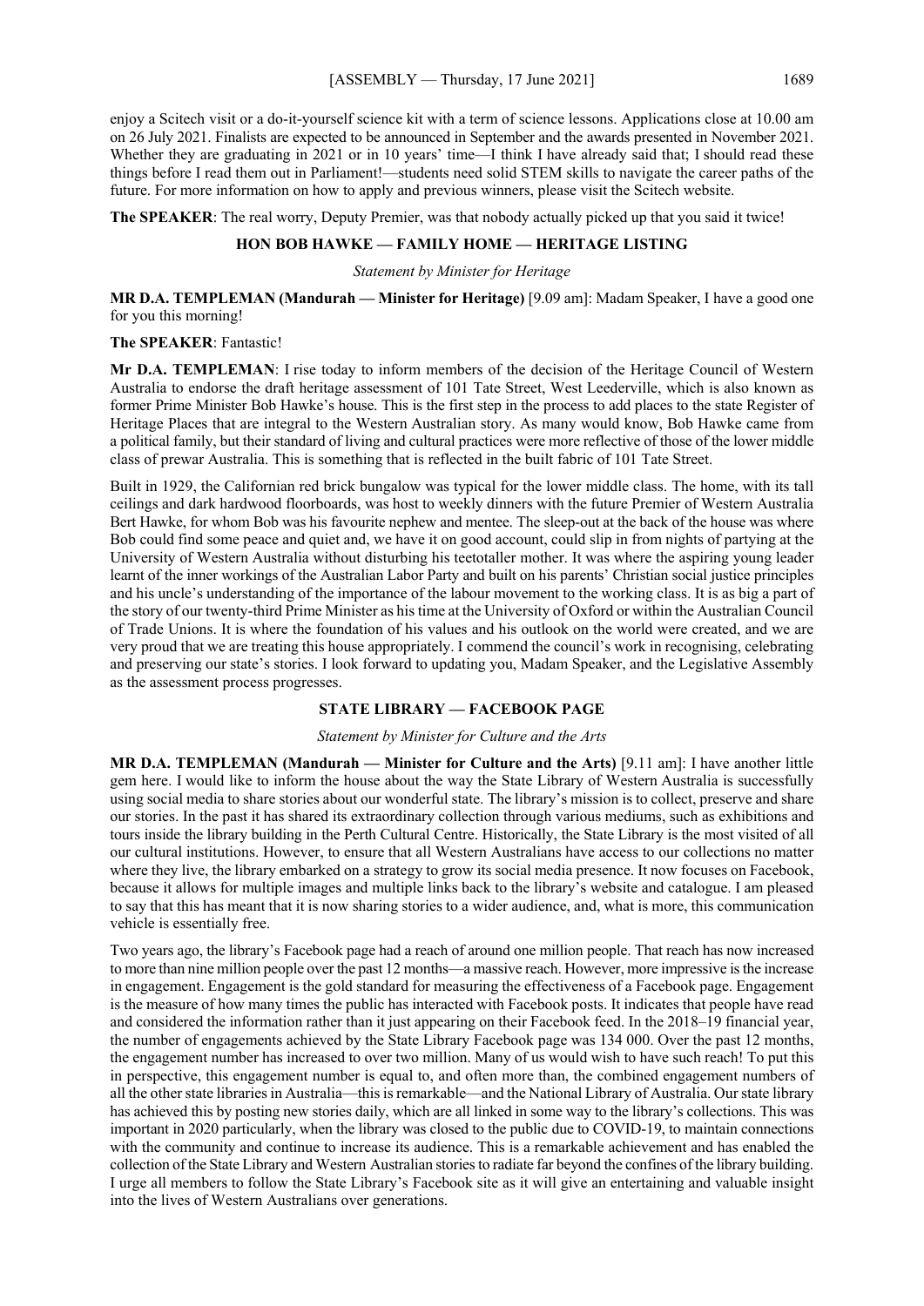enjoy a Scitech visit or a do-it-yourself science kit with a term of science lessons. Applications close at 10.00 am on 26 July 2021. Finalists are expected to be announced in September and the awards presented in November 2021. Whether they are graduating in 2021 or in 10 years' time—I think I have already said that; I should read these things before I read them out in Parliament!—students need solid STEM skills to navigate the career paths of the future. For more information on how to apply and previous winners, please visit the Scitech website.

**The SPEAKER**: The real worry, Deputy Premier, was that nobody actually picked up that you said it twice!

## HON BOB HAWKE — FAMILY HOME — HERITAGE LISTING

*Statement by Minister for Heritage*

**MR D.A. TEMPLEMAN (Mandurah — Minister for Heritage)** [9.09 am]: Madam Speaker, I have a good one for you this morning!

**The SPEAKER**: Fantastic!

**Mr D.A. TEMPLEMAN**: I rise today to inform members of the decision of the Heritage Council of Western Australia to endorse the draft heritage assessment of 101 Tate Street, West Leederville, which is also known as former Prime Minister Bob Hawke's house. This is the first step in the process to add places to the state Register of Heritage Places that are integral to the Western Australian story. As many would know, Bob Hawke came from a political family, but their standard of living and cultural practices were more reflective of those of the lower middle class of prewar Australia. This is something that is reflected in the built fabric of 101 Tate Street.

Built in 1929, the Californian red brick bungalow was typical for the lower middle class. The home, with its tall ceilings and dark hardwood floorboards, was host to weekly dinners with the future Premier of Western Australia Bert Hawke, for whom Bob was his favourite nephew and mentee. The sleep-out at the back of the house was where Bob could find some peace and quiet and, we have it on good account, could slip in from nights of partying at the University of Western Australia without disturbing his teetotaller mother. It was where the aspiring young leader learnt of the inner workings of the Australian Labor Party and built on his parents' Christian social justice principles and his uncle's understanding of the importance of the labour movement to the working class. It is as big a part of the story of our twenty-third Prime Minister as his time at the University of Oxford or within the Australian Council of Trade Unions. It is where the foundation of his values and his outlook on the world were created, and we are very proud that we are treating this house appropriately. I commend the council's work in recognising, celebrating and preserving our state's stories. I look forward to updating you, Madam Speaker, and the Legislative Assembly as the assessment process progresses.

## STATE LIBRARY — FACEBOOK PAGE

*Statement by Minister for Culture and the Arts*

**MR D.A. TEMPLEMAN (Mandurah — Minister for Culture and the Arts)** [9.11 am]: I have another little gem here. I would like to inform the house about the way the State Library of Western Australia is successfully using social media to share stories about our wonderful state. The library's mission is to collect, preserve and share our stories. In the past it has shared its extraordinary collection through various mediums, such as exhibitions and tours inside the library building in the Perth Cultural Centre. Historically, the State Library is the most visited of all our cultural institutions. However, to ensure that all Western Australians have access to our collections no matter where they live, the library embarked on a strategy to grow its social media presence. It now focuses on Facebook, because it allows for multiple images and multiple links back to the library's website and catalogue. I am pleased to say that this has meant that it is now sharing stories to a wider audience, and, what is more, this communication vehicle is essentially free.

Two years ago, the library's Facebook page had a reach of around one million people. That reach has now increased to more than nine million people over the past 12 months—a massive reach. However, more impressive is the increase in engagement. Engagement is the gold standard for measuring the effectiveness of a Facebook page. Engagement is the measure of how many times the public has interacted with Facebook posts. It indicates that people have read and considered the information rather than it just appearing on their Facebook feed. In the 2018–19 financial year, the number of engagements achieved by the State Library Facebook page was 134 000. Over the past 12 months, the engagement number has increased to over two million. Many of us would wish to have such reach! To put this in perspective, this engagement number is equal to, and often more than, the combined engagement numbers of all the other state libraries in Australia—this is remarkable—and the National Library of Australia. Our state library has achieved this by posting new stories daily, which are all linked in some way to the library's collections. This was important in 2020 particularly, when the library was closed to the public due to COVID-19, to maintain connections with the community and continue to increase its audience. This is a remarkable achievement and has enabled the collection of the State Library and Western Australian stories to radiate far beyond the confines of the library building. I urge all members to follow the State Library's Facebook site as it will give an entertaining and valuable insight into the lives of Western Australians over generations.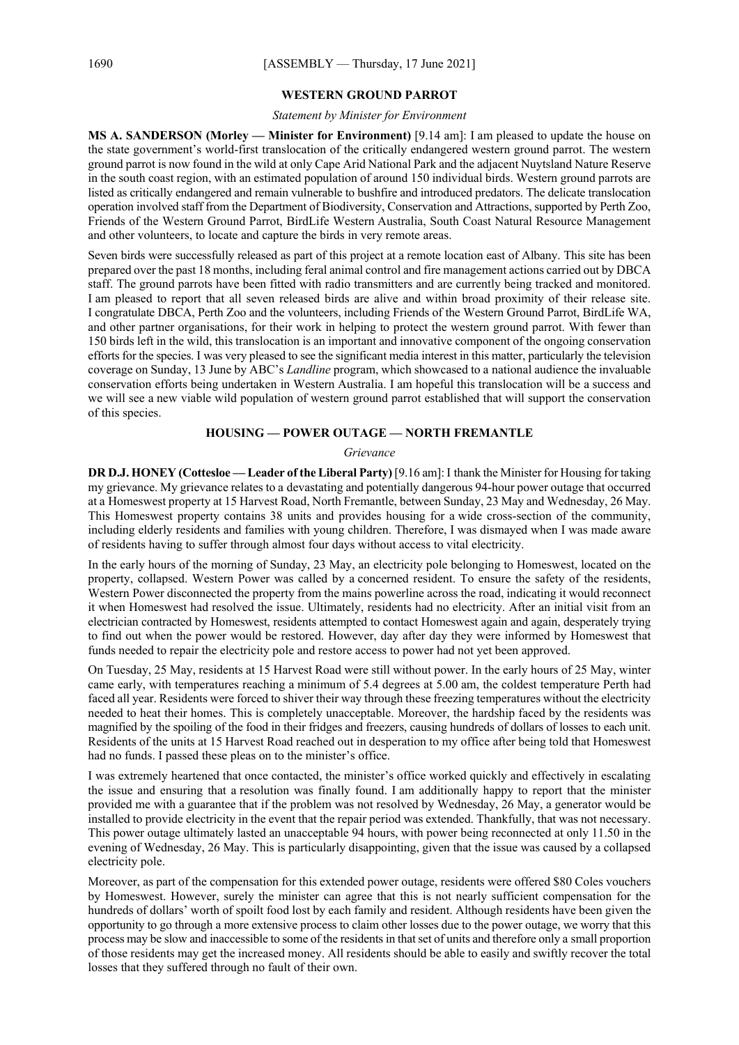## WESTERN GROUND PARROT

*Statement by Minister for Environment*

**MS A. SANDERSON (Morley — Minister for Environment)** [9.14 am]: I am pleased to update the house on the state government's world-first translocation of the critically endangered western ground parrot. The western ground parrot is now found in the wild at only Cape Arid National Park and the adjacent Nuytsland Nature Reserve in the south coast region, with an estimated population of around 150 individual birds. Western ground parrots are listed as critically endangered and remain vulnerable to bushfire and introduced predators. The delicate translocation operation involved staff from the Department of Biodiversity, Conservation and Attractions, supported by Perth Zoo, Friends of the Western Ground Parrot, BirdLife Western Australia, South Coast Natural Resource Management and other volunteers, to locate and capture the birds in very remote areas.

Seven birds were successfully released as part of this project at a remote location east of Albany. This site has been prepared over the past 18 months, including feral animal control and fire management actions carried out by DBCA staff. The ground parrots have been fitted with radio transmitters and are currently being tracked and monitored. I am pleased to report that all seven released birds are alive and within broad proximity of their release site. I congratulate DBCA, Perth Zoo and the volunteers, including Friends of the Western Ground Parrot, BirdLife WA, and other partner organisations, for their work in helping to protect the western ground parrot. With fewer than 150 birds left in the wild, this translocation is an important and innovative component of the ongoing conservation efforts for the species. I was very pleased to see the significant media interest in this matter, particularly the television coverage on Sunday, 13 June by ABC's *Landline* program, which showcased to a national audience the invaluable conservation efforts being undertaken in Western Australia. I am hopeful this translocation will be a success and we will see a new viable wild population of western ground parrot established that will support the conservation of this species.

## HOUSING — POWER OUTAGE — NORTH FREMANTLE

*Grievance*

**DR D.J. HONEY (Cottesloe — Leader of the Liberal Party)** [9.16 am]: I thank the Minister for Housing for taking my grievance. My grievance relates to a devastating and potentially dangerous 94-hour power outage that occurred at a Homeswest property at 15 Harvest Road, North Fremantle, between Sunday, 23 May and Wednesday, 26 May. This Homeswest property contains 38 units and provides housing for a wide cross-section of the community, including elderly residents and families with young children. Therefore, I was dismayed when I was made aware of residents having to suffer through almost four days without access to vital electricity.

In the early hours of the morning of Sunday, 23 May, an electricity pole belonging to Homeswest, located on the property, collapsed. Western Power was called by a concerned resident. To ensure the safety of the residents, Western Power disconnected the property from the mains powerline across the road, indicating it would reconnect it when Homeswest had resolved the issue. Ultimately, residents had no electricity. After an initial visit from an electrician contracted by Homeswest, residents attempted to contact Homeswest again and again, desperately trying to find out when the power would be restored. However, day after day they were informed by Homeswest that funds needed to repair the electricity pole and restore access to power had not yet been approved.

On Tuesday, 25 May, residents at 15 Harvest Road were still without power. In the early hours of 25 May, winter came early, with temperatures reaching a minimum of 5.4 degrees at 5.00 am, the coldest temperature Perth had faced all year. Residents were forced to shiver their way through these freezing temperatures without the electricity needed to heat their homes. This is completely unacceptable. Moreover, the hardship faced by the residents was magnified by the spoiling of the food in their fridges and freezers, causing hundreds of dollars of losses to each unit. Residents of the units at 15 Harvest Road reached out in desperation to my office after being told that Homeswest had no funds. I passed these pleas on to the minister's office.

I was extremely heartened that once contacted, the minister's office worked quickly and effectively in escalating the issue and ensuring that a resolution was finally found. I am additionally happy to report that the minister provided me with a guarantee that if the problem was not resolved by Wednesday, 26 May, a generator would be installed to provide electricity in the event that the repair period was extended. Thankfully, that was not necessary. This power outage ultimately lasted an unacceptable 94 hours, with power being reconnected at only 11.50 in the evening of Wednesday, 26 May. This is particularly disappointing, given that the issue was caused by a collapsed electricity pole.

Moreover, as part of the compensation for this extended power outage, residents were offered $80 Coles vouchers by Homeswest. However, surely the minister can agree that this is not nearly sufficient compensation for the hundreds of dollars' worth of spoilt food lost by each family and resident. Although residents have been given the opportunity to go through a more extensive process to claim other losses due to the power outage, we worry that this process may be slow and inaccessible to some of the residents in that set of units and therefore only a small proportion of those residents may get the increased money. All residents should be able to easily and swiftly recover the total losses that they suffered through no fault of their own.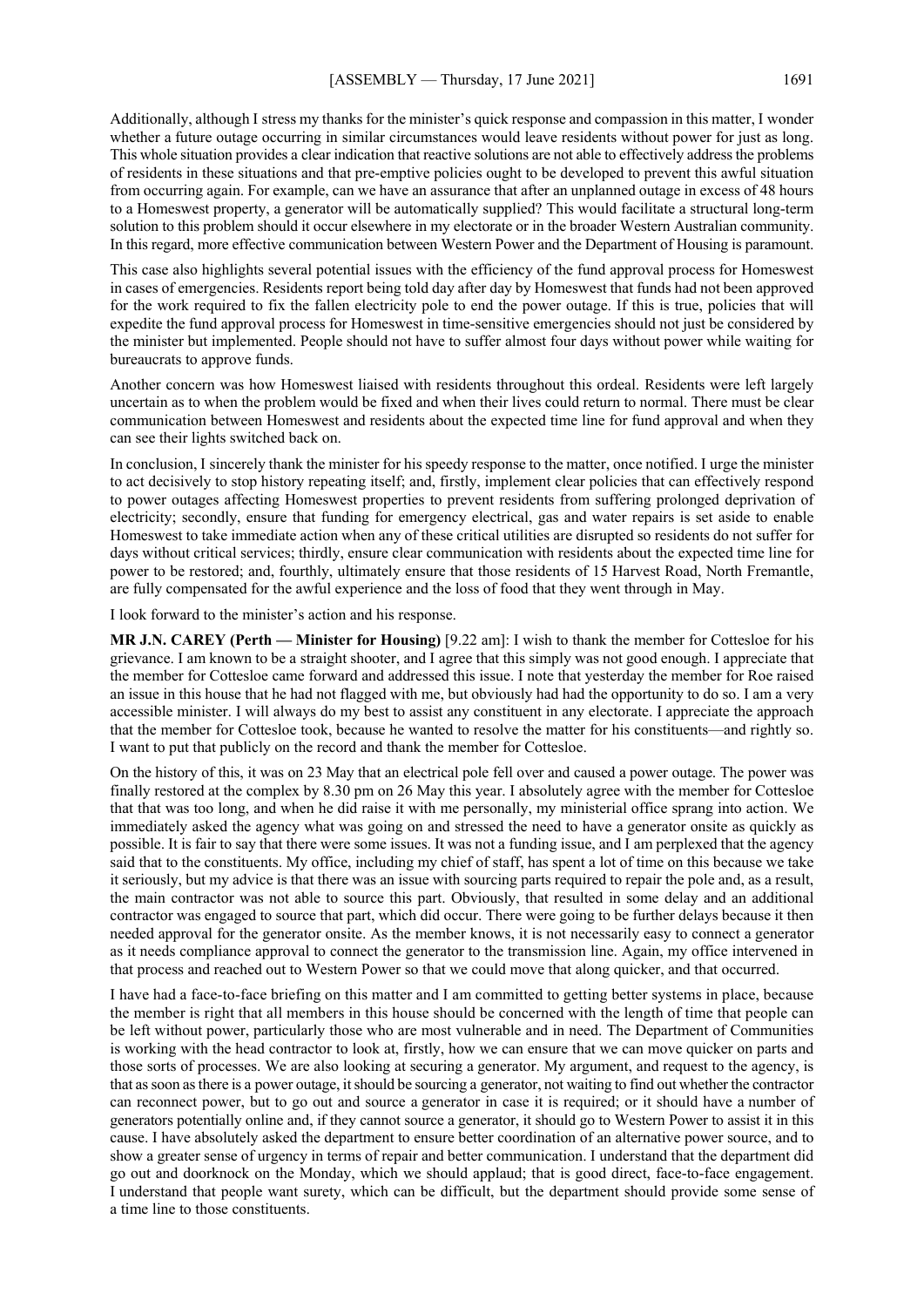Additionally, although I stress my thanks for the minister's quick response and compassion in this matter, I wonder whether a future outage occurring in similar circumstances would leave residents without power for just as long. This whole situation provides a clear indication that reactive solutions are not able to effectively address the problems of residents in these situations and that pre-emptive policies ought to be developed to prevent this awful situation from occurring again. For example, can we have an assurance that after an unplanned outage in excess of 48 hours to a Homeswest property, a generator will be automatically supplied? This would facilitate a structural long-term solution to this problem should it occur elsewhere in my electorate or in the broader Western Australian community. In this regard, more effective communication between Western Power and the Department of Housing is paramount.

This case also highlights several potential issues with the efficiency of the fund approval process for Homeswest in cases of emergencies. Residents report being told day after day by Homeswest that funds had not been approved for the work required to fix the fallen electricity pole to end the power outage. If this is true, policies that will expedite the fund approval process for Homeswest in time-sensitive emergencies should not just be considered by the minister but implemented. People should not have to suffer almost four days without power while waiting for bureaucrats to approve funds.

Another concern was how Homeswest liaised with residents throughout this ordeal. Residents were left largely uncertain as to when the problem would be fixed and when their lives could return to normal. There must be clear communication between Homeswest and residents about the expected time line for fund approval and when they can see their lights switched back on.

In conclusion, I sincerely thank the minister for his speedy response to the matter, once notified. I urge the minister to act decisively to stop history repeating itself; and, firstly, implement clear policies that can effectively respond to power outages affecting Homeswest properties to prevent residents from suffering prolonged deprivation of electricity; secondly, ensure that funding for emergency electrical, gas and water repairs is set aside to enable Homeswest to take immediate action when any of these critical utilities are disrupted so residents do not suffer for days without critical services; thirdly, ensure clear communication with residents about the expected time line for power to be restored; and, fourthly, ultimately ensure that those residents of 15 Harvest Road, North Fremantle, are fully compensated for the awful experience and the loss of food that they went through in May.

I look forward to the minister's action and his response.

**MR J.N. CAREY (Perth — Minister for Housing)** [9.22 am]: I wish to thank the member for Cottesloe for his grievance. I am known to be a straight shooter, and I agree that this simply was not good enough. I appreciate that the member for Cottesloe came forward and addressed this issue. I note that yesterday the member for Roe raised an issue in this house that he had not flagged with me, but obviously had had the opportunity to do so. I am a very accessible minister. I will always do my best to assist any constituent in any electorate. I appreciate the approach that the member for Cottesloe took, because he wanted to resolve the matter for his constituents—and rightly so. I want to put that publicly on the record and thank the member for Cottesloe.

On the history of this, it was on 23 May that an electrical pole fell over and caused a power outage. The power was finally restored at the complex by 8.30 pm on 26 May this year. I absolutely agree with the member for Cottesloe that that was too long, and when he did raise it with me personally, my ministerial office sprang into action. We immediately asked the agency what was going on and stressed the need to have a generator onsite as quickly as possible. It is fair to say that there were some issues. It was not a funding issue, and I am perplexed that the agency said that to the constituents. My office, including my chief of staff, has spent a lot of time on this because we take it seriously, but my advice is that there was an issue with sourcing parts required to repair the pole and, as a result, the main contractor was not able to source this part. Obviously, that resulted in some delay and an additional contractor was engaged to source that part, which did occur. There were going to be further delays because it then needed approval for the generator onsite. As the member knows, it is not necessarily easy to connect a generator as it needs compliance approval to connect the generator to the transmission line. Again, my office intervened in that process and reached out to Western Power so that we could move that along quicker, and that occurred.

I have had a face-to-face briefing on this matter and I am committed to getting better systems in place, because the member is right that all members in this house should be concerned with the length of time that people can be left without power, particularly those who are most vulnerable and in need. The Department of Communities is working with the head contractor to look at, firstly, how we can ensure that we can move quicker on parts and those sorts of processes. We are also looking at securing a generator. My argument, and request to the agency, is that as soon as there is a power outage, it should be sourcing a generator, not waiting to find out whether the contractor can reconnect power, but to go out and source a generator in case it is required; or it should have a number of generators potentially online and, if they cannot source a generator, it should go to Western Power to assist it in this cause. I have absolutely asked the department to ensure better coordination of an alternative power source, and to show a greater sense of urgency in terms of repair and better communication. I understand that the department did go out and doorknock on the Monday, which we should applaud; that is good direct, face-to-face engagement. I understand that people want surety, which can be difficult, but the department should provide some sense of a time line to those constituents.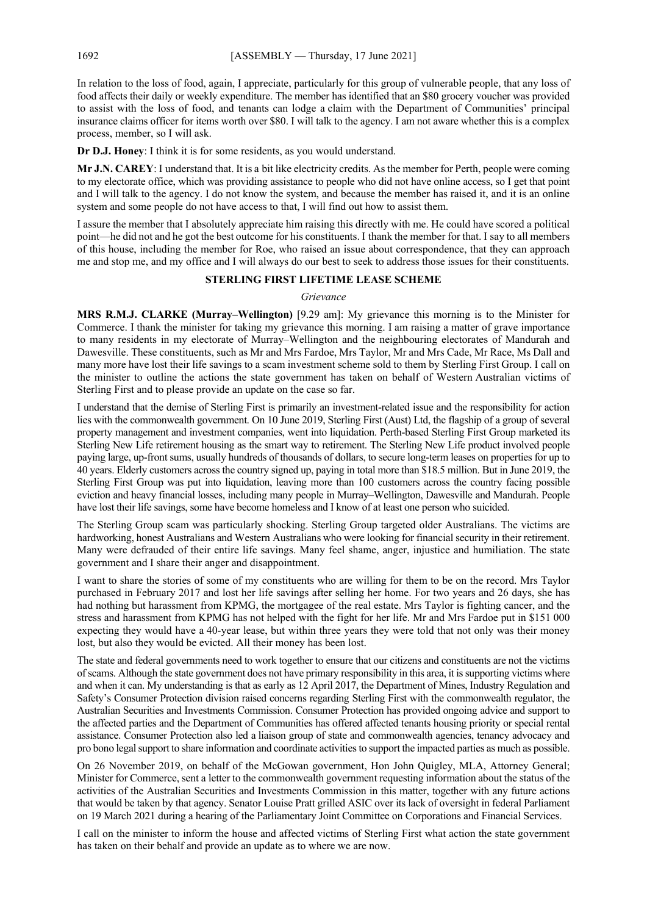In relation to the loss of food, again, I appreciate, particularly for this group of vulnerable people, that any loss of food affects their daily or weekly expenditure. The member has identified that an $80 grocery voucher was provided to assist with the loss of food, and tenants can lodge a claim with the Department of Communities' principal insurance claims officer for items worth over $80. I will talk to the agency. I am not aware whether this is a complex process, member, so I will ask.

**Dr D.J. Honey**: I think it is for some residents, as you would understand.

**Mr J.N. CAREY**: I understand that. It is a bit like electricity credits. As the member for Perth, people were coming to my electorate office, which was providing assistance to people who did not have online access, so I get that point and I will talk to the agency. I do not know the system, and because the member has raised it, and it is an online system and some people do not have access to that, I will find out how to assist them.

I assure the member that I absolutely appreciate him raising this directly with me. He could have scored a political point—he did not and he got the best outcome for his constituents. I thank the member for that. I say to all members of this house, including the member for Roe, who raised an issue about correspondence, that they can approach me and stop me, and my office and I will always do our best to seek to address those issues for their constituents.

## STERLING FIRST LIFETIME LEASE SCHEME

*Grievance*

**MRS R.M.J. CLARKE (Murray–Wellington)** [9.29 am]: My grievance this morning is to the Minister for Commerce. I thank the minister for taking my grievance this morning. I am raising a matter of grave importance to many residents in my electorate of Murray–Wellington and the neighbouring electorates of Mandurah and Dawesville. These constituents, such as Mr and Mrs Fardoe, Mrs Taylor, Mr and Mrs Cade, Mr Race, Ms Dall and many more have lost their life savings to a scam investment scheme sold to them by Sterling First Group. I call on the minister to outline the actions the state government has taken on behalf of Western Australian victims of Sterling First and to please provide an update on the case so far.

I understand that the demise of Sterling First is primarily an investment-related issue and the responsibility for action lies with the commonwealth government. On 10 June 2019, Sterling First (Aust) Ltd, the flagship of a group of several property management and investment companies, went into liquidation. Perth-based Sterling First Group marketed its Sterling New Life retirement housing as the smart way to retirement. The Sterling New Life product involved people paying large, up-front sums, usually hundreds of thousands of dollars, to secure long-term leases on properties for up to 40 years. Elderly customers across the country signed up, paying in total more than $18.5 million. But in June 2019, the Sterling First Group was put into liquidation, leaving more than 100 customers across the country facing possible eviction and heavy financial losses, including many people in Murray–Wellington, Dawesville and Mandurah. People have lost their life savings, some have become homeless and I know of at least one person who suicided.

The Sterling Group scam was particularly shocking. Sterling Group targeted older Australians. The victims are hardworking, honest Australians and Western Australians who were looking for financial security in their retirement. Many were defrauded of their entire life savings. Many feel shame, anger, injustice and humiliation. The state government and I share their anger and disappointment.

I want to share the stories of some of my constituents who are willing for them to be on the record. Mrs Taylor purchased in February 2017 and lost her life savings after selling her home. For two years and 26 days, she has had nothing but harassment from KPMG, the mortgagee of the real estate. Mrs Taylor is fighting cancer, and the stress and harassment from KPMG has not helped with the fight for her life. Mr and Mrs Fardoe put in $151 000 expecting they would have a 40-year lease, but within three years they were told that not only was their money lost, but also they would be evicted. All their money has been lost.

The state and federal governments need to work together to ensure that our citizens and constituents are not the victims of scams. Although the state government does not have primary responsibility in this area, it is supporting victims where and when it can. My understanding is that as early as 12 April 2017, the Department of Mines, Industry Regulation and Safety's Consumer Protection division raised concerns regarding Sterling First with the commonwealth regulator, the Australian Securities and Investments Commission. Consumer Protection has provided ongoing advice and support to the affected parties and the Department of Communities has offered affected tenants housing priority or special rental assistance. Consumer Protection also led a liaison group of state and commonwealth agencies, tenancy advocacy and pro bono legal support to share information and coordinate activities to support the impacted parties as much as possible.

On 26 November 2019, on behalf of the McGowan government, Hon John Quigley, MLA, Attorney General; Minister for Commerce, sent a letter to the commonwealth government requesting information about the status of the activities of the Australian Securities and Investments Commission in this matter, together with any future actions that would be taken by that agency. Senator Louise Pratt grilled ASIC over its lack of oversight in federal Parliament on 19 March 2021 during a hearing of the Parliamentary Joint Committee on Corporations and Financial Services.

I call on the minister to inform the house and affected victims of Sterling First what action the state government has taken on their behalf and provide an update as to where we are now.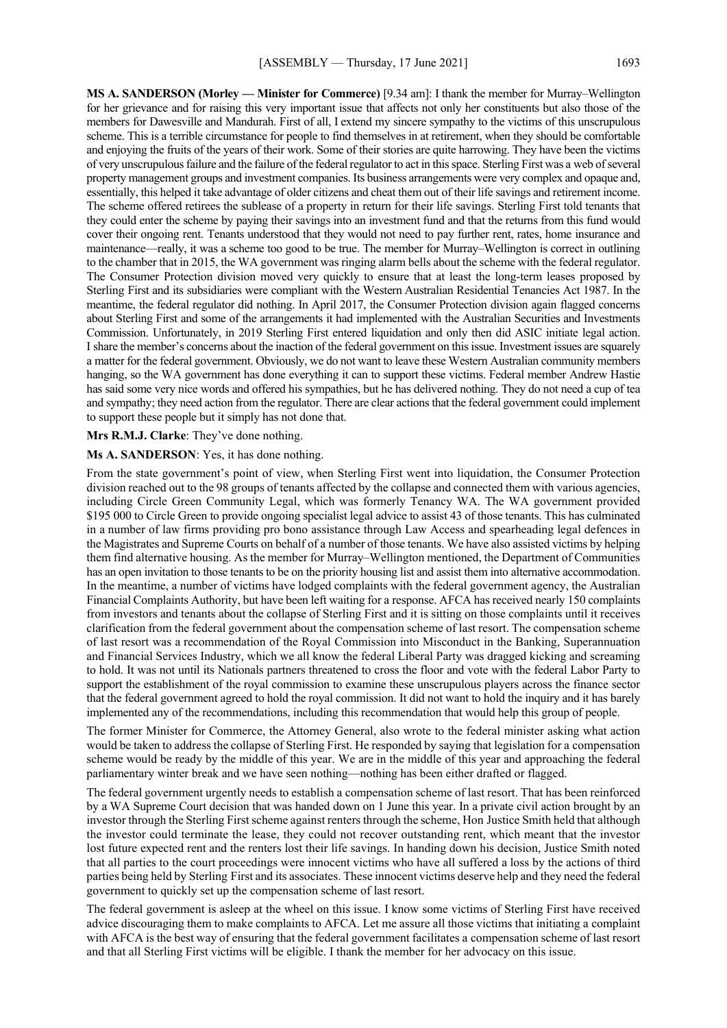**MS A. SANDERSON (Morley — Minister for Commerce)** [9.34 am]: I thank the member for Murray–Wellington for her grievance and for raising this very important issue that affects not only her constituents but also those of the members for Dawesville and Mandurah. First of all, I extend my sincere sympathy to the victims of this unscrupulous scheme. This is a terrible circumstance for people to find themselves in at retirement, when they should be comfortable and enjoying the fruits of the years of their work. Some of their stories are quite harrowing. They have been the victims of very unscrupulous failure and the failure of the federal regulator to act in this space. Sterling First was a web of several property management groups and investment companies. Its business arrangements were very complex and opaque and, essentially, this helped it take advantage of older citizens and cheat them out of their life savings and retirement income. The scheme offered retirees the sublease of a property in return for their life savings. Sterling First told tenants that they could enter the scheme by paying their savings into an investment fund and that the returns from this fund would cover their ongoing rent. Tenants understood that they would not need to pay further rent, rates, home insurance and maintenance—really, it was a scheme too good to be true. The member for Murray–Wellington is correct in outlining to the chamber that in 2015, the WA government was ringing alarm bells about the scheme with the federal regulator. The Consumer Protection division moved very quickly to ensure that at least the long-term leases proposed by Sterling First and its subsidiaries were compliant with the Western Australian Residential Tenancies Act 1987. In the meantime, the federal regulator did nothing. In April 2017, the Consumer Protection division again flagged concerns about Sterling First and some of the arrangements it had implemented with the Australian Securities and Investments Commission. Unfortunately, in 2019 Sterling First entered liquidation and only then did ASIC initiate legal action. I share the member's concerns about the inaction of the federal government on this issue. Investment issues are squarely a matter for the federal government. Obviously, we do not want to leave these Western Australian community members hanging, so the WA government has done everything it can to support these victims. Federal member Andrew Hastie has said some very nice words and offered his sympathies, but he has delivered nothing. They do not need a cup of tea and sympathy; they need action from the regulator. There are clear actions that the federal government could implement to support these people but it simply has not done that.

**Mrs R.M.J. Clarke**: They've done nothing.

**Ms A. SANDERSON**: Yes, it has done nothing.

From the state government's point of view, when Sterling First went into liquidation, the Consumer Protection division reached out to the 98 groups of tenants affected by the collapse and connected them with various agencies, including Circle Green Community Legal, which was formerly Tenancy WA. The WA government provided $195 000 to Circle Green to provide ongoing specialist legal advice to assist 43 of those tenants. This has culminated in a number of law firms providing pro bono assistance through Law Access and spearheading legal defences in the Magistrates and Supreme Courts on behalf of a number of those tenants. We have also assisted victims by helping them find alternative housing. As the member for Murray–Wellington mentioned, the Department of Communities has an open invitation to those tenants to be on the priority housing list and assist them into alternative accommodation. In the meantime, a number of victims have lodged complaints with the federal government agency, the Australian Financial Complaints Authority, but have been left waiting for a response. AFCA has received nearly 150 complaints from investors and tenants about the collapse of Sterling First and it is sitting on those complaints until it receives clarification from the federal government about the compensation scheme of last resort. The compensation scheme of last resort was a recommendation of the Royal Commission into Misconduct in the Banking, Superannuation and Financial Services Industry, which we all know the federal Liberal Party was dragged kicking and screaming to hold. It was not until its Nationals partners threatened to cross the floor and vote with the federal Labor Party to support the establishment of the royal commission to examine these unscrupulous players across the finance sector that the federal government agreed to hold the royal commission. It did not want to hold the inquiry and it has barely implemented any of the recommendations, including this recommendation that would help this group of people.

The former Minister for Commerce, the Attorney General, also wrote to the federal minister asking what action would be taken to address the collapse of Sterling First. He responded by saying that legislation for a compensation scheme would be ready by the middle of this year. We are in the middle of this year and approaching the federal parliamentary winter break and we have seen nothing—nothing has been either drafted or flagged.

The federal government urgently needs to establish a compensation scheme of last resort. That has been reinforced by a WA Supreme Court decision that was handed down on 1 June this year. In a private civil action brought by an investor through the Sterling First scheme against renters through the scheme, Hon Justice Smith held that although the investor could terminate the lease, they could not recover outstanding rent, which meant that the investor lost future expected rent and the renters lost their life savings. In handing down his decision, Justice Smith noted that all parties to the court proceedings were innocent victims who have all suffered a loss by the actions of third parties being held by Sterling First and its associates. These innocent victims deserve help and they need the federal government to quickly set up the compensation scheme of last resort.

The federal government is asleep at the wheel on this issue. I know some victims of Sterling First have received advice discouraging them to make complaints to AFCA. Let me assure all those victims that initiating a complaint with AFCA is the best way of ensuring that the federal government facilitates a compensation scheme of last resort and that all Sterling First victims will be eligible. I thank the member for her advocacy on this issue.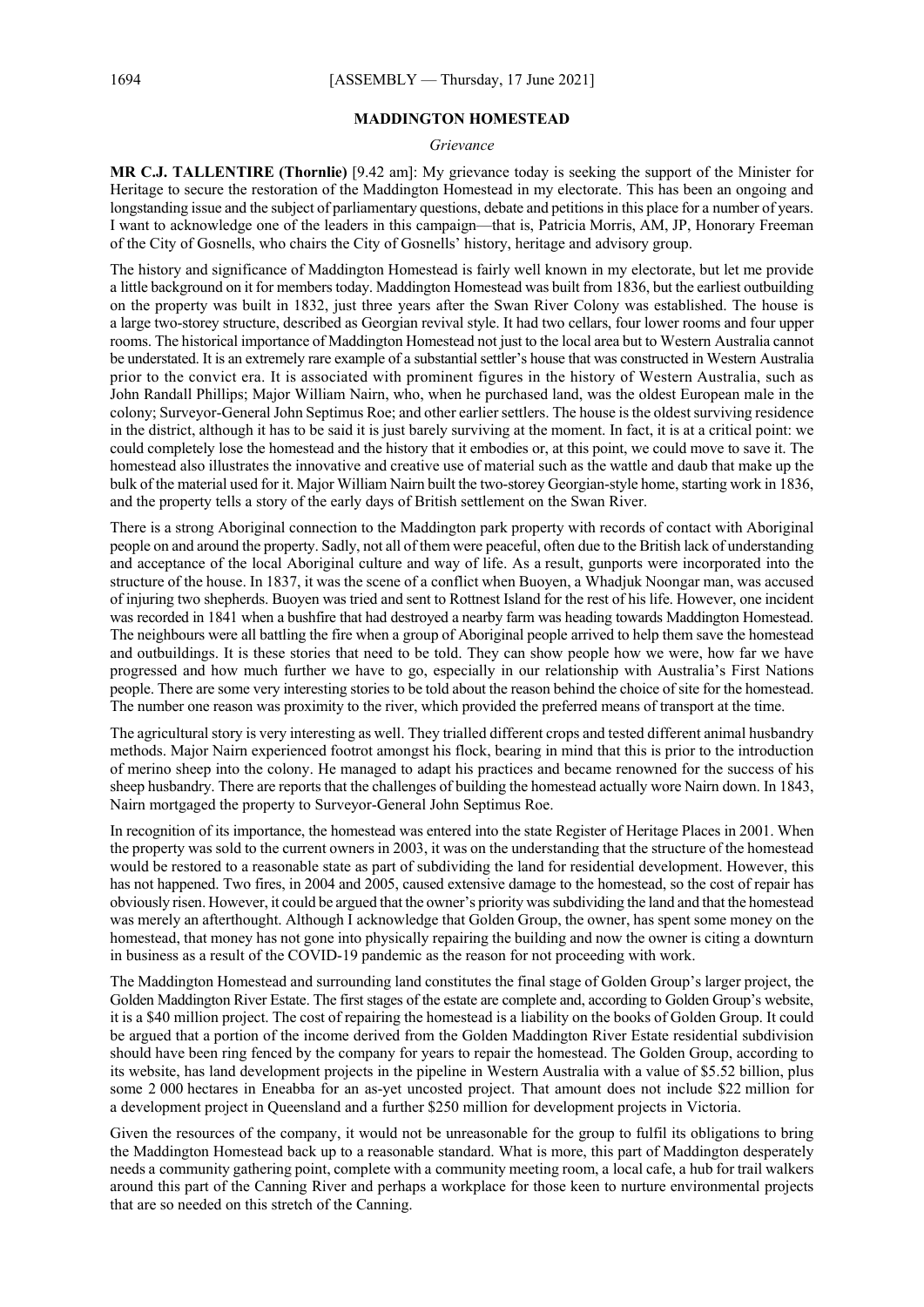## MADDINGTON HOMESTEAD

*Grievance*

**MR C.J. TALLENTIRE (Thornlie)** [9.42 am]: My grievance today is seeking the support of the Minister for Heritage to secure the restoration of the Maddington Homestead in my electorate. This has been an ongoing and longstanding issue and the subject of parliamentary questions, debate and petitions in this place for a number of years. I want to acknowledge one of the leaders in this campaign—that is, Patricia Morris, AM, JP, Honorary Freeman of the City of Gosnells, who chairs the City of Gosnells' history, heritage and advisory group.

The history and significance of Maddington Homestead is fairly well known in my electorate, but let me provide a little background on it for members today. Maddington Homestead was built from 1836, but the earliest outbuilding on the property was built in 1832, just three years after the Swan River Colony was established. The house is a large two-storey structure, described as Georgian revival style. It had two cellars, four lower rooms and four upper rooms. The historical importance of Maddington Homestead not just to the local area but to Western Australia cannot be understated. It is an extremely rare example of a substantial settler's house that was constructed in Western Australia prior to the convict era. It is associated with prominent figures in the history of Western Australia, such as John Randall Phillips; Major William Nairn, who, when he purchased land, was the oldest European male in the colony; Surveyor-General John Septimus Roe; and other earlier settlers. The house is the oldest surviving residence in the district, although it has to be said it is just barely surviving at the moment. In fact, it is at a critical point: we could completely lose the homestead and the history that it embodies or, at this point, we could move to save it. The homestead also illustrates the innovative and creative use of material such as the wattle and daub that make up the bulk of the material used for it. Major William Nairn built the two-storey Georgian-style home, starting work in 1836, and the property tells a story of the early days of British settlement on the Swan River.

There is a strong Aboriginal connection to the Maddington park property with records of contact with Aboriginal people on and around the property. Sadly, not all of them were peaceful, often due to the British lack of understanding and acceptance of the local Aboriginal culture and way of life. As a result, gunports were incorporated into the structure of the house. In 1837, it was the scene of a conflict when Buoyen, a Whadjuk Noongar man, was accused of injuring two shepherds. Buoyen was tried and sent to Rottnest Island for the rest of his life. However, one incident was recorded in 1841 when a bushfire that had destroyed a nearby farm was heading towards Maddington Homestead. The neighbours were all battling the fire when a group of Aboriginal people arrived to help them save the homestead and outbuildings. It is these stories that need to be told. They can show people how we were, how far we have progressed and how much further we have to go, especially in our relationship with Australia's First Nations people. There are some very interesting stories to be told about the reason behind the choice of site for the homestead. The number one reason was proximity to the river, which provided the preferred means of transport at the time.

The agricultural story is very interesting as well. They trialled different crops and tested different animal husbandry methods. Major Nairn experienced footrot amongst his flock, bearing in mind that this is prior to the introduction of merino sheep into the colony. He managed to adapt his practices and became renowned for the success of his sheep husbandry. There are reports that the challenges of building the homestead actually wore Nairn down. In 1843, Nairn mortgaged the property to Surveyor-General John Septimus Roe.

In recognition of its importance, the homestead was entered into the state Register of Heritage Places in 2001. When the property was sold to the current owners in 2003, it was on the understanding that the structure of the homestead would be restored to a reasonable state as part of subdividing the land for residential development. However, this has not happened. Two fires, in 2004 and 2005, caused extensive damage to the homestead, so the cost of repair has obviously risen. However, it could be argued that the owner's priority was subdividing the land and that the homestead was merely an afterthought. Although I acknowledge that Golden Group, the owner, has spent some money on the homestead, that money has not gone into physically repairing the building and now the owner is citing a downturn in business as a result of the COVID-19 pandemic as the reason for not proceeding with work.

The Maddington Homestead and surrounding land constitutes the final stage of Golden Group's larger project, the Golden Maddington River Estate. The first stages of the estate are complete and, according to Golden Group's website, it is a $40 million project. The cost of repairing the homestead is a liability on the books of Golden Group. It could be argued that a portion of the income derived from the Golden Maddington River Estate residential subdivision should have been ring fenced by the company for years to repair the homestead. The Golden Group, according to its website, has land development projects in the pipeline in Western Australia with a value of $5.52 billion, plus some 2 000 hectares in Eneabba for an as-yet uncosted project. That amount does not include $22 million for a development project in Queensland and a further $250 million for development projects in Victoria.

Given the resources of the company, it would not be unreasonable for the group to fulfil its obligations to bring the Maddington Homestead back up to a reasonable standard. What is more, this part of Maddington desperately needs a community gathering point, complete with a community meeting room, a local cafe, a hub for trail walkers around this part of the Canning River and perhaps a workplace for those keen to nurture environmental projects that are so needed on this stretch of the Canning.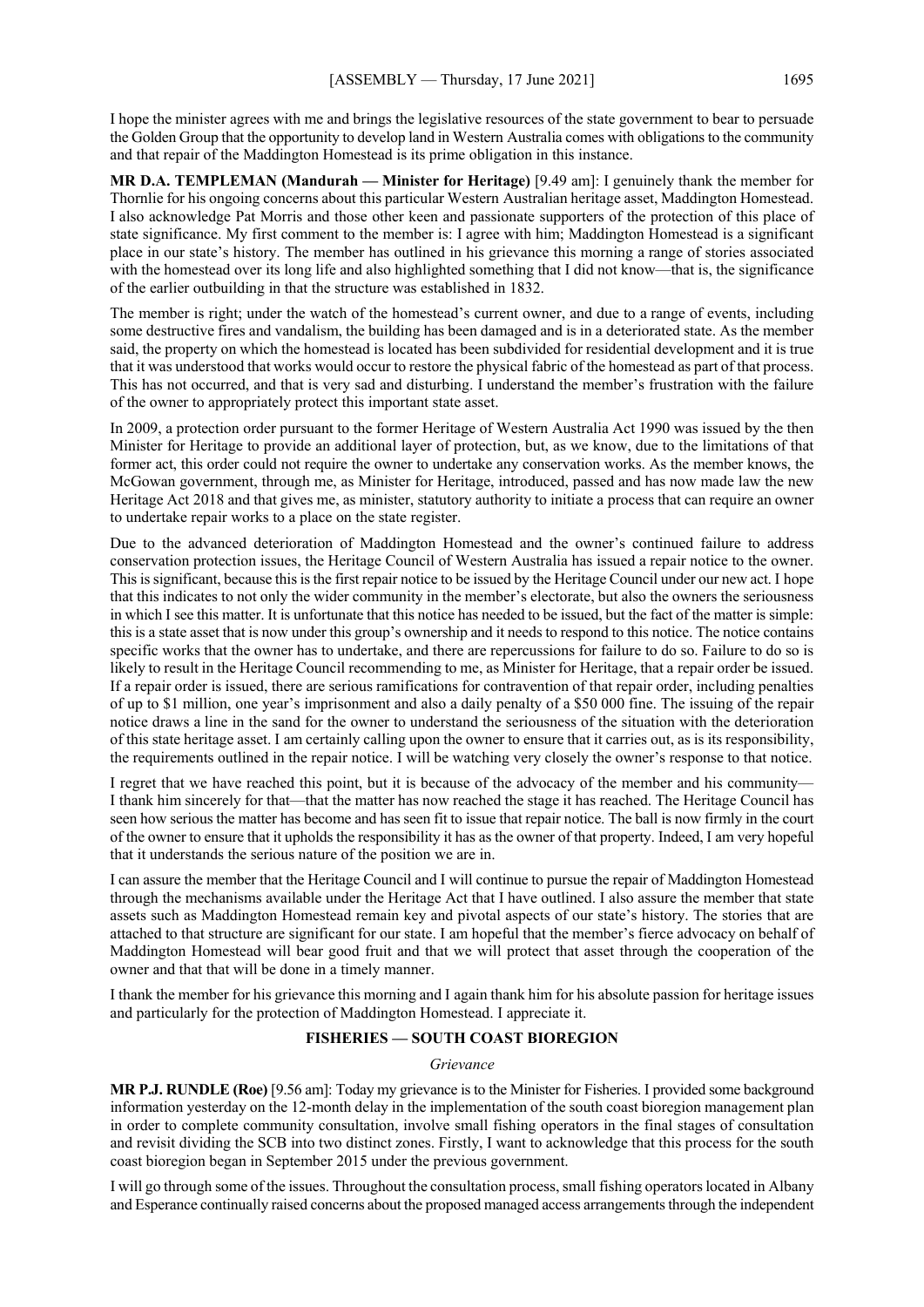I hope the minister agrees with me and brings the legislative resources of the state government to bear to persuade the Golden Group that the opportunity to develop land in Western Australia comes with obligations to the community and that repair of the Maddington Homestead is its prime obligation in this instance.

**MR D.A. TEMPLEMAN (Mandurah — Minister for Heritage)** [9.49 am]: I genuinely thank the member for Thornlie for his ongoing concerns about this particular Western Australian heritage asset, Maddington Homestead. I also acknowledge Pat Morris and those other keen and passionate supporters of the protection of this place of state significance. My first comment to the member is: I agree with him; Maddington Homestead is a significant place in our state's history. The member has outlined in his grievance this morning a range of stories associated with the homestead over its long life and also highlighted something that I did not know—that is, the significance of the earlier outbuilding in that the structure was established in 1832.

The member is right; under the watch of the homestead's current owner, and due to a range of events, including some destructive fires and vandalism, the building has been damaged and is in a deteriorated state. As the member said, the property on which the homestead is located has been subdivided for residential development and it is true that it was understood that works would occur to restore the physical fabric of the homestead as part of that process. This has not occurred, and that is very sad and disturbing. I understand the member's frustration with the failure of the owner to appropriately protect this important state asset.

In 2009, a protection order pursuant to the former Heritage of Western Australia Act 1990 was issued by the then Minister for Heritage to provide an additional layer of protection, but, as we know, due to the limitations of that former act, this order could not require the owner to undertake any conservation works. As the member knows, the McGowan government, through me, as Minister for Heritage, introduced, passed and has now made law the new Heritage Act 2018 and that gives me, as minister, statutory authority to initiate a process that can require an owner to undertake repair works to a place on the state register.

Due to the advanced deterioration of Maddington Homestead and the owner's continued failure to address conservation protection issues, the Heritage Council of Western Australia has issued a repair notice to the owner. This is significant, because this is the first repair notice to be issued by the Heritage Council under our new act. I hope that this indicates to not only the wider community in the member's electorate, but also the owners the seriousness in which I see this matter. It is unfortunate that this notice has needed to be issued, but the fact of the matter is simple: this is a state asset that is now under this group's ownership and it needs to respond to this notice. The notice contains specific works that the owner has to undertake, and there are repercussions for failure to do so. Failure to do so is likely to result in the Heritage Council recommending to me, as Minister for Heritage, that a repair order be issued. If a repair order is issued, there are serious ramifications for contravention of that repair order, including penalties of up to $1 million, one year's imprisonment and also a daily penalty of a $50 000 fine. The issuing of the repair notice draws a line in the sand for the owner to understand the seriousness of the situation with the deterioration of this state heritage asset. I am certainly calling upon the owner to ensure that it carries out, as is its responsibility, the requirements outlined in the repair notice. I will be watching very closely the owner's response to that notice.

I regret that we have reached this point, but it is because of the advocacy of the member and his community—I thank him sincerely for that—that the matter has now reached the stage it has reached. The Heritage Council has seen how serious the matter has become and has seen fit to issue that repair notice. The ball is now firmly in the court of the owner to ensure that it upholds the responsibility it has as the owner of that property. Indeed, I am very hopeful that it understands the serious nature of the position we are in.

I can assure the member that the Heritage Council and I will continue to pursue the repair of Maddington Homestead through the mechanisms available under the Heritage Act that I have outlined. I also assure the member that state assets such as Maddington Homestead remain key and pivotal aspects of our state's history. The stories that are attached to that structure are significant for our state. I am hopeful that the member's fierce advocacy on behalf of Maddington Homestead will bear good fruit and that we will protect that asset through the cooperation of the owner and that that will be done in a timely manner.

I thank the member for his grievance this morning and I again thank him for his absolute passion for heritage issues and particularly for the protection of Maddington Homestead. I appreciate it.

## FISHERIES — SOUTH COAST BIOREGION

*Grievance*

**MR P.J. RUNDLE (Roe)** [9.56 am]: Today my grievance is to the Minister for Fisheries. I provided some background information yesterday on the 12-month delay in the implementation of the south coast bioregion management plan in order to complete community consultation, involve small fishing operators in the final stages of consultation and revisit dividing the SCB into two distinct zones. Firstly, I want to acknowledge that this process for the south coast bioregion began in September 2015 under the previous government.

I will go through some of the issues. Throughout the consultation process, small fishing operators located in Albany and Esperance continually raised concerns about the proposed managed access arrangements through the independent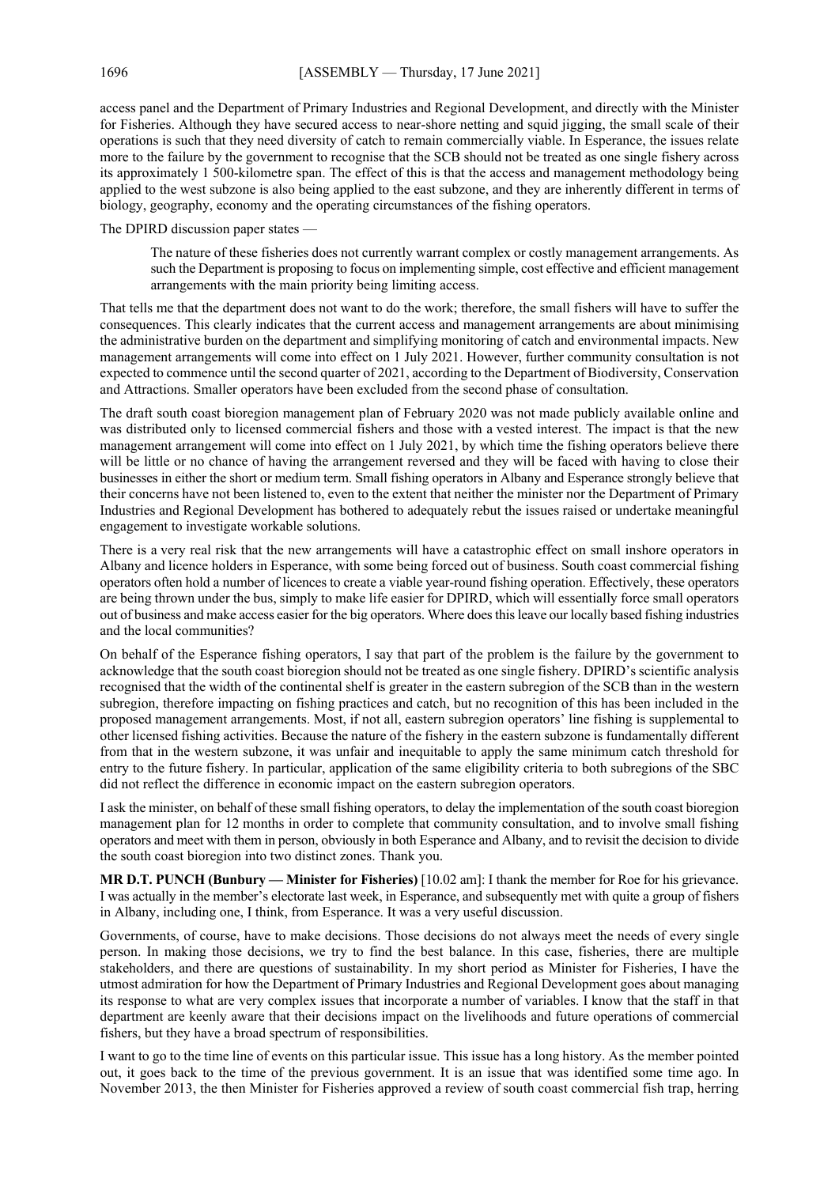access panel and the Department of Primary Industries and Regional Development, and directly with the Minister for Fisheries. Although they have secured access to near-shore netting and squid jigging, the small scale of their operations is such that they need diversity of catch to remain commercially viable. In Esperance, the issues relate more to the failure by the government to recognise that the SCB should not be treated as one single fishery across its approximately 1 500-kilometre span. The effect of this is that the access and management methodology being applied to the west subzone is also being applied to the east subzone, and they are inherently different in terms of biology, geography, economy and the operating circumstances of the fishing operators.

The DPIRD discussion paper states —

> The nature of these fisheries does not currently warrant complex or costly management arrangements. As such the Department is proposing to focus on implementing simple, cost effective and efficient management arrangements with the main priority being limiting access.

That tells me that the department does not want to do the work; therefore, the small fishers will have to suffer the consequences. This clearly indicates that the current access and management arrangements are about minimising the administrative burden on the department and simplifying monitoring of catch and environmental impacts. New management arrangements will come into effect on 1 July 2021. However, further community consultation is not expected to commence until the second quarter of 2021, according to the Department of Biodiversity, Conservation and Attractions. Smaller operators have been excluded from the second phase of consultation.

The draft south coast bioregion management plan of February 2020 was not made publicly available online and was distributed only to licensed commercial fishers and those with a vested interest. The impact is that the new management arrangement will come into effect on 1 July 2021, by which time the fishing operators believe there will be little or no chance of having the arrangement reversed and they will be faced with having to close their businesses in either the short or medium term. Small fishing operators in Albany and Esperance strongly believe that their concerns have not been listened to, even to the extent that neither the minister nor the Department of Primary Industries and Regional Development has bothered to adequately rebut the issues raised or undertake meaningful engagement to investigate workable solutions.

There is a very real risk that the new arrangements will have a catastrophic effect on small inshore operators in Albany and licence holders in Esperance, with some being forced out of business. South coast commercial fishing operators often hold a number of licences to create a viable year-round fishing operation. Effectively, these operators are being thrown under the bus, simply to make life easier for DPIRD, which will essentially force small operators out of business and make access easier for the big operators. Where does this leave our locally based fishing industries and the local communities?

On behalf of the Esperance fishing operators, I say that part of the problem is the failure by the government to acknowledge that the south coast bioregion should not be treated as one single fishery. DPIRD's scientific analysis recognised that the width of the continental shelf is greater in the eastern subregion of the SCB than in the western subregion, therefore impacting on fishing practices and catch, but no recognition of this has been included in the proposed management arrangements. Most, if not all, eastern subregion operators' line fishing is supplemental to other licensed fishing activities. Because the nature of the fishery in the eastern subzone is fundamentally different from that in the western subzone, it was unfair and inequitable to apply the same minimum catch threshold for entry to the future fishery. In particular, application of the same eligibility criteria to both subregions of the SBC did not reflect the difference in economic impact on the eastern subregion operators.

I ask the minister, on behalf of these small fishing operators, to delay the implementation of the south coast bioregion management plan for 12 months in order to complete that community consultation, and to involve small fishing operators and meet with them in person, obviously in both Esperance and Albany, and to revisit the decision to divide the south coast bioregion into two distinct zones. Thank you.

**MR D.T. PUNCH (Bunbury — Minister for Fisheries)** [10.02 am]: I thank the member for Roe for his grievance. I was actually in the member's electorate last week, in Esperance, and subsequently met with quite a group of fishers in Albany, including one, I think, from Esperance. It was a very useful discussion.

Governments, of course, have to make decisions. Those decisions do not always meet the needs of every single person. In making those decisions, we try to find the best balance. In this case, fisheries, there are multiple stakeholders, and there are questions of sustainability. In my short period as Minister for Fisheries, I have the utmost admiration for how the Department of Primary Industries and Regional Development goes about managing its response to what are very complex issues that incorporate a number of variables. I know that the staff in that department are keenly aware that their decisions impact on the livelihoods and future operations of commercial fishers, but they have a broad spectrum of responsibilities.

I want to go to the time line of events on this particular issue. This issue has a long history. As the member pointed out, it goes back to the time of the previous government. It is an issue that was identified some time ago. In November 2013, the then Minister for Fisheries approved a review of south coast commercial fish trap, herring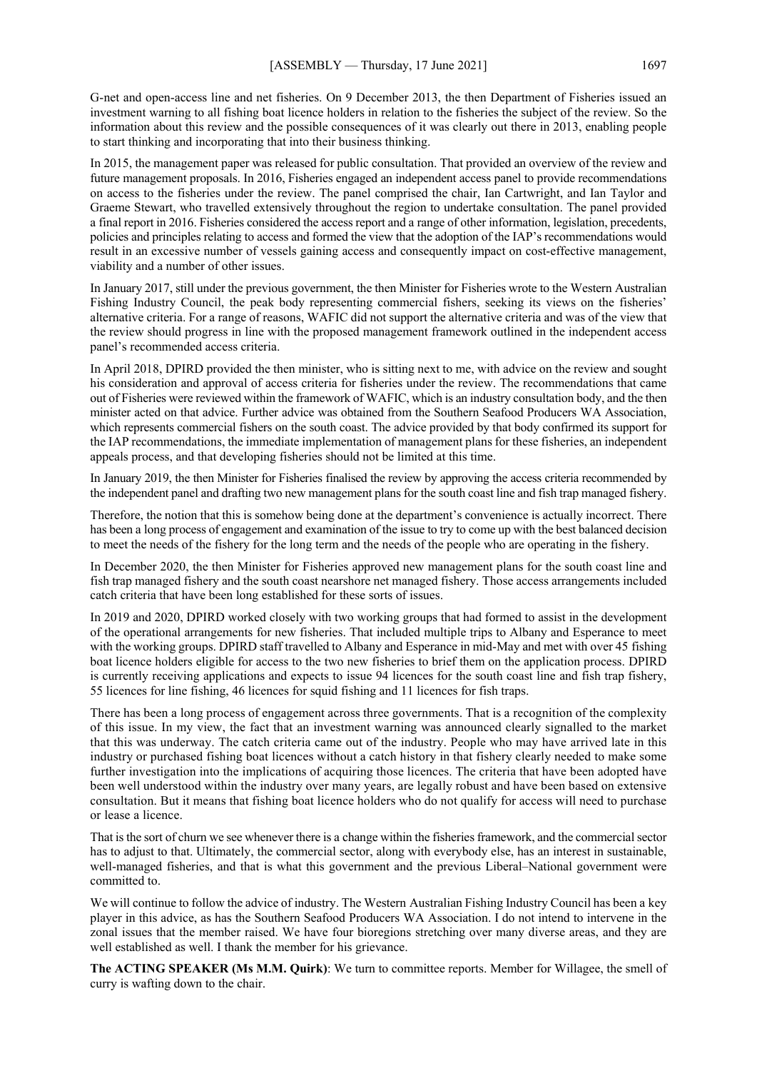G-net and open-access line and net fisheries. On 9 December 2013, the then Department of Fisheries issued an investment warning to all fishing boat licence holders in relation to the fisheries the subject of the review. So the information about this review and the possible consequences of it was clearly out there in 2013, enabling people to start thinking and incorporating that into their business thinking.

In 2015, the management paper was released for public consultation. That provided an overview of the review and future management proposals. In 2016, Fisheries engaged an independent access panel to provide recommendations on access to the fisheries under the review. The panel comprised the chair, Ian Cartwright, and Ian Taylor and Graeme Stewart, who travelled extensively throughout the region to undertake consultation. The panel provided a final report in 2016. Fisheries considered the access report and a range of other information, legislation, precedents, policies and principles relating to access and formed the view that the adoption of the IAP's recommendations would result in an excessive number of vessels gaining access and consequently impact on cost-effective management, viability and a number of other issues.

In January 2017, still under the previous government, the then Minister for Fisheries wrote to the Western Australian Fishing Industry Council, the peak body representing commercial fishers, seeking its views on the fisheries' alternative criteria. For a range of reasons, WAFIC did not support the alternative criteria and was of the view that the review should progress in line with the proposed management framework outlined in the independent access panel's recommended access criteria.

In April 2018, DPIRD provided the then minister, who is sitting next to me, with advice on the review and sought his consideration and approval of access criteria for fisheries under the review. The recommendations that came out of Fisheries were reviewed within the framework of WAFIC, which is an industry consultation body, and the then minister acted on that advice. Further advice was obtained from the Southern Seafood Producers WA Association, which represents commercial fishers on the south coast. The advice provided by that body confirmed its support for the IAP recommendations, the immediate implementation of management plans for these fisheries, an independent appeals process, and that developing fisheries should not be limited at this time.

In January 2019, the then Minister for Fisheries finalised the review by approving the access criteria recommended by the independent panel and drafting two new management plans for the south coast line and fish trap managed fishery.

Therefore, the notion that this is somehow being done at the department's convenience is actually incorrect. There has been a long process of engagement and examination of the issue to try to come up with the best balanced decision to meet the needs of the fishery for the long term and the needs of the people who are operating in the fishery.

In December 2020, the then Minister for Fisheries approved new management plans for the south coast line and fish trap managed fishery and the south coast nearshore net managed fishery. Those access arrangements included catch criteria that have been long established for these sorts of issues.

In 2019 and 2020, DPIRD worked closely with two working groups that had formed to assist in the development of the operational arrangements for new fisheries. That included multiple trips to Albany and Esperance to meet with the working groups. DPIRD staff travelled to Albany and Esperance in mid-May and met with over 45 fishing boat licence holders eligible for access to the two new fisheries to brief them on the application process. DPIRD is currently receiving applications and expects to issue 94 licences for the south coast line and fish trap fishery, 55 licences for line fishing, 46 licences for squid fishing and 11 licences for fish traps.

There has been a long process of engagement across three governments. That is a recognition of the complexity of this issue. In my view, the fact that an investment warning was announced clearly signalled to the market that this was underway. The catch criteria came out of the industry. People who may have arrived late in this industry or purchased fishing boat licences without a catch history in that fishery clearly needed to make some further investigation into the implications of acquiring those licences. The criteria that have been adopted have been well understood within the industry over many years, are legally robust and have been based on extensive consultation. But it means that fishing boat licence holders who do not qualify for access will need to purchase or lease a licence.

That is the sort of churn we see whenever there is a change within the fisheries framework, and the commercial sector has to adjust to that. Ultimately, the commercial sector, along with everybody else, has an interest in sustainable, well-managed fisheries, and that is what this government and the previous Liberal–National government were committed to.

We will continue to follow the advice of industry. The Western Australian Fishing Industry Council has been a key player in this advice, as has the Southern Seafood Producers WA Association. I do not intend to intervene in the zonal issues that the member raised. We have four bioregions stretching over many diverse areas, and they are well established as well. I thank the member for his grievance.

**The ACTING SPEAKER (Ms M.M. Quirk)**: We turn to committee reports. Member for Willagee, the smell of curry is wafting down to the chair.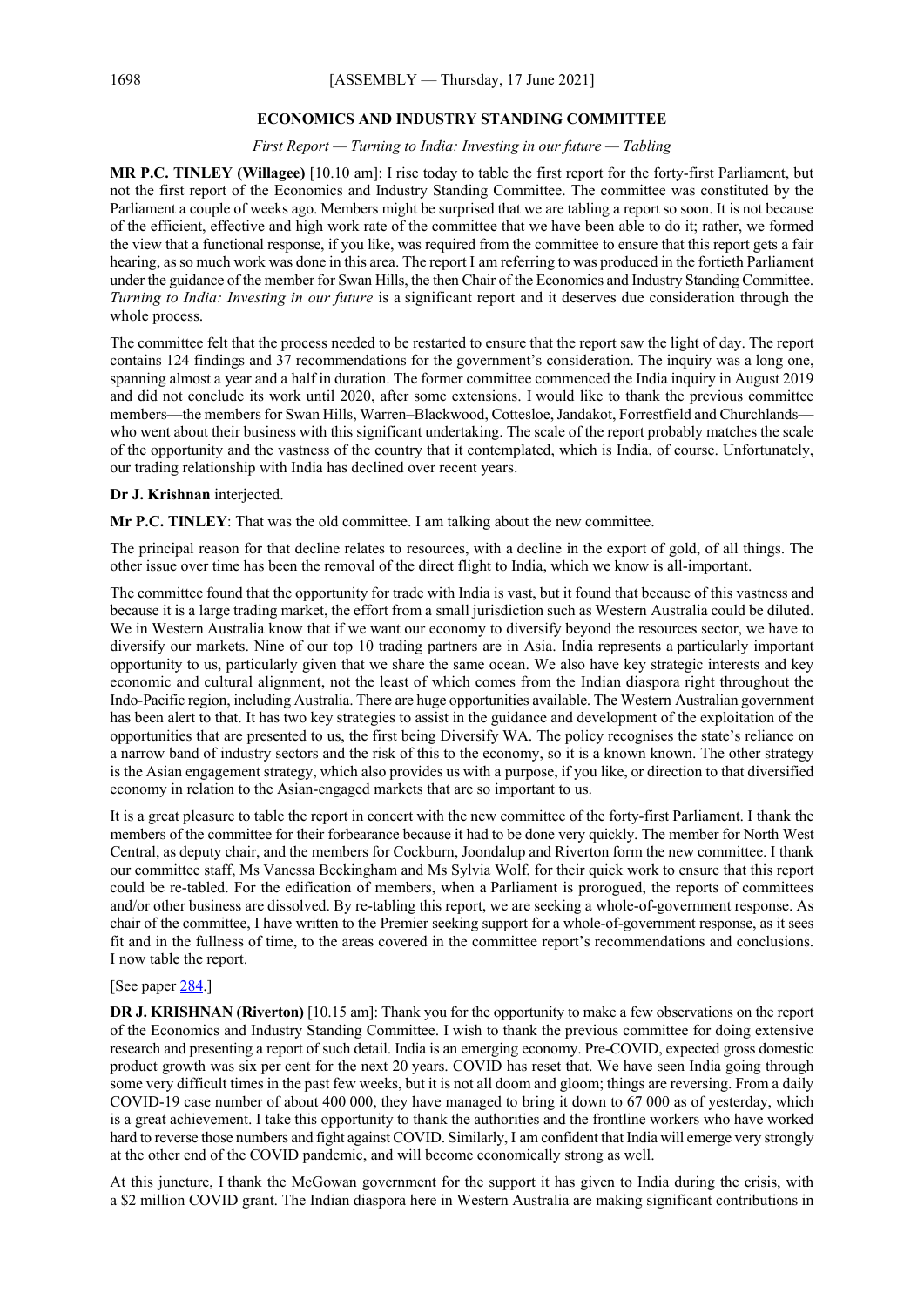## ECONOMICS AND INDUSTRY STANDING COMMITTEE

*First Report — Turning to India: Investing in our future — Tabling*

**MR P.C. TINLEY (Willagee)** [10.10 am]: I rise today to table the first report for the forty-first Parliament, but not the first report of the Economics and Industry Standing Committee. The committee was constituted by the Parliament a couple of weeks ago. Members might be surprised that we are tabling a report so soon. It is not because of the efficient, effective and high work rate of the committee that we have been able to do it; rather, we formed the view that a functional response, if you like, was required from the committee to ensure that this report gets a fair hearing, as so much work was done in this area. The report I am referring to was produced in the fortieth Parliament under the guidance of the member for Swan Hills, the then Chair of the Economics and Industry Standing Committee. *Turning to India: Investing in our future* is a significant report and it deserves due consideration through the whole process.

The committee felt that the process needed to be restarted to ensure that the report saw the light of day. The report contains 124 findings and 37 recommendations for the government's consideration. The inquiry was a long one, spanning almost a year and a half in duration. The former committee commenced the India inquiry in August 2019 and did not conclude its work until 2020, after some extensions. I would like to thank the previous committee members—the members for Swan Hills, Warren–Blackwood, Cottesloe, Jandakot, Forrestfield and Churchlands—who went about their business with this significant undertaking. The scale of the report probably matches the scale of the opportunity and the vastness of the country that it contemplated, which is India, of course. Unfortunately, our trading relationship with India has declined over recent years.

**Dr J. Krishnan** interjected.

**Mr P.C. TINLEY**: That was the old committee. I am talking about the new committee.

The principal reason for that decline relates to resources, with a decline in the export of gold, of all things. The other issue over time has been the removal of the direct flight to India, which we know is all-important.

The committee found that the opportunity for trade with India is vast, but it found that because of this vastness and because it is a large trading market, the effort from a small jurisdiction such as Western Australia could be diluted. We in Western Australia know that if we want our economy to diversify beyond the resources sector, we have to diversify our markets. Nine of our top 10 trading partners are in Asia. India represents a particularly important opportunity to us, particularly given that we share the same ocean. We also have key strategic interests and key economic and cultural alignment, not the least of which comes from the Indian diaspora right throughout the Indo-Pacific region, including Australia. There are huge opportunities available. The Western Australian government has been alert to that. It has two key strategies to assist in the guidance and development of the exploitation of the opportunities that are presented to us, the first being Diversify WA. The policy recognises the state's reliance on a narrow band of industry sectors and the risk of this to the economy, so it is a known known. The other strategy is the Asian engagement strategy, which also provides us with a purpose, if you like, or direction to that diversified economy in relation to the Asian-engaged markets that are so important to us.

It is a great pleasure to table the report in concert with the new committee of the forty-first Parliament. I thank the members of the committee for their forbearance because it had to be done very quickly. The member for North West Central, as deputy chair, and the members for Cockburn, Joondalup and Riverton form the new committee. I thank our committee staff, Ms Vanessa Beckingham and Ms Sylvia Wolf, for their quick work to ensure that this report could be re-tabled. For the edification of members, when a Parliament is prorogued, the reports of committees and/or other business are dissolved. By re-tabling this report, we are seeking a whole-of-government response. As chair of the committee, I have written to the Premier seeking support for a whole-of-government response, as it sees fit and in the fullness of time, to the areas covered in the committee report's recommendations and conclusions. I now table the report.

[See paper 284.]

**DR J. KRISHNAN (Riverton)** [10.15 am]: Thank you for the opportunity to make a few observations on the report of the Economics and Industry Standing Committee. I wish to thank the previous committee for doing extensive research and presenting a report of such detail. India is an emerging economy. Pre-COVID, expected gross domestic product growth was six per cent for the next 20 years. COVID has reset that. We have seen India going through some very difficult times in the past few weeks, but it is not all doom and gloom; things are reversing. From a daily COVID-19 case number of about 400 000, they have managed to bring it down to 67 000 as of yesterday, which is a great achievement. I take this opportunity to thank the authorities and the frontline workers who have worked hard to reverse those numbers and fight against COVID. Similarly, I am confident that India will emerge very strongly at the other end of the COVID pandemic, and will become economically strong as well.

At this juncture, I thank the McGowan government for the support it has given to India during the crisis, with a $2 million COVID grant. The Indian diaspora here in Western Australia are making significant contributions in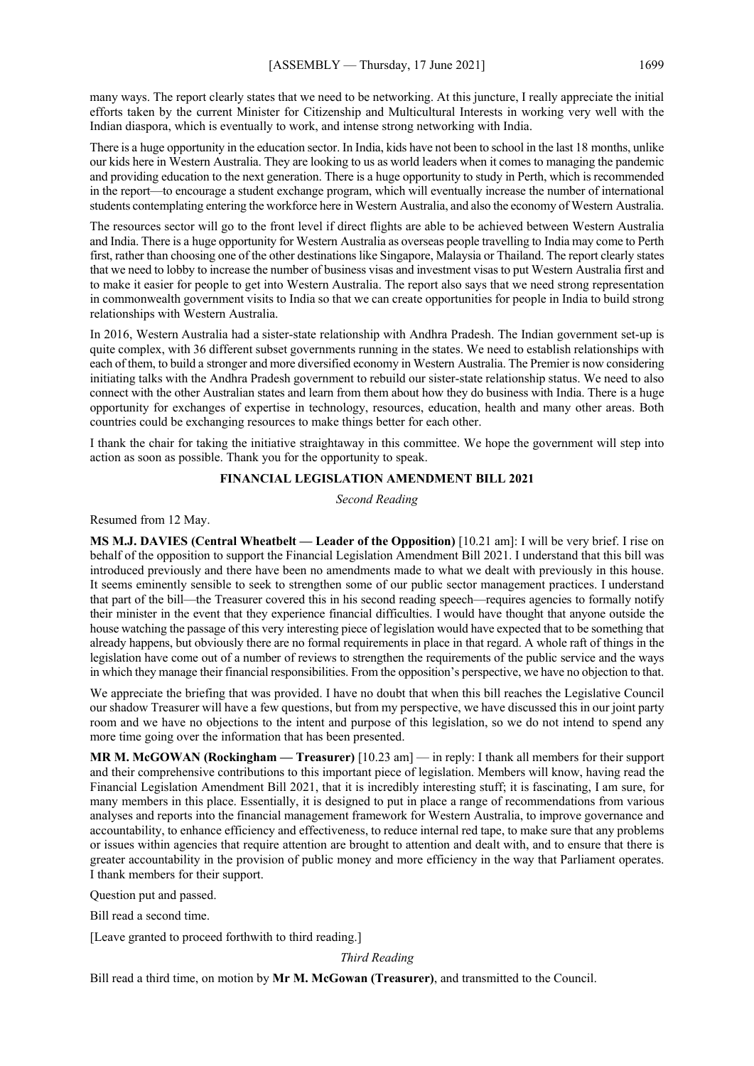many ways. The report clearly states that we need to be networking. At this juncture, I really appreciate the initial efforts taken by the current Minister for Citizenship and Multicultural Interests in working very well with the Indian diaspora, which is eventually to work, and intense strong networking with India.

There is a huge opportunity in the education sector. In India, kids have not been to school in the last 18 months, unlike our kids here in Western Australia. They are looking to us as world leaders when it comes to managing the pandemic and providing education to the next generation. There is a huge opportunity to study in Perth, which is recommended in the report—to encourage a student exchange program, which will eventually increase the number of international students contemplating entering the workforce here in Western Australia, and also the economy of Western Australia.

The resources sector will go to the front level if direct flights are able to be achieved between Western Australia and India. There is a huge opportunity for Western Australia as overseas people travelling to India may come to Perth first, rather than choosing one of the other destinations like Singapore, Malaysia or Thailand. The report clearly states that we need to lobby to increase the number of business visas and investment visas to put Western Australia first and to make it easier for people to get into Western Australia. The report also says that we need strong representation in commonwealth government visits to India so that we can create opportunities for people in India to build strong relationships with Western Australia.

In 2016, Western Australia had a sister-state relationship with Andhra Pradesh. The Indian government set-up is quite complex, with 36 different subset governments running in the states. We need to establish relationships with each of them, to build a stronger and more diversified economy in Western Australia. The Premier is now considering initiating talks with the Andhra Pradesh government to rebuild our sister-state relationship status. We need to also connect with the other Australian states and learn from them about how they do business with India. There is a huge opportunity for exchanges of expertise in technology, resources, education, health and many other areas. Both countries could be exchanging resources to make things better for each other.

I thank the chair for taking the initiative straightaway in this committee. We hope the government will step into action as soon as possible. Thank you for the opportunity to speak.

## FINANCIAL LEGISLATION AMENDMENT BILL 2021

*Second Reading*

Resumed from 12 May.

**MS M.J. DAVIES (Central Wheatbelt — Leader of the Opposition)** [10.21 am]: I will be very brief. I rise on behalf of the opposition to support the Financial Legislation Amendment Bill 2021. I understand that this bill was introduced previously and there have been no amendments made to what we dealt with previously in this house. It seems eminently sensible to seek to strengthen some of our public sector management practices. I understand that part of the bill—the Treasurer covered this in his second reading speech—requires agencies to formally notify their minister in the event that they experience financial difficulties. I would have thought that anyone outside the house watching the passage of this very interesting piece of legislation would have expected that to be something that already happens, but obviously there are no formal requirements in place in that regard. A whole raft of things in the legislation have come out of a number of reviews to strengthen the requirements of the public service and the ways in which they manage their financial responsibilities. From the opposition's perspective, we have no objection to that.

We appreciate the briefing that was provided. I have no doubt that when this bill reaches the Legislative Council our shadow Treasurer will have a few questions, but from my perspective, we have discussed this in our joint party room and we have no objections to the intent and purpose of this legislation, so we do not intend to spend any more time going over the information that has been presented.

**MR M. McGOWAN (Rockingham — Treasurer)** [10.23 am] — in reply: I thank all members for their support and their comprehensive contributions to this important piece of legislation. Members will know, having read the Financial Legislation Amendment Bill 2021, that it is incredibly interesting stuff; it is fascinating, I am sure, for many members in this place. Essentially, it is designed to put in place a range of recommendations from various analyses and reports into the financial management framework for Western Australia, to improve governance and accountability, to enhance efficiency and effectiveness, to reduce internal red tape, to make sure that any problems or issues within agencies that require attention are brought to attention and dealt with, and to ensure that there is greater accountability in the provision of public money and more efficiency in the way that Parliament operates. I thank members for their support.

Question put and passed.

Bill read a second time.

[Leave granted to proceed forthwith to third reading.]

*Third Reading*

Bill read a third time, on motion by **Mr M. McGowan (Treasurer)**, and transmitted to the Council.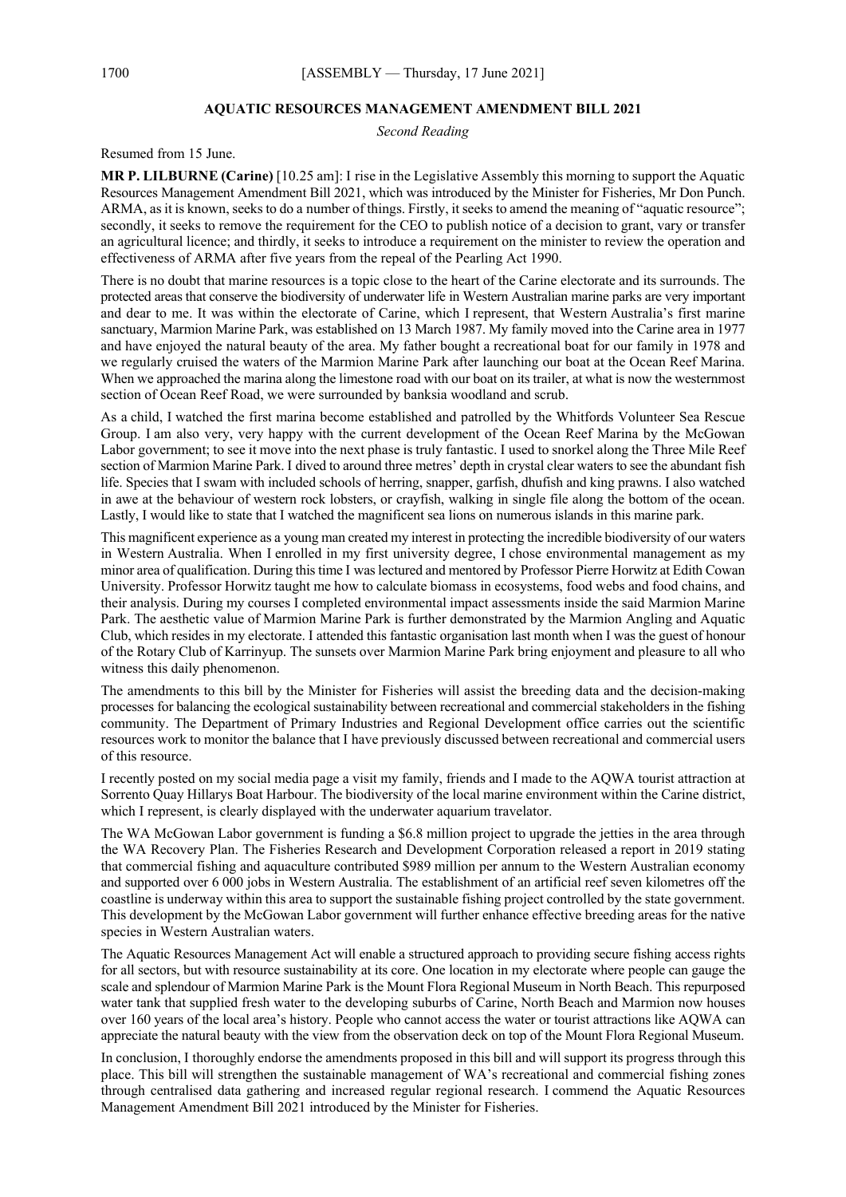## AQUATIC RESOURCES MANAGEMENT AMENDMENT BILL 2021

*Second Reading*

Resumed from 15 June.

**MR P. LILBURNE (Carine)** [10.25 am]: I rise in the Legislative Assembly this morning to support the Aquatic Resources Management Amendment Bill 2021, which was introduced by the Minister for Fisheries, Mr Don Punch. ARMA, as it is known, seeks to do a number of things. Firstly, it seeks to amend the meaning of "aquatic resource"; secondly, it seeks to remove the requirement for the CEO to publish notice of a decision to grant, vary or transfer an agricultural licence; and thirdly, it seeks to introduce a requirement on the minister to review the operation and effectiveness of ARMA after five years from the repeal of the Pearling Act 1990.

There is no doubt that marine resources is a topic close to the heart of the Carine electorate and its surrounds. The protected areas that conserve the biodiversity of underwater life in Western Australian marine parks are very important and dear to me. It was within the electorate of Carine, which I represent, that Western Australia's first marine sanctuary, Marmion Marine Park, was established on 13 March 1987. My family moved into the Carine area in 1977 and have enjoyed the natural beauty of the area. My father bought a recreational boat for our family in 1978 and we regularly cruised the waters of the Marmion Marine Park after launching our boat at the Ocean Reef Marina. When we approached the marina along the limestone road with our boat on its trailer, at what is now the westernmost section of Ocean Reef Road, we were surrounded by banksia woodland and scrub.

As a child, I watched the first marina become established and patrolled by the Whitfords Volunteer Sea Rescue Group. I am also very, very happy with the current development of the Ocean Reef Marina by the McGowan Labor government; to see it move into the next phase is truly fantastic. I used to snorkel along the Three Mile Reef section of Marmion Marine Park. I dived to around three metres' depth in crystal clear waters to see the abundant fish life. Species that I swam with included schools of herring, snapper, garfish, dhufish and king prawns. I also watched in awe at the behaviour of western rock lobsters, or crayfish, walking in single file along the bottom of the ocean. Lastly, I would like to state that I watched the magnificent sea lions on numerous islands in this marine park.

This magnificent experience as a young man created my interest in protecting the incredible biodiversity of our waters in Western Australia. When I enrolled in my first university degree, I chose environmental management as my minor area of qualification. During this time I was lectured and mentored by Professor Pierre Horwitz at Edith Cowan University. Professor Horwitz taught me how to calculate biomass in ecosystems, food webs and food chains, and their analysis. During my courses I completed environmental impact assessments inside the said Marmion Marine Park. The aesthetic value of Marmion Marine Park is further demonstrated by the Marmion Angling and Aquatic Club, which resides in my electorate. I attended this fantastic organisation last month when I was the guest of honour of the Rotary Club of Karrinyup. The sunsets over Marmion Marine Park bring enjoyment and pleasure to all who witness this daily phenomenon.

The amendments to this bill by the Minister for Fisheries will assist the breeding data and the decision-making processes for balancing the ecological sustainability between recreational and commercial stakeholders in the fishing community. The Department of Primary Industries and Regional Development office carries out the scientific resources work to monitor the balance that I have previously discussed between recreational and commercial users of this resource.

I recently posted on my social media page a visit my family, friends and I made to the AQWA tourist attraction at Sorrento Quay Hillarys Boat Harbour. The biodiversity of the local marine environment within the Carine district, which I represent, is clearly displayed with the underwater aquarium travelator.

The WA McGowan Labor government is funding a $6.8 million project to upgrade the jetties in the area through the WA Recovery Plan. The Fisheries Research and Development Corporation released a report in 2019 stating that commercial fishing and aquaculture contributed $989 million per annum to the Western Australian economy and supported over 6 000 jobs in Western Australia. The establishment of an artificial reef seven kilometres off the coastline is underway within this area to support the sustainable fishing project controlled by the state government. This development by the McGowan Labor government will further enhance effective breeding areas for the native species in Western Australian waters.

The Aquatic Resources Management Act will enable a structured approach to providing secure fishing access rights for all sectors, but with resource sustainability at its core. One location in my electorate where people can gauge the scale and splendour of Marmion Marine Park is the Mount Flora Regional Museum in North Beach. This repurposed water tank that supplied fresh water to the developing suburbs of Carine, North Beach and Marmion now houses over 160 years of the local area's history. People who cannot access the water or tourist attractions like AQWA can appreciate the natural beauty with the view from the observation deck on top of the Mount Flora Regional Museum.

In conclusion, I thoroughly endorse the amendments proposed in this bill and will support its progress through this place. This bill will strengthen the sustainable management of WA's recreational and commercial fishing zones through centralised data gathering and increased regular regional research. I commend the Aquatic Resources Management Amendment Bill 2021 introduced by the Minister for Fisheries.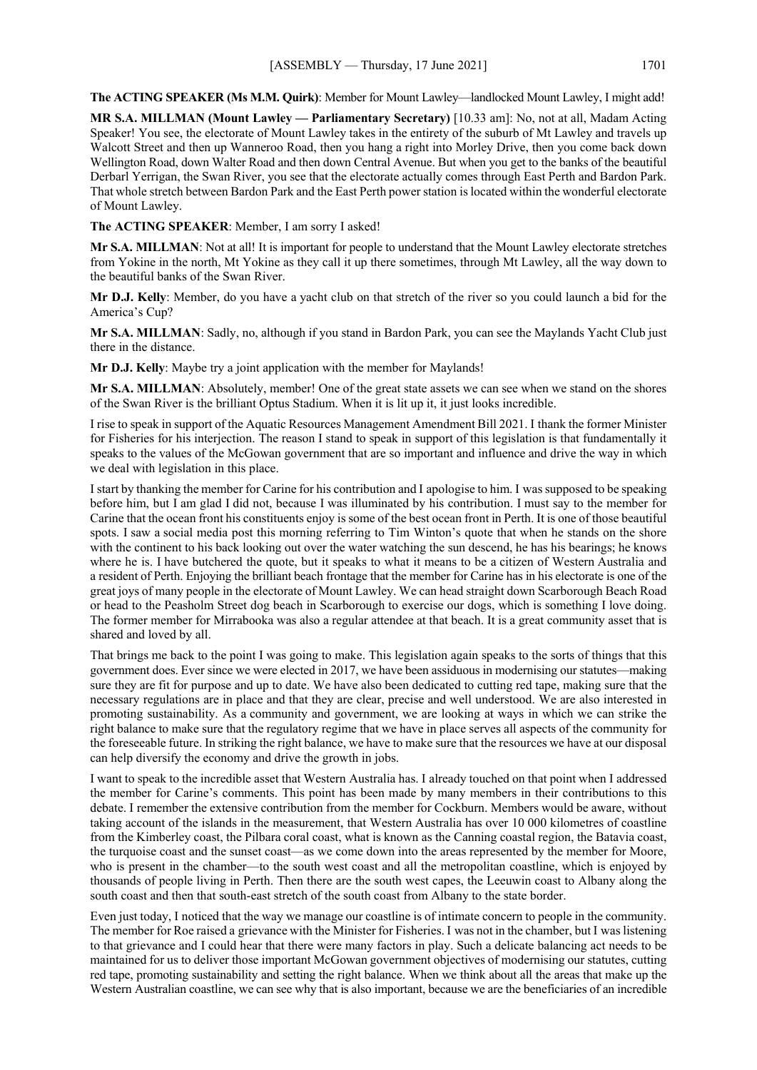**The ACTING SPEAKER (Ms M.M. Quirk)**: Member for Mount Lawley—landlocked Mount Lawley, I might add!

**MR S.A. MILLMAN (Mount Lawley — Parliamentary Secretary)** [10.33 am]: No, not at all, Madam Acting Speaker! You see, the electorate of Mount Lawley takes in the entirety of the suburb of Mt Lawley and travels up Walcott Street and then up Wanneroo Road, then you hang a right into Morley Drive, then you come back down Wellington Road, down Walter Road and then down Central Avenue. But when you get to the banks of the beautiful Derbarl Yerrigan, the Swan River, you see that the electorate actually comes through East Perth and Bardon Park. That whole stretch between Bardon Park and the East Perth power station is located within the wonderful electorate of Mount Lawley.

**The ACTING SPEAKER**: Member, I am sorry I asked!

**Mr S.A. MILLMAN**: Not at all! It is important for people to understand that the Mount Lawley electorate stretches from Yokine in the north, Mt Yokine as they call it up there sometimes, through Mt Lawley, all the way down to the beautiful banks of the Swan River.

**Mr D.J. Kelly**: Member, do you have a yacht club on that stretch of the river so you could launch a bid for the America's Cup?

**Mr S.A. MILLMAN**: Sadly, no, although if you stand in Bardon Park, you can see the Maylands Yacht Club just there in the distance.

**Mr D.J. Kelly**: Maybe try a joint application with the member for Maylands!

**Mr S.A. MILLMAN**: Absolutely, member! One of the great state assets we can see when we stand on the shores of the Swan River is the brilliant Optus Stadium. When it is lit up it, it just looks incredible.

I rise to speak in support of the Aquatic Resources Management Amendment Bill 2021. I thank the former Minister for Fisheries for his interjection. The reason I stand to speak in support of this legislation is that fundamentally it speaks to the values of the McGowan government that are so important and influence and drive the way in which we deal with legislation in this place.

I start by thanking the member for Carine for his contribution and I apologise to him. I was supposed to be speaking before him, but I am glad I did not, because I was illuminated by his contribution. I must say to the member for Carine that the ocean front his constituents enjoy is some of the best ocean front in Perth. It is one of those beautiful spots. I saw a social media post this morning referring to Tim Winton's quote that when he stands on the shore with the continent to his back looking out over the water watching the sun descend, he has his bearings; he knows where he is. I have butchered the quote, but it speaks to what it means to be a citizen of Western Australia and a resident of Perth. Enjoying the brilliant beach frontage that the member for Carine has in his electorate is one of the great joys of many people in the electorate of Mount Lawley. We can head straight down Scarborough Beach Road or head to the Peasholm Street dog beach in Scarborough to exercise our dogs, which is something I love doing. The former member for Mirrabooka was also a regular attendee at that beach. It is a great community asset that is shared and loved by all.

That brings me back to the point I was going to make. This legislation again speaks to the sorts of things that this government does. Ever since we were elected in 2017, we have been assiduous in modernising our statutes—making sure they are fit for purpose and up to date. We have also been dedicated to cutting red tape, making sure that the necessary regulations are in place and that they are clear, precise and well understood. We are also interested in promoting sustainability. As a community and government, we are looking at ways in which we can strike the right balance to make sure that the regulatory regime that we have in place serves all aspects of the community for the foreseeable future. In striking the right balance, we have to make sure that the resources we have at our disposal can help diversify the economy and drive the growth in jobs.

I want to speak to the incredible asset that Western Australia has. I already touched on that point when I addressed the member for Carine's comments. This point has been made by many members in their contributions to this debate. I remember the extensive contribution from the member for Cockburn. Members would be aware, without taking account of the islands in the measurement, that Western Australia has over 10 000 kilometres of coastline from the Kimberley coast, the Pilbara coral coast, what is known as the Canning coastal region, the Batavia coast, the turquoise coast and the sunset coast—as we come down into the areas represented by the member for Moore, who is present in the chamber—to the south west coast and all the metropolitan coastline, which is enjoyed by thousands of people living in Perth. Then there are the south west capes, the Leeuwin coast to Albany along the south coast and then that south-east stretch of the south coast from Albany to the state border.

Even just today, I noticed that the way we manage our coastline is of intimate concern to people in the community. The member for Roe raised a grievance with the Minister for Fisheries. I was not in the chamber, but I was listening to that grievance and I could hear that there were many factors in play. Such a delicate balancing act needs to be maintained for us to deliver those important McGowan government objectives of modernising our statutes, cutting red tape, promoting sustainability and setting the right balance. When we think about all the areas that make up the Western Australian coastline, we can see why that is also important, because we are the beneficiaries of an incredible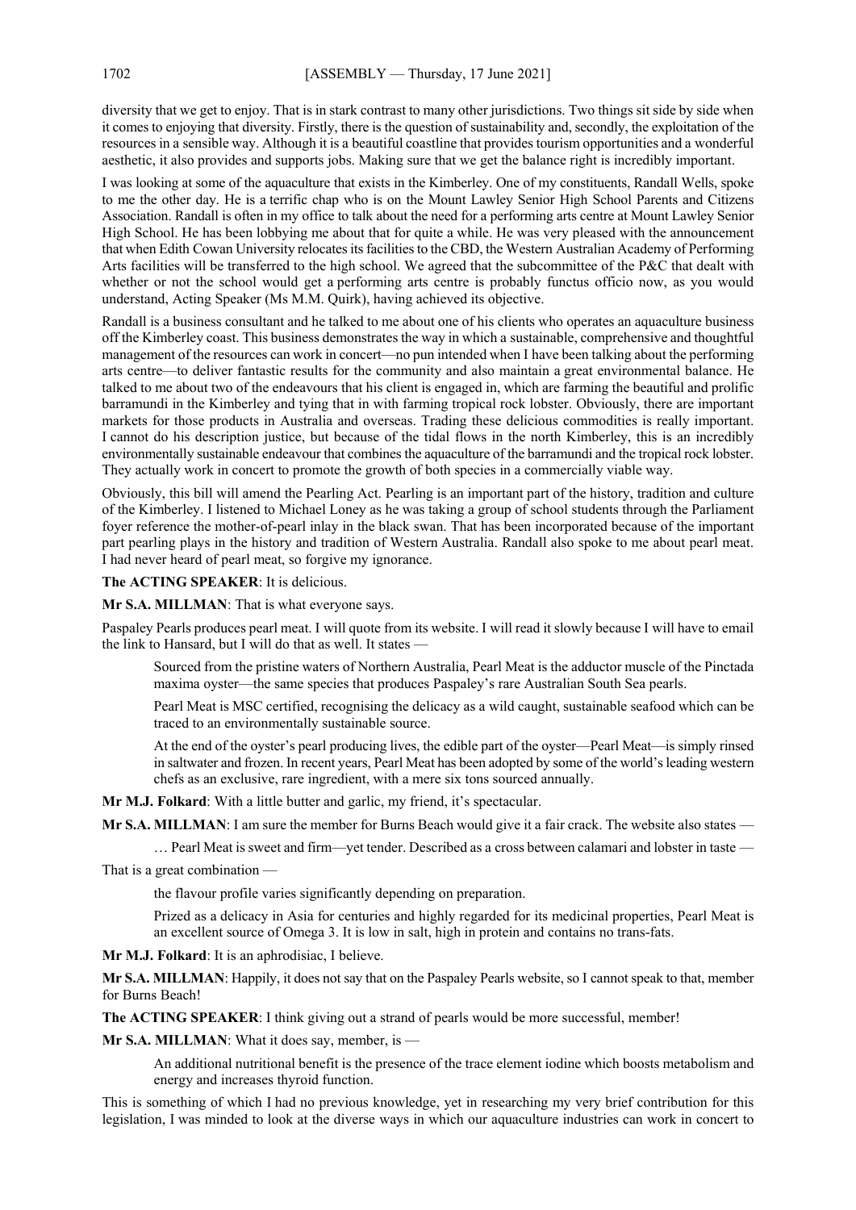diversity that we get to enjoy. That is in stark contrast to many other jurisdictions. Two things sit side by side when it comes to enjoying that diversity. Firstly, there is the question of sustainability and, secondly, the exploitation of the resources in a sensible way. Although it is a beautiful coastline that provides tourism opportunities and a wonderful aesthetic, it also provides and supports jobs. Making sure that we get the balance right is incredibly important.

I was looking at some of the aquaculture that exists in the Kimberley. One of my constituents, Randall Wells, spoke to me the other day. He is a terrific chap who is on the Mount Lawley Senior High School Parents and Citizens Association. Randall is often in my office to talk about the need for a performing arts centre at Mount Lawley Senior High School. He has been lobbying me about that for quite a while. He was very pleased with the announcement that when Edith Cowan University relocates its facilities to the CBD, the Western Australian Academy of Performing Arts facilities will be transferred to the high school. We agreed that the subcommittee of the P&C that dealt with whether or not the school would get a performing arts centre is probably functus officio now, as you would understand, Acting Speaker (Ms M.M. Quirk), having achieved its objective.

Randall is a business consultant and he talked to me about one of his clients who operates an aquaculture business off the Kimberley coast. This business demonstrates the way in which a sustainable, comprehensive and thoughtful management of the resources can work in concert—no pun intended when I have been talking about the performing arts centre—to deliver fantastic results for the community and also maintain a great environmental balance. He talked to me about two of the endeavours that his client is engaged in, which are farming the beautiful and prolific barramundi in the Kimberley and tying that in with farming tropical rock lobster. Obviously, there are important markets for those products in Australia and overseas. Trading these delicious commodities is really important. I cannot do his description justice, but because of the tidal flows in the north Kimberley, this is an incredibly environmentally sustainable endeavour that combines the aquaculture of the barramundi and the tropical rock lobster. They actually work in concert to promote the growth of both species in a commercially viable way.

Obviously, this bill will amend the Pearling Act. Pearling is an important part of the history, tradition and culture of the Kimberley. I listened to Michael Loney as he was taking a group of school students through the Parliament foyer reference the mother-of-pearl inlay in the black swan. That has been incorporated because of the important part pearling plays in the history and tradition of Western Australia. Randall also spoke to me about pearl meat. I had never heard of pearl meat, so forgive my ignorance.

**The ACTING SPEAKER**: It is delicious.

**Mr S.A. MILLMAN**: That is what everyone says.

Paspaley Pearls produces pearl meat. I will quote from its website. I will read it slowly because I will have to email the link to Hansard, but I will do that as well. It states —

> Sourced from the pristine waters of Northern Australia, Pearl Meat is the adductor muscle of the Pinctada maxima oyster—the same species that produces Paspaley's rare Australian South Sea pearls.
>
> Pearl Meat is MSC certified, recognising the delicacy as a wild caught, sustainable seafood which can be traced to an environmentally sustainable source.
>
> At the end of the oyster's pearl producing lives, the edible part of the oyster—Pearl Meat—is simply rinsed in saltwater and frozen. In recent years, Pearl Meat has been adopted by some of the world's leading western chefs as an exclusive, rare ingredient, with a mere six tons sourced annually.

**Mr M.J. Folkard**: With a little butter and garlic, my friend, it's spectacular.

**Mr S.A. MILLMAN**: I am sure the member for Burns Beach would give it a fair crack. The website also states —

> … Pearl Meat is sweet and firm—yet tender. Described as a cross between calamari and lobster in taste —

That is a great combination —

> the flavour profile varies significantly depending on preparation.
>
> Prized as a delicacy in Asia for centuries and highly regarded for its medicinal properties, Pearl Meat is an excellent source of Omega 3. It is low in salt, high in protein and contains no trans-fats.

**Mr M.J. Folkard**: It is an aphrodisiac, I believe.

**Mr S.A. MILLMAN**: Happily, it does not say that on the Paspaley Pearls website, so I cannot speak to that, member for Burns Beach!

**The ACTING SPEAKER**: I think giving out a strand of pearls would be more successful, member!

**Mr S.A. MILLMAN**: What it does say, member, is —

> An additional nutritional benefit is the presence of the trace element iodine which boosts metabolism and energy and increases thyroid function.

This is something of which I had no previous knowledge, yet in researching my very brief contribution for this legislation, I was minded to look at the diverse ways in which our aquaculture industries can work in concert to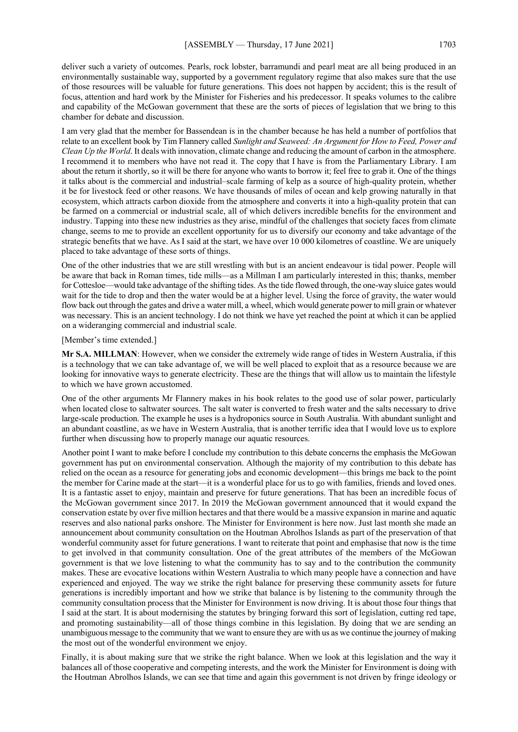deliver such a variety of outcomes. Pearls, rock lobster, barramundi and pearl meat are all being produced in an environmentally sustainable way, supported by a government regulatory regime that also makes sure that the use of those resources will be valuable for future generations. This does not happen by accident; this is the result of focus, attention and hard work by the Minister for Fisheries and his predecessor. It speaks volumes to the calibre and capability of the McGowan government that these are the sorts of pieces of legislation that we bring to this chamber for debate and discussion.

I am very glad that the member for Bassendean is in the chamber because he has held a number of portfolios that relate to an excellent book by Tim Flannery called *Sunlight and Seaweed: An Argument for How to Feed, Power and Clean Up the World*. It deals with innovation, climate change and reducing the amount of carbon in the atmosphere. I recommend it to members who have not read it. The copy that I have is from the Parliamentary Library. I am about the return it shortly, so it will be there for anyone who wants to borrow it; feel free to grab it. One of the things it talks about is the commercial and industrial–scale farming of kelp as a source of high-quality protein, whether it be for livestock feed or other reasons. We have thousands of miles of ocean and kelp growing naturally in that ecosystem, which attracts carbon dioxide from the atmosphere and converts it into a high-quality protein that can be farmed on a commercial or industrial scale, all of which delivers incredible benefits for the environment and industry. Tapping into these new industries as they arise, mindful of the challenges that society faces from climate change, seems to me to provide an excellent opportunity for us to diversify our economy and take advantage of the strategic benefits that we have. As I said at the start, we have over 10 000 kilometres of coastline. We are uniquely placed to take advantage of these sorts of things.

One of the other industries that we are still wrestling with but is an ancient endeavour is tidal power. People will be aware that back in Roman times, tide mills—as a Millman I am particularly interested in this; thanks, member for Cottesloe—would take advantage of the shifting tides. As the tide flowed through, the one-way sluice gates would wait for the tide to drop and then the water would be at a higher level. Using the force of gravity, the water would flow back out through the gates and drive a water mill, a wheel, which would generate power to mill grain or whatever was necessary. This is an ancient technology. I do not think we have yet reached the point at which it can be applied on a wideranging commercial and industrial scale.

[Member's time extended.]

**Mr S.A. MILLMAN**: However, when we consider the extremely wide range of tides in Western Australia, if this is a technology that we can take advantage of, we will be well placed to exploit that as a resource because we are looking for innovative ways to generate electricity. These are the things that will allow us to maintain the lifestyle to which we have grown accustomed.

One of the other arguments Mr Flannery makes in his book relates to the good use of solar power, particularly when located close to saltwater sources. The salt water is converted to fresh water and the salts necessary to drive large-scale production. The example he uses is a hydroponics source in South Australia. With abundant sunlight and an abundant coastline, as we have in Western Australia, that is another terrific idea that I would love us to explore further when discussing how to properly manage our aquatic resources.

Another point I want to make before I conclude my contribution to this debate concerns the emphasis the McGowan government has put on environmental conservation. Although the majority of my contribution to this debate has relied on the ocean as a resource for generating jobs and economic development—this brings me back to the point the member for Carine made at the start—it is a wonderful place for us to go with families, friends and loved ones. It is a fantastic asset to enjoy, maintain and preserve for future generations. That has been an incredible focus of the McGowan government since 2017. In 2019 the McGowan government announced that it would expand the conservation estate by over five million hectares and that there would be a massive expansion in marine and aquatic reserves and also national parks onshore. The Minister for Environment is here now. Just last month she made an announcement about community consultation on the Houtman Abrolhos Islands as part of the preservation of that wonderful community asset for future generations. I want to reiterate that point and emphasise that now is the time to get involved in that community consultation. One of the great attributes of the members of the McGowan government is that we love listening to what the community has to say and to the contribution the community makes. These are evocative locations within Western Australia to which many people have a connection and have experienced and enjoyed. The way we strike the right balance for preserving these community assets for future generations is incredibly important and how we strike that balance is by listening to the community through the community consultation process that the Minister for Environment is now driving. It is about those four things that I said at the start. It is about modernising the statutes by bringing forward this sort of legislation, cutting red tape, and promoting sustainability—all of those things combine in this legislation. By doing that we are sending an unambiguous message to the community that we want to ensure they are with us as we continue the journey of making the most out of the wonderful environment we enjoy.

Finally, it is about making sure that we strike the right balance. When we look at this legislation and the way it balances all of those cooperative and competing interests, and the work the Minister for Environment is doing with the Houtman Abrolhos Islands, we can see that time and again this government is not driven by fringe ideology or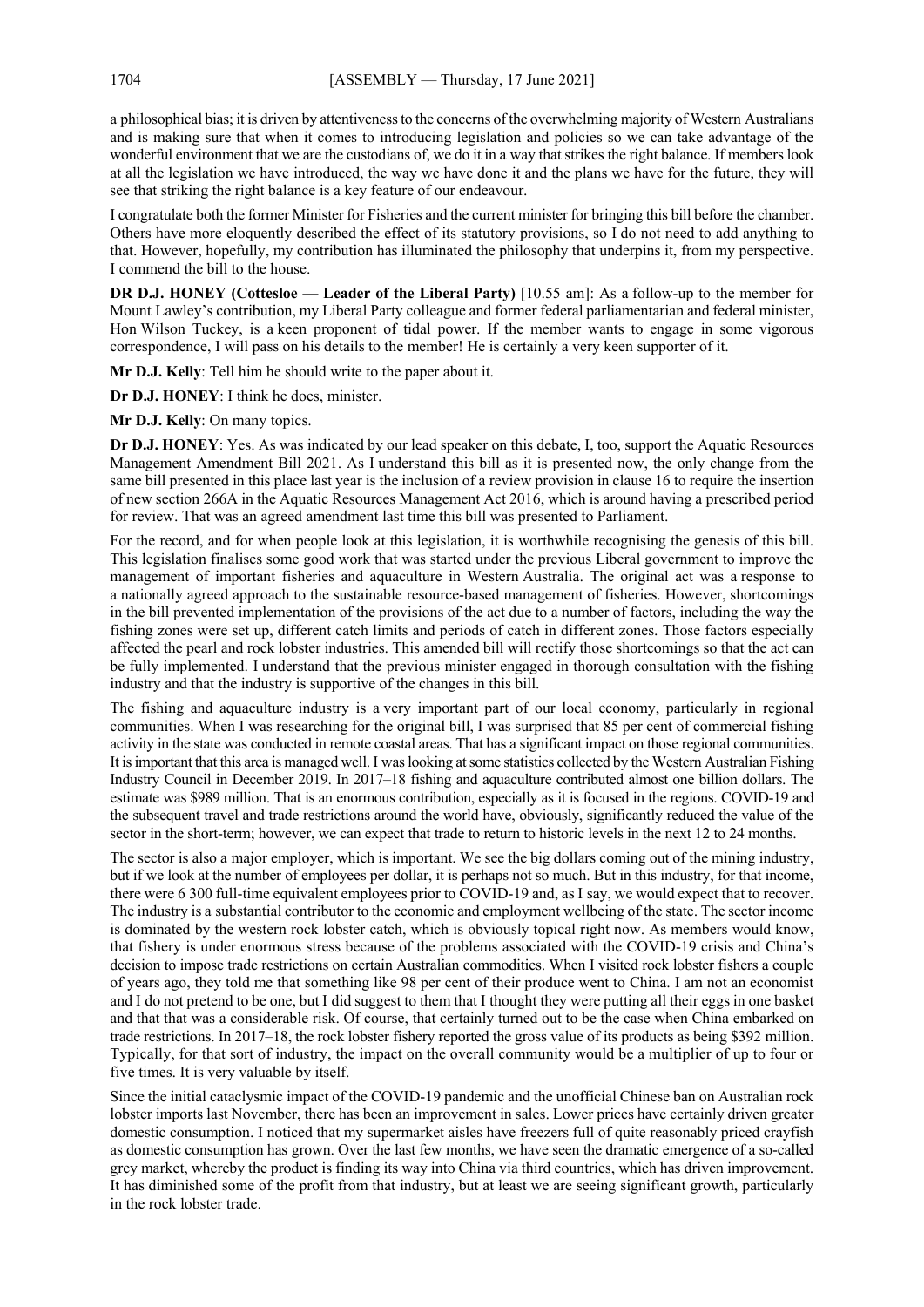a philosophical bias; it is driven by attentiveness to the concerns of the overwhelming majority of Western Australians and is making sure that when it comes to introducing legislation and policies so we can take advantage of the wonderful environment that we are the custodians of, we do it in a way that strikes the right balance. If members look at all the legislation we have introduced, the way we have done it and the plans we have for the future, they will see that striking the right balance is a key feature of our endeavour.

I congratulate both the former Minister for Fisheries and the current minister for bringing this bill before the chamber. Others have more eloquently described the effect of its statutory provisions, so I do not need to add anything to that. However, hopefully, my contribution has illuminated the philosophy that underpins it, from my perspective. I commend the bill to the house.

**DR D.J. HONEY (Cottesloe — Leader of the Liberal Party)** [10.55 am]: As a follow-up to the member for Mount Lawley's contribution, my Liberal Party colleague and former federal parliamentarian and federal minister, Hon Wilson Tuckey, is a keen proponent of tidal power. If the member wants to engage in some vigorous correspondence, I will pass on his details to the member! He is certainly a very keen supporter of it.

**Mr D.J. Kelly**: Tell him he should write to the paper about it.

**Dr D.J. HONEY**: I think he does, minister.

**Mr D.J. Kelly**: On many topics.

**Dr D.J. HONEY**: Yes. As was indicated by our lead speaker on this debate, I, too, support the Aquatic Resources Management Amendment Bill 2021. As I understand this bill as it is presented now, the only change from the same bill presented in this place last year is the inclusion of a review provision in clause 16 to require the insertion of new section 266A in the Aquatic Resources Management Act 2016, which is around having a prescribed period for review. That was an agreed amendment last time this bill was presented to Parliament.

For the record, and for when people look at this legislation, it is worthwhile recognising the genesis of this bill. This legislation finalises some good work that was started under the previous Liberal government to improve the management of important fisheries and aquaculture in Western Australia. The original act was a response to a nationally agreed approach to the sustainable resource-based management of fisheries. However, shortcomings in the bill prevented implementation of the provisions of the act due to a number of factors, including the way the fishing zones were set up, different catch limits and periods of catch in different zones. Those factors especially affected the pearl and rock lobster industries. This amended bill will rectify those shortcomings so that the act can be fully implemented. I understand that the previous minister engaged in thorough consultation with the fishing industry and that the industry is supportive of the changes in this bill.

The fishing and aquaculture industry is a very important part of our local economy, particularly in regional communities. When I was researching for the original bill, I was surprised that 85 per cent of commercial fishing activity in the state was conducted in remote coastal areas. That has a significant impact on those regional communities. It is important that this area is managed well. I was looking at some statistics collected by the Western Australian Fishing Industry Council in December 2019. In 2017–18 fishing and aquaculture contributed almost one billion dollars. The estimate was $989 million. That is an enormous contribution, especially as it is focused in the regions. COVID-19 and the subsequent travel and trade restrictions around the world have, obviously, significantly reduced the value of the sector in the short-term; however, we can expect that trade to return to historic levels in the next 12 to 24 months.

The sector is also a major employer, which is important. We see the big dollars coming out of the mining industry, but if we look at the number of employees per dollar, it is perhaps not so much. But in this industry, for that income, there were 6 300 full-time equivalent employees prior to COVID-19 and, as I say, we would expect that to recover. The industry is a substantial contributor to the economic and employment wellbeing of the state. The sector income is dominated by the western rock lobster catch, which is obviously topical right now. As members would know, that fishery is under enormous stress because of the problems associated with the COVID-19 crisis and China's decision to impose trade restrictions on certain Australian commodities. When I visited rock lobster fishers a couple of years ago, they told me that something like 98 per cent of their produce went to China. I am not an economist and I do not pretend to be one, but I did suggest to them that I thought they were putting all their eggs in one basket and that that was a considerable risk. Of course, that certainly turned out to be the case when China embarked on trade restrictions. In 2017–18, the rock lobster fishery reported the gross value of its products as being $392 million. Typically, for that sort of industry, the impact on the overall community would be a multiplier of up to four or five times. It is very valuable by itself.

Since the initial cataclysmic impact of the COVID-19 pandemic and the unofficial Chinese ban on Australian rock lobster imports last November, there has been an improvement in sales. Lower prices have certainly driven greater domestic consumption. I noticed that my supermarket aisles have freezers full of quite reasonably priced crayfish as domestic consumption has grown. Over the last few months, we have seen the dramatic emergence of a so-called grey market, whereby the product is finding its way into China via third countries, which has driven improvement. It has diminished some of the profit from that industry, but at least we are seeing significant growth, particularly in the rock lobster trade.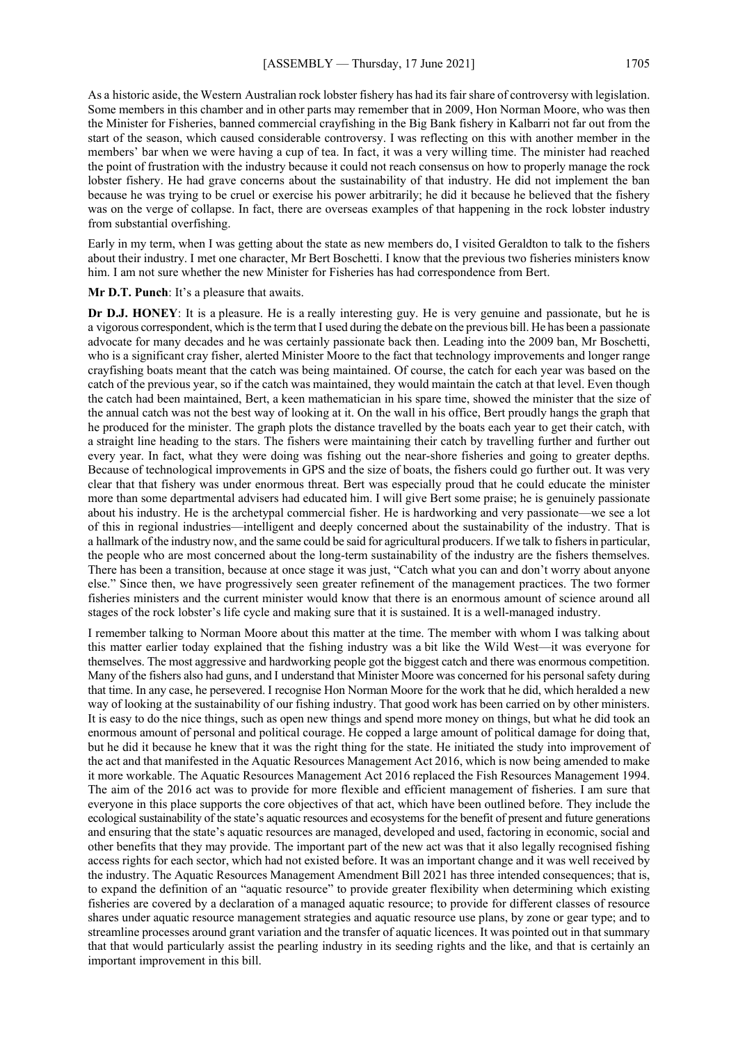As a historic aside, the Western Australian rock lobster fishery has had its fair share of controversy with legislation. Some members in this chamber and in other parts may remember that in 2009, Hon Norman Moore, who was then the Minister for Fisheries, banned commercial crayfishing in the Big Bank fishery in Kalbarri not far out from the start of the season, which caused considerable controversy. I was reflecting on this with another member in the members' bar when we were having a cup of tea. In fact, it was a very willing time. The minister had reached the point of frustration with the industry because it could not reach consensus on how to properly manage the rock lobster fishery. He had grave concerns about the sustainability of that industry. He did not implement the ban because he was trying to be cruel or exercise his power arbitrarily; he did it because he believed that the fishery was on the verge of collapse. In fact, there are overseas examples of that happening in the rock lobster industry from substantial overfishing.

Early in my term, when I was getting about the state as new members do, I visited Geraldton to talk to the fishers about their industry. I met one character, Mr Bert Boschetti. I know that the previous two fisheries ministers know him. I am not sure whether the new Minister for Fisheries has had correspondence from Bert.

**Mr D.T. Punch**: It's a pleasure that awaits.

**Dr D.J. HONEY**: It is a pleasure. He is a really interesting guy. He is very genuine and passionate, but he is a vigorous correspondent, which is the term that I used during the debate on the previous bill. He has been a passionate advocate for many decades and he was certainly passionate back then. Leading into the 2009 ban, Mr Boschetti, who is a significant cray fisher, alerted Minister Moore to the fact that technology improvements and longer range crayfishing boats meant that the catch was being maintained. Of course, the catch for each year was based on the catch of the previous year, so if the catch was maintained, they would maintain the catch at that level. Even though the catch had been maintained, Bert, a keen mathematician in his spare time, showed the minister that the size of the annual catch was not the best way of looking at it. On the wall in his office, Bert proudly hangs the graph that he produced for the minister. The graph plots the distance travelled by the boats each year to get their catch, with a straight line heading to the stars. The fishers were maintaining their catch by travelling further and further out every year. In fact, what they were doing was fishing out the near-shore fisheries and going to greater depths. Because of technological improvements in GPS and the size of boats, the fishers could go further out. It was very clear that that fishery was under enormous threat. Bert was especially proud that he could educate the minister more than some departmental advisers had educated him. I will give Bert some praise; he is genuinely passionate about his industry. He is the archetypal commercial fisher. He is hardworking and very passionate—we see a lot of this in regional industries—intelligent and deeply concerned about the sustainability of the industry. That is a hallmark of the industry now, and the same could be said for agricultural producers. If we talk to fishers in particular, the people who are most concerned about the long-term sustainability of the industry are the fishers themselves. There has been a transition, because at once stage it was just, "Catch what you can and don't worry about anyone else." Since then, we have progressively seen greater refinement of the management practices. The two former fisheries ministers and the current minister would know that there is an enormous amount of science around all stages of the rock lobster's life cycle and making sure that it is sustained. It is a well-managed industry.

I remember talking to Norman Moore about this matter at the time. The member with whom I was talking about this matter earlier today explained that the fishing industry was a bit like the Wild West—it was everyone for themselves. The most aggressive and hardworking people got the biggest catch and there was enormous competition. Many of the fishers also had guns, and I understand that Minister Moore was concerned for his personal safety during that time. In any case, he persevered. I recognise Hon Norman Moore for the work that he did, which heralded a new way of looking at the sustainability of our fishing industry. That good work has been carried on by other ministers. It is easy to do the nice things, such as open new things and spend more money on things, but what he did took an enormous amount of personal and political courage. He copped a large amount of political damage for doing that, but he did it because he knew that it was the right thing for the state. He initiated the study into improvement of the act and that manifested in the Aquatic Resources Management Act 2016, which is now being amended to make it more workable. The Aquatic Resources Management Act 2016 replaced the Fish Resources Management 1994. The aim of the 2016 act was to provide for more flexible and efficient management of fisheries. I am sure that everyone in this place supports the core objectives of that act, which have been outlined before. They include the ecological sustainability of the state's aquatic resources and ecosystems for the benefit of present and future generations and ensuring that the state's aquatic resources are managed, developed and used, factoring in economic, social and other benefits that they may provide. The important part of the new act was that it also legally recognised fishing access rights for each sector, which had not existed before. It was an important change and it was well received by the industry. The Aquatic Resources Management Amendment Bill 2021 has three intended consequences; that is, to expand the definition of an "aquatic resource" to provide greater flexibility when determining which existing fisheries are covered by a declaration of a managed aquatic resource; to provide for different classes of resource shares under aquatic resource management strategies and aquatic resource use plans, by zone or gear type; and to streamline processes around grant variation and the transfer of aquatic licences. It was pointed out in that summary that that would particularly assist the pearling industry in its seeding rights and the like, and that is certainly an important improvement in this bill.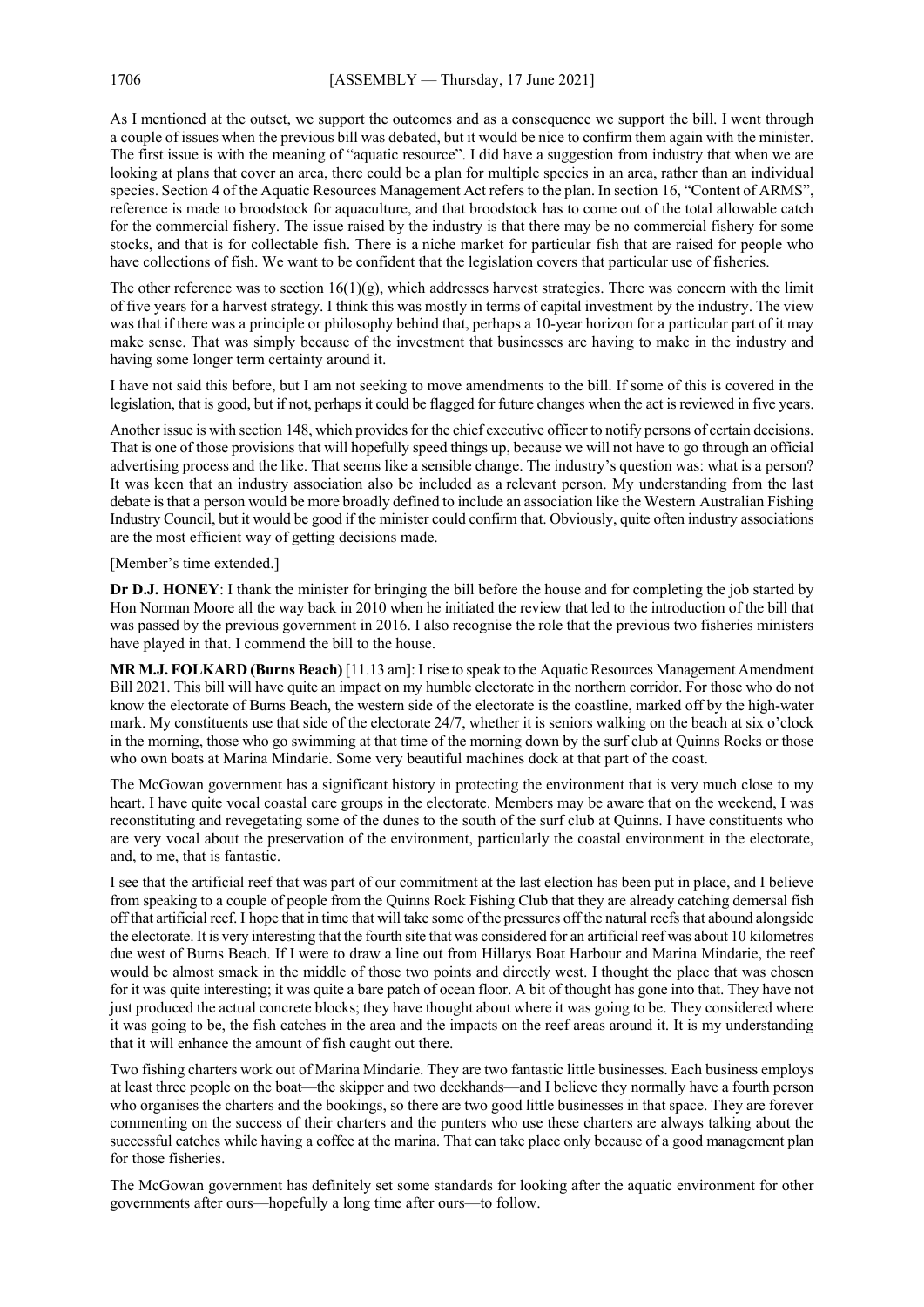As I mentioned at the outset, we support the outcomes and as a consequence we support the bill. I went through a couple of issues when the previous bill was debated, but it would be nice to confirm them again with the minister. The first issue is with the meaning of "aquatic resource". I did have a suggestion from industry that when we are looking at plans that cover an area, there could be a plan for multiple species in an area, rather than an individual species. Section 4 of the Aquatic Resources Management Act refers to the plan. In section 16, "Content of ARMS", reference is made to broodstock for aquaculture, and that broodstock has to come out of the total allowable catch for the commercial fishery. The issue raised by the industry is that there may be no commercial fishery for some stocks, and that is for collectable fish. There is a niche market for particular fish that are raised for people who have collections of fish. We want to be confident that the legislation covers that particular use of fisheries.

The other reference was to section 16(1)(g), which addresses harvest strategies. There was concern with the limit of five years for a harvest strategy. I think this was mostly in terms of capital investment by the industry. The view was that if there was a principle or philosophy behind that, perhaps a 10-year horizon for a particular part of it may make sense. That was simply because of the investment that businesses are having to make in the industry and having some longer term certainty around it.

I have not said this before, but I am not seeking to move amendments to the bill. If some of this is covered in the legislation, that is good, but if not, perhaps it could be flagged for future changes when the act is reviewed in five years.

Another issue is with section 148, which provides for the chief executive officer to notify persons of certain decisions. That is one of those provisions that will hopefully speed things up, because we will not have to go through an official advertising process and the like. That seems like a sensible change. The industry's question was: what is a person? It was keen that an industry association also be included as a relevant person. My understanding from the last debate is that a person would be more broadly defined to include an association like the Western Australian Fishing Industry Council, but it would be good if the minister could confirm that. Obviously, quite often industry associations are the most efficient way of getting decisions made.

[Member's time extended.]

**Dr D.J. HONEY**: I thank the minister for bringing the bill before the house and for completing the job started by Hon Norman Moore all the way back in 2010 when he initiated the review that led to the introduction of the bill that was passed by the previous government in 2016. I also recognise the role that the previous two fisheries ministers have played in that. I commend the bill to the house.

**MR M.J. FOLKARD (Burns Beach)** [11.13 am]: I rise to speak to the Aquatic Resources Management Amendment Bill 2021. This bill will have quite an impact on my humble electorate in the northern corridor. For those who do not know the electorate of Burns Beach, the western side of the electorate is the coastline, marked off by the high-water mark. My constituents use that side of the electorate 24/7, whether it is seniors walking on the beach at six o'clock in the morning, those who go swimming at that time of the morning down by the surf club at Quinns Rocks or those who own boats at Marina Mindarie. Some very beautiful machines dock at that part of the coast.

The McGowan government has a significant history in protecting the environment that is very much close to my heart. I have quite vocal coastal care groups in the electorate. Members may be aware that on the weekend, I was reconstituting and revegetating some of the dunes to the south of the surf club at Quinns. I have constituents who are very vocal about the preservation of the environment, particularly the coastal environment in the electorate, and, to me, that is fantastic.

I see that the artificial reef that was part of our commitment at the last election has been put in place, and I believe from speaking to a couple of people from the Quinns Rock Fishing Club that they are already catching demersal fish off that artificial reef. I hope that in time that will take some of the pressures off the natural reefs that abound alongside the electorate. It is very interesting that the fourth site that was considered for an artificial reef was about 10 kilometres due west of Burns Beach. If I were to draw a line out from Hillarys Boat Harbour and Marina Mindarie, the reef would be almost smack in the middle of those two points and directly west. I thought the place that was chosen for it was quite interesting; it was quite a bare patch of ocean floor. A bit of thought has gone into that. They have not just produced the actual concrete blocks; they have thought about where it was going to be. They considered where it was going to be, the fish catches in the area and the impacts on the reef areas around it. It is my understanding that it will enhance the amount of fish caught out there.

Two fishing charters work out of Marina Mindarie. They are two fantastic little businesses. Each business employs at least three people on the boat—the skipper and two deckhands—and I believe they normally have a fourth person who organises the charters and the bookings, so there are two good little businesses in that space. They are forever commenting on the success of their charters and the punters who use these charters are always talking about the successful catches while having a coffee at the marina. That can take place only because of a good management plan for those fisheries.

The McGowan government has definitely set some standards for looking after the aquatic environment for other governments after ours—hopefully a long time after ours—to follow.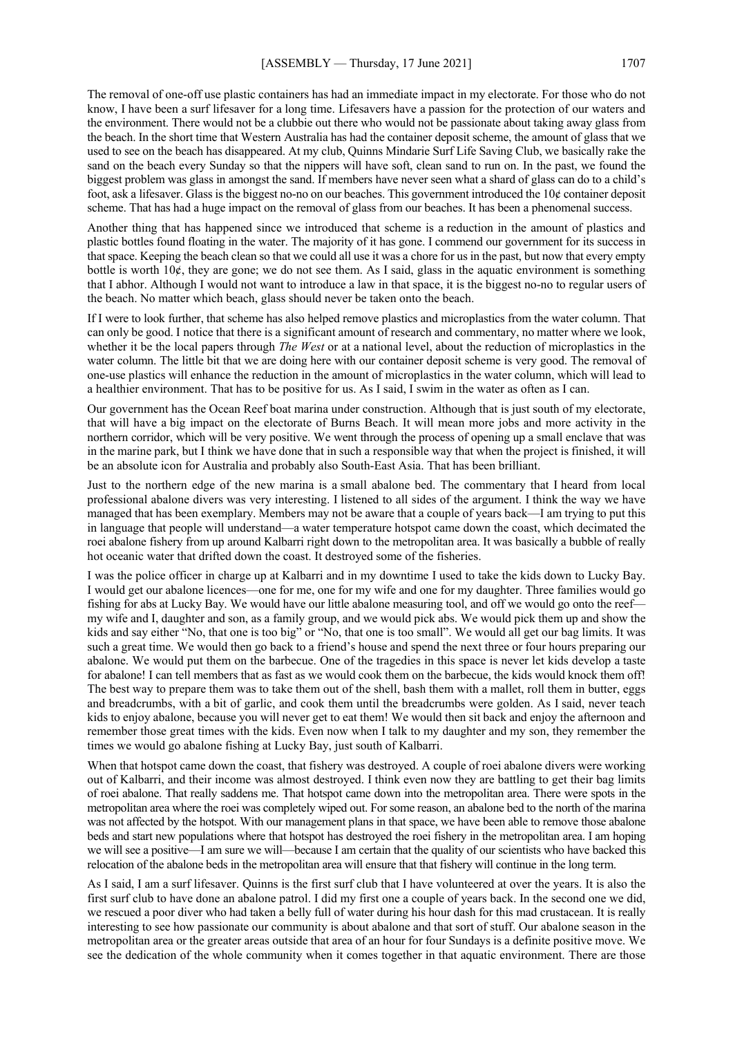The removal of one-off use plastic containers has had an immediate impact in my electorate. For those who do not know, I have been a surf lifesaver for a long time. Lifesavers have a passion for the protection of our waters and the environment. There would not be a clubbie out there who would not be passionate about taking away glass from the beach. In the short time that Western Australia has had the container deposit scheme, the amount of glass that we used to see on the beach has disappeared. At my club, Quinns Mindarie Surf Life Saving Club, we basically rake the sand on the beach every Sunday so that the nippers will have soft, clean sand to run on. In the past, we found the biggest problem was glass in amongst the sand. If members have never seen what a shard of glass can do to a child's foot, ask a lifesaver. Glass is the biggest no-no on our beaches. This government introduced the 10¢ container deposit scheme. That has had a huge impact on the removal of glass from our beaches. It has been a phenomenal success.

Another thing that has happened since we introduced that scheme is a reduction in the amount of plastics and plastic bottles found floating in the water. The majority of it has gone. I commend our government for its success in that space. Keeping the beach clean so that we could all use it was a chore for us in the past, but now that every empty bottle is worth 10¢, they are gone; we do not see them. As I said, glass in the aquatic environment is something that I abhor. Although I would not want to introduce a law in that space, it is the biggest no-no to regular users of the beach. No matter which beach, glass should never be taken onto the beach.

If I were to look further, that scheme has also helped remove plastics and microplastics from the water column. That can only be good. I notice that there is a significant amount of research and commentary, no matter where we look, whether it be the local papers through *The West* or at a national level, about the reduction of microplastics in the water column. The little bit that we are doing here with our container deposit scheme is very good. The removal of one-use plastics will enhance the reduction in the amount of microplastics in the water column, which will lead to a healthier environment. That has to be positive for us. As I said, I swim in the water as often as I can.

Our government has the Ocean Reef boat marina under construction. Although that is just south of my electorate, that will have a big impact on the electorate of Burns Beach. It will mean more jobs and more activity in the northern corridor, which will be very positive. We went through the process of opening up a small enclave that was in the marine park, but I think we have done that in such a responsible way that when the project is finished, it will be an absolute icon for Australia and probably also South-East Asia. That has been brilliant.

Just to the northern edge of the new marina is a small abalone bed. The commentary that I heard from local professional abalone divers was very interesting. I listened to all sides of the argument. I think the way we have managed that has been exemplary. Members may not be aware that a couple of years back—I am trying to put this in language that people will understand—a water temperature hotspot came down the coast, which decimated the roei abalone fishery from up around Kalbarri right down to the metropolitan area. It was basically a bubble of really hot oceanic water that drifted down the coast. It destroyed some of the fisheries.

I was the police officer in charge up at Kalbarri and in my downtime I used to take the kids down to Lucky Bay. I would get our abalone licences—one for me, one for my wife and one for my daughter. Three families would go fishing for abs at Lucky Bay. We would have our little abalone measuring tool, and off we would go onto the reef—my wife and I, daughter and son, as a family group, and we would pick abs. We would pick them up and show the kids and say either "No, that one is too big" or "No, that one is too small". We would all get our bag limits. It was such a great time. We would then go back to a friend's house and spend the next three or four hours preparing our abalone. We would put them on the barbecue. One of the tragedies in this space is never let kids develop a taste for abalone! I can tell members that as fast as we would cook them on the barbecue, the kids would knock them off! The best way to prepare them was to take them out of the shell, bash them with a mallet, roll them in butter, eggs and breadcrumbs, with a bit of garlic, and cook them until the breadcrumbs were golden. As I said, never teach kids to enjoy abalone, because you will never get to eat them! We would then sit back and enjoy the afternoon and remember those great times with the kids. Even now when I talk to my daughter and my son, they remember the times we would go abalone fishing at Lucky Bay, just south of Kalbarri.

When that hotspot came down the coast, that fishery was destroyed. A couple of roei abalone divers were working out of Kalbarri, and their income was almost destroyed. I think even now they are battling to get their bag limits of roei abalone. That really saddens me. That hotspot came down into the metropolitan area. There were spots in the metropolitan area where the roei was completely wiped out. For some reason, an abalone bed to the north of the marina was not affected by the hotspot. With our management plans in that space, we have been able to remove those abalone beds and start new populations where that hotspot has destroyed the roei fishery in the metropolitan area. I am hoping we will see a positive—I am sure we will—because I am certain that the quality of our scientists who have backed this relocation of the abalone beds in the metropolitan area will ensure that that fishery will continue in the long term.

As I said, I am a surf lifesaver. Quinns is the first surf club that I have volunteered at over the years. It is also the first surf club to have done an abalone patrol. I did my first one a couple of years back. In the second one we did, we rescued a poor diver who had taken a belly full of water during his hour dash for this mad crustacean. It is really interesting to see how passionate our community is about abalone and that sort of stuff. Our abalone season in the metropolitan area or the greater areas outside that area of an hour for four Sundays is a definite positive move. We see the dedication of the whole community when it comes together in that aquatic environment. There are those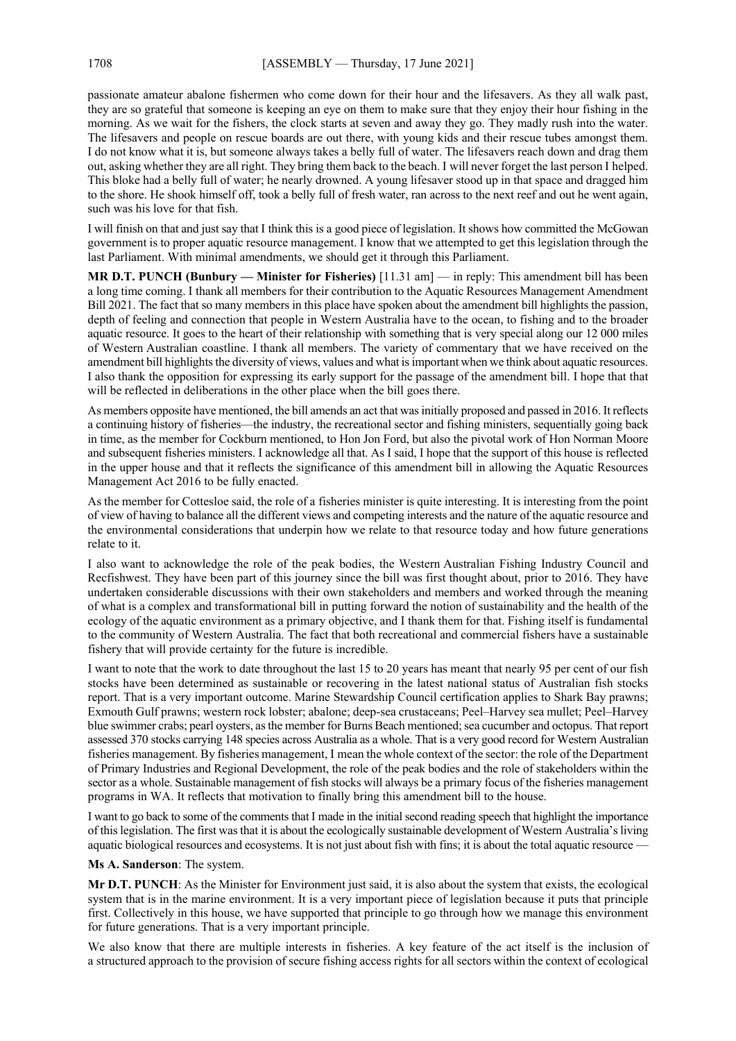passionate amateur abalone fishermen who come down for their hour and the lifesavers. As they all walk past, they are so grateful that someone is keeping an eye on them to make sure that they enjoy their hour fishing in the morning. As we wait for the fishers, the clock starts at seven and away they go. They madly rush into the water. The lifesavers and people on rescue boards are out there, with young kids and their rescue tubes amongst them. I do not know what it is, but someone always takes a belly full of water. The lifesavers reach down and drag them out, asking whether they are all right. They bring them back to the beach. I will never forget the last person I helped. This bloke had a belly full of water; he nearly drowned. A young lifesaver stood up in that space and dragged him to the shore. He shook himself off, took a belly full of fresh water, ran across to the next reef and out he went again, such was his love for that fish.

I will finish on that and just say that I think this is a good piece of legislation. It shows how committed the McGowan government is to proper aquatic resource management. I know that we attempted to get this legislation through the last Parliament. With minimal amendments, we should get it through this Parliament.

**MR D.T. PUNCH (Bunbury — Minister for Fisheries)** [11.31 am] — in reply: This amendment bill has been a long time coming. I thank all members for their contribution to the Aquatic Resources Management Amendment Bill 2021. The fact that so many members in this place have spoken about the amendment bill highlights the passion, depth of feeling and connection that people in Western Australia have to the ocean, to fishing and to the broader aquatic resource. It goes to the heart of their relationship with something that is very special along our 12 000 miles of Western Australian coastline. I thank all members. The variety of commentary that we have received on the amendment bill highlights the diversity of views, values and what is important when we think about aquatic resources. I also thank the opposition for expressing its early support for the passage of the amendment bill. I hope that that will be reflected in deliberations in the other place when the bill goes there.

As members opposite have mentioned, the bill amends an act that was initially proposed and passed in 2016. It reflects a continuing history of fisheries—the industry, the recreational sector and fishing ministers, sequentially going back in time, as the member for Cockburn mentioned, to Hon Jon Ford, but also the pivotal work of Hon Norman Moore and subsequent fisheries ministers. I acknowledge all that. As I said, I hope that the support of this house is reflected in the upper house and that it reflects the significance of this amendment bill in allowing the Aquatic Resources Management Act 2016 to be fully enacted.

As the member for Cottesloe said, the role of a fisheries minister is quite interesting. It is interesting from the point of view of having to balance all the different views and competing interests and the nature of the aquatic resource and the environmental considerations that underpin how we relate to that resource today and how future generations relate to it.

I also want to acknowledge the role of the peak bodies, the Western Australian Fishing Industry Council and Recfishwest. They have been part of this journey since the bill was first thought about, prior to 2016. They have undertaken considerable discussions with their own stakeholders and members and worked through the meaning of what is a complex and transformational bill in putting forward the notion of sustainability and the health of the ecology of the aquatic environment as a primary objective, and I thank them for that. Fishing itself is fundamental to the community of Western Australia. The fact that both recreational and commercial fishers have a sustainable fishery that will provide certainty for the future is incredible.

I want to note that the work to date throughout the last 15 to 20 years has meant that nearly 95 per cent of our fish stocks have been determined as sustainable or recovering in the latest national status of Australian fish stocks report. That is a very important outcome. Marine Stewardship Council certification applies to Shark Bay prawns; Exmouth Gulf prawns; western rock lobster; abalone; deep-sea crustaceans; Peel–Harvey sea mullet; Peel–Harvey blue swimmer crabs; pearl oysters, as the member for Burns Beach mentioned; sea cucumber and octopus. That report assessed 370 stocks carrying 148 species across Australia as a whole. That is a very good record for Western Australian fisheries management. By fisheries management, I mean the whole context of the sector: the role of the Department of Primary Industries and Regional Development, the role of the peak bodies and the role of stakeholders within the sector as a whole. Sustainable management of fish stocks will always be a primary focus of the fisheries management programs in WA. It reflects that motivation to finally bring this amendment bill to the house.

I want to go back to some of the comments that I made in the initial second reading speech that highlight the importance of this legislation. The first was that it is about the ecologically sustainable development of Western Australia's living aquatic biological resources and ecosystems. It is not just about fish with fins; it is about the total aquatic resource —

**Ms A. Sanderson**: The system.

**Mr D.T. PUNCH**: As the Minister for Environment just said, it is also about the system that exists, the ecological system that is in the marine environment. It is a very important piece of legislation because it puts that principle first. Collectively in this house, we have supported that principle to go through how we manage this environment for future generations. That is a very important principle.

We also know that there are multiple interests in fisheries. A key feature of the act itself is the inclusion of a structured approach to the provision of secure fishing access rights for all sectors within the context of ecological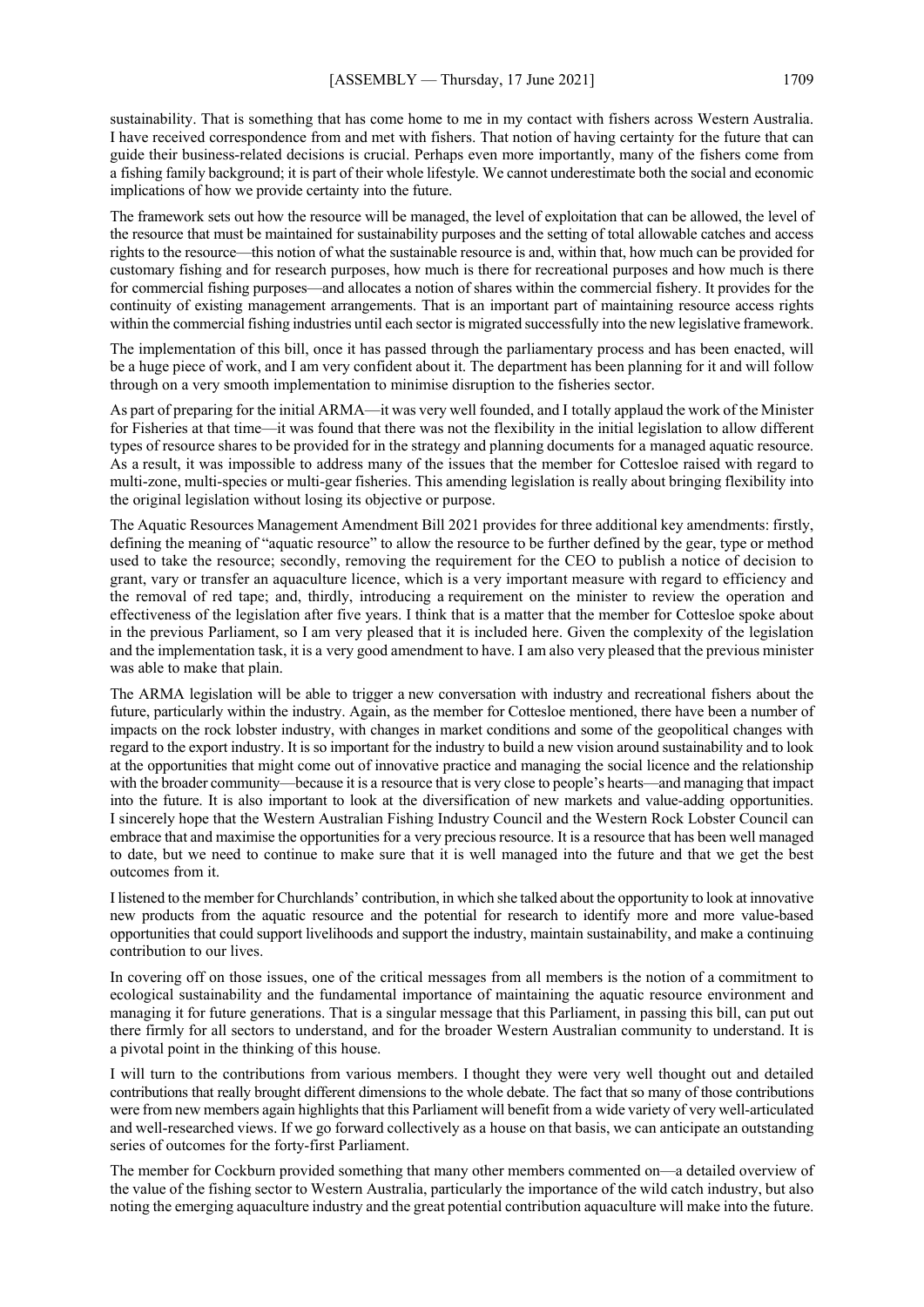sustainability. That is something that has come home to me in my contact with fishers across Western Australia. I have received correspondence from and met with fishers. That notion of having certainty for the future that can guide their business-related decisions is crucial. Perhaps even more importantly, many of the fishers come from a fishing family background; it is part of their whole lifestyle. We cannot underestimate both the social and economic implications of how we provide certainty into the future.

The framework sets out how the resource will be managed, the level of exploitation that can be allowed, the level of the resource that must be maintained for sustainability purposes and the setting of total allowable catches and access rights to the resource—this notion of what the sustainable resource is and, within that, how much can be provided for customary fishing and for research purposes, how much is there for recreational purposes and how much is there for commercial fishing purposes—and allocates a notion of shares within the commercial fishery. It provides for the continuity of existing management arrangements. That is an important part of maintaining resource access rights within the commercial fishing industries until each sector is migrated successfully into the new legislative framework.

The implementation of this bill, once it has passed through the parliamentary process and has been enacted, will be a huge piece of work, and I am very confident about it. The department has been planning for it and will follow through on a very smooth implementation to minimise disruption to the fisheries sector.

As part of preparing for the initial ARMA—it was very well founded, and I totally applaud the work of the Minister for Fisheries at that time—it was found that there was not the flexibility in the initial legislation to allow different types of resource shares to be provided for in the strategy and planning documents for a managed aquatic resource. As a result, it was impossible to address many of the issues that the member for Cottesloe raised with regard to multi-zone, multi-species or multi-gear fisheries. This amending legislation is really about bringing flexibility into the original legislation without losing its objective or purpose.

The Aquatic Resources Management Amendment Bill 2021 provides for three additional key amendments: firstly, defining the meaning of "aquatic resource" to allow the resource to be further defined by the gear, type or method used to take the resource; secondly, removing the requirement for the CEO to publish a notice of decision to grant, vary or transfer an aquaculture licence, which is a very important measure with regard to efficiency and the removal of red tape; and, thirdly, introducing a requirement on the minister to review the operation and effectiveness of the legislation after five years. I think that is a matter that the member for Cottesloe spoke about in the previous Parliament, so I am very pleased that it is included here. Given the complexity of the legislation and the implementation task, it is a very good amendment to have. I am also very pleased that the previous minister was able to make that plain.

The ARMA legislation will be able to trigger a new conversation with industry and recreational fishers about the future, particularly within the industry. Again, as the member for Cottesloe mentioned, there have been a number of impacts on the rock lobster industry, with changes in market conditions and some of the geopolitical changes with regard to the export industry. It is so important for the industry to build a new vision around sustainability and to look at the opportunities that might come out of innovative practice and managing the social licence and the relationship with the broader community—because it is a resource that is very close to people's hearts—and managing that impact into the future. It is also important to look at the diversification of new markets and value-adding opportunities. I sincerely hope that the Western Australian Fishing Industry Council and the Western Rock Lobster Council can embrace that and maximise the opportunities for a very precious resource. It is a resource that has been well managed to date, but we need to continue to make sure that it is well managed into the future and that we get the best outcomes from it.

I listened to the member for Churchlands' contribution, in which she talked about the opportunity to look at innovative new products from the aquatic resource and the potential for research to identify more and more value-based opportunities that could support livelihoods and support the industry, maintain sustainability, and make a continuing contribution to our lives.

In covering off on those issues, one of the critical messages from all members is the notion of a commitment to ecological sustainability and the fundamental importance of maintaining the aquatic resource environment and managing it for future generations. That is a singular message that this Parliament, in passing this bill, can put out there firmly for all sectors to understand, and for the broader Western Australian community to understand. It is a pivotal point in the thinking of this house.

I will turn to the contributions from various members. I thought they were very well thought out and detailed contributions that really brought different dimensions to the whole debate. The fact that so many of those contributions were from new members again highlights that this Parliament will benefit from a wide variety of very well-articulated and well-researched views. If we go forward collectively as a house on that basis, we can anticipate an outstanding series of outcomes for the forty-first Parliament.

The member for Cockburn provided something that many other members commented on—a detailed overview of the value of the fishing sector to Western Australia, particularly the importance of the wild catch industry, but also noting the emerging aquaculture industry and the great potential contribution aquaculture will make into the future.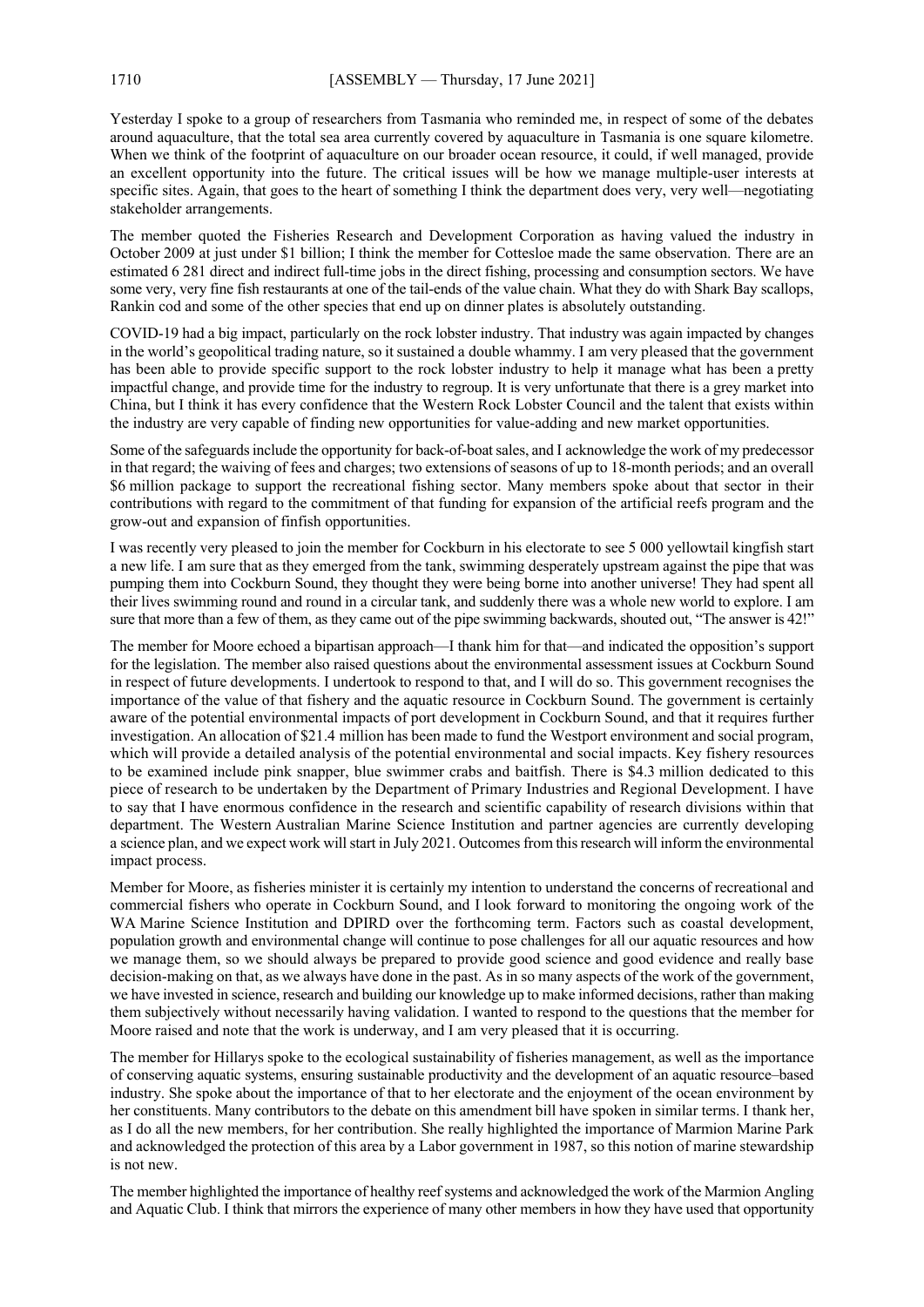Yesterday I spoke to a group of researchers from Tasmania who reminded me, in respect of some of the debates around aquaculture, that the total sea area currently covered by aquaculture in Tasmania is one square kilometre. When we think of the footprint of aquaculture on our broader ocean resource, it could, if well managed, provide an excellent opportunity into the future. The critical issues will be how we manage multiple-user interests at specific sites. Again, that goes to the heart of something I think the department does very, very well—negotiating stakeholder arrangements.

The member quoted the Fisheries Research and Development Corporation as having valued the industry in October 2009 at just under $1 billion; I think the member for Cottesloe made the same observation. There are an estimated 6 281 direct and indirect full-time jobs in the direct fishing, processing and consumption sectors. We have some very, very fine fish restaurants at one of the tail-ends of the value chain. What they do with Shark Bay scallops, Rankin cod and some of the other species that end up on dinner plates is absolutely outstanding.

COVID-19 had a big impact, particularly on the rock lobster industry. That industry was again impacted by changes in the world's geopolitical trading nature, so it sustained a double whammy. I am very pleased that the government has been able to provide specific support to the rock lobster industry to help it manage what has been a pretty impactful change, and provide time for the industry to regroup. It is very unfortunate that there is a grey market into China, but I think it has every confidence that the Western Rock Lobster Council and the talent that exists within the industry are very capable of finding new opportunities for value-adding and new market opportunities.

Some of the safeguards include the opportunity for back-of-boat sales, and I acknowledge the work of my predecessor in that regard; the waiving of fees and charges; two extensions of seasons of up to 18-month periods; and an overall $6 million package to support the recreational fishing sector. Many members spoke about that sector in their contributions with regard to the commitment of that funding for expansion of the artificial reefs program and the grow-out and expansion of finfish opportunities.

I was recently very pleased to join the member for Cockburn in his electorate to see 5 000 yellowtail kingfish start a new life. I am sure that as they emerged from the tank, swimming desperately upstream against the pipe that was pumping them into Cockburn Sound, they thought they were being borne into another universe! They had spent all their lives swimming round and round in a circular tank, and suddenly there was a whole new world to explore. I am sure that more than a few of them, as they came out of the pipe swimming backwards, shouted out, "The answer is 42!"

The member for Moore echoed a bipartisan approach—I thank him for that—and indicated the opposition's support for the legislation. The member also raised questions about the environmental assessment issues at Cockburn Sound in respect of future developments. I undertook to respond to that, and I will do so. This government recognises the importance of the value of that fishery and the aquatic resource in Cockburn Sound. The government is certainly aware of the potential environmental impacts of port development in Cockburn Sound, and that it requires further investigation. An allocation of $21.4 million has been made to fund the Westport environment and social program, which will provide a detailed analysis of the potential environmental and social impacts. Key fishery resources to be examined include pink snapper, blue swimmer crabs and baitfish. There is $4.3 million dedicated to this piece of research to be undertaken by the Department of Primary Industries and Regional Development. I have to say that I have enormous confidence in the research and scientific capability of research divisions within that department. The Western Australian Marine Science Institution and partner agencies are currently developing a science plan, and we expect work will start in July 2021. Outcomes from this research will inform the environmental impact process.

Member for Moore, as fisheries minister it is certainly my intention to understand the concerns of recreational and commercial fishers who operate in Cockburn Sound, and I look forward to monitoring the ongoing work of the WA Marine Science Institution and DPIRD over the forthcoming term. Factors such as coastal development, population growth and environmental change will continue to pose challenges for all our aquatic resources and how we manage them, so we should always be prepared to provide good science and good evidence and really base decision-making on that, as we always have done in the past. As in so many aspects of the work of the government, we have invested in science, research and building our knowledge up to make informed decisions, rather than making them subjectively without necessarily having validation. I wanted to respond to the questions that the member for Moore raised and note that the work is underway, and I am very pleased that it is occurring.

The member for Hillarys spoke to the ecological sustainability of fisheries management, as well as the importance of conserving aquatic systems, ensuring sustainable productivity and the development of an aquatic resource–based industry. She spoke about the importance of that to her electorate and the enjoyment of the ocean environment by her constituents. Many contributors to the debate on this amendment bill have spoken in similar terms. I thank her, as I do all the new members, for her contribution. She really highlighted the importance of Marmion Marine Park and acknowledged the protection of this area by a Labor government in 1987, so this notion of marine stewardship is not new.

The member highlighted the importance of healthy reef systems and acknowledged the work of the Marmion Angling and Aquatic Club. I think that mirrors the experience of many other members in how they have used that opportunity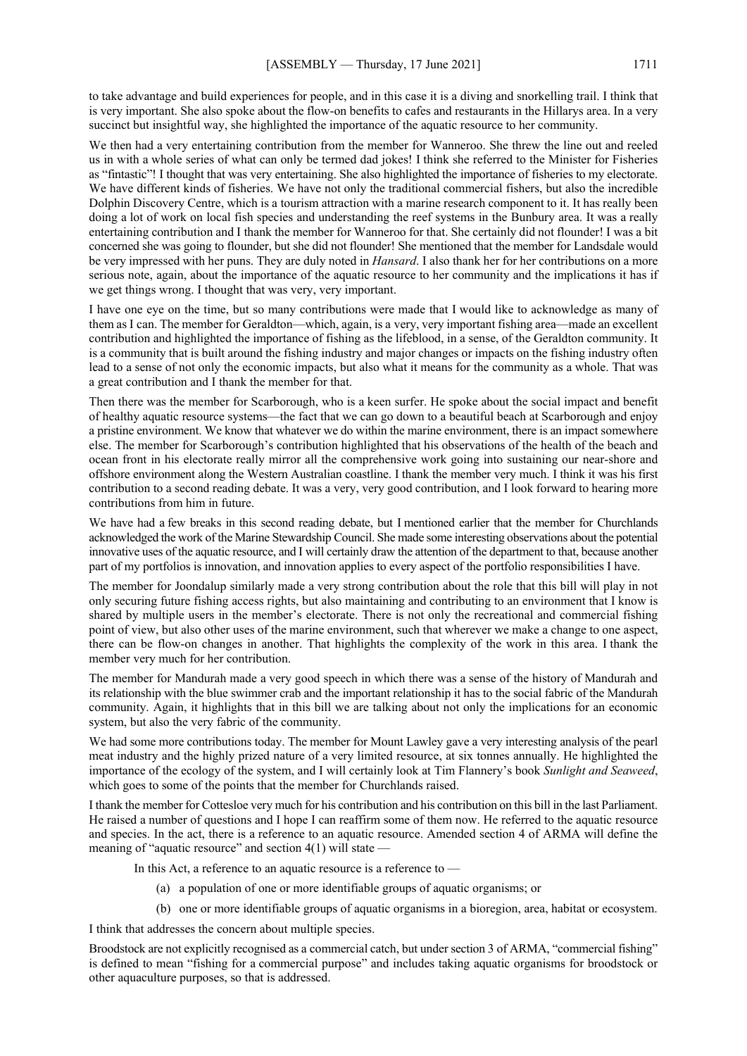to take advantage and build experiences for people, and in this case it is a diving and snorkelling trail. I think that is very important. She also spoke about the flow-on benefits to cafes and restaurants in the Hillarys area. In a very succinct but insightful way, she highlighted the importance of the aquatic resource to her community.

We then had a very entertaining contribution from the member for Wanneroo. She threw the line out and reeled us in with a whole series of what can only be termed dad jokes! I think she referred to the Minister for Fisheries as "fintastic"! I thought that was very entertaining. She also highlighted the importance of fisheries to my electorate. We have different kinds of fisheries. We have not only the traditional commercial fishers, but also the incredible Dolphin Discovery Centre, which is a tourism attraction with a marine research component to it. It has really been doing a lot of work on local fish species and understanding the reef systems in the Bunbury area. It was a really entertaining contribution and I thank the member for Wanneroo for that. She certainly did not flounder! I was a bit concerned she was going to flounder, but she did not flounder! She mentioned that the member for Landsdale would be very impressed with her puns. They are duly noted in *Hansard*. I also thank her for her contributions on a more serious note, again, about the importance of the aquatic resource to her community and the implications it has if we get things wrong. I thought that was very, very important.

I have one eye on the time, but so many contributions were made that I would like to acknowledge as many of them as I can. The member for Geraldton—which, again, is a very, very important fishing area—made an excellent contribution and highlighted the importance of fishing as the lifeblood, in a sense, of the Geraldton community. It is a community that is built around the fishing industry and major changes or impacts on the fishing industry often lead to a sense of not only the economic impacts, but also what it means for the community as a whole. That was a great contribution and I thank the member for that.

Then there was the member for Scarborough, who is a keen surfer. He spoke about the social impact and benefit of healthy aquatic resource systems—the fact that we can go down to a beautiful beach at Scarborough and enjoy a pristine environment. We know that whatever we do within the marine environment, there is an impact somewhere else. The member for Scarborough's contribution highlighted that his observations of the health of the beach and ocean front in his electorate really mirror all the comprehensive work going into sustaining our near-shore and offshore environment along the Western Australian coastline. I thank the member very much. I think it was his first contribution to a second reading debate. It was a very, very good contribution, and I look forward to hearing more contributions from him in future.

We have had a few breaks in this second reading debate, but I mentioned earlier that the member for Churchlands acknowledged the work of the Marine Stewardship Council. She made some interesting observations about the potential innovative uses of the aquatic resource, and I will certainly draw the attention of the department to that, because another part of my portfolios is innovation, and innovation applies to every aspect of the portfolio responsibilities I have.

The member for Joondalup similarly made a very strong contribution about the role that this bill will play in not only securing future fishing access rights, but also maintaining and contributing to an environment that I know is shared by multiple users in the member's electorate. There is not only the recreational and commercial fishing point of view, but also other uses of the marine environment, such that wherever we make a change to one aspect, there can be flow-on changes in another. That highlights the complexity of the work in this area. I thank the member very much for her contribution.

The member for Mandurah made a very good speech in which there was a sense of the history of Mandurah and its relationship with the blue swimmer crab and the important relationship it has to the social fabric of the Mandurah community. Again, it highlights that in this bill we are talking about not only the implications for an economic system, but also the very fabric of the community.

We had some more contributions today. The member for Mount Lawley gave a very interesting analysis of the pearl meat industry and the highly prized nature of a very limited resource, at six tonnes annually. He highlighted the importance of the ecology of the system, and I will certainly look at Tim Flannery's book *Sunlight and Seaweed*, which goes to some of the points that the member for Churchlands raised.

I thank the member for Cottesloe very much for his contribution and his contribution on this bill in the last Parliament. He raised a number of questions and I hope I can reaffirm some of them now. He referred to the aquatic resource and species. In the act, there is a reference to an aquatic resource. Amended section 4 of ARMA will define the meaning of "aquatic resource" and section 4(1) will state —

> In this Act, a reference to an aquatic resource is a reference to —
>
> (a) a population of one or more identifiable groups of aquatic organisms; or
>
> (b) one or more identifiable groups of aquatic organisms in a bioregion, area, habitat or ecosystem.

I think that addresses the concern about multiple species.

Broodstock are not explicitly recognised as a commercial catch, but under section 3 of ARMA, "commercial fishing" is defined to mean "fishing for a commercial purpose" and includes taking aquatic organisms for broodstock or other aquaculture purposes, so that is addressed.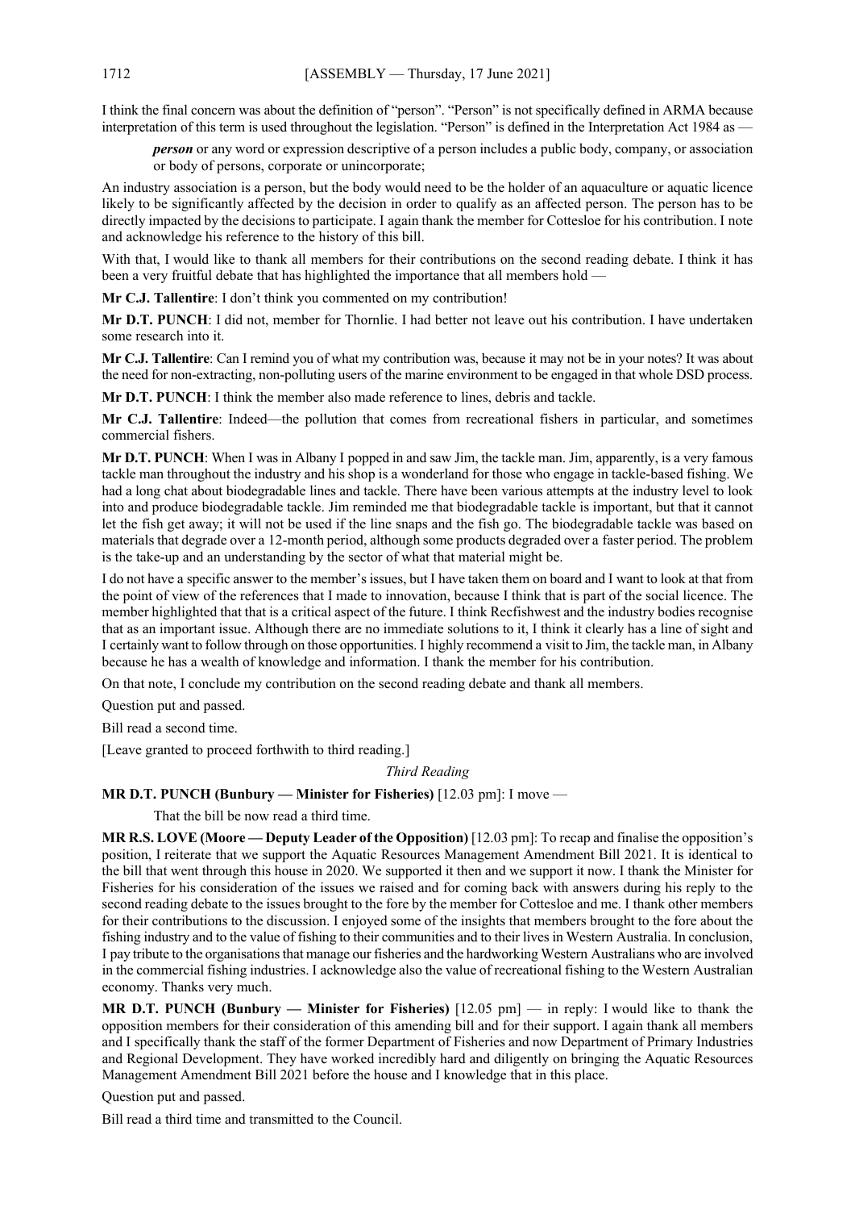I think the final concern was about the definition of "person". "Person" is not specifically defined in ARMA because interpretation of this term is used throughout the legislation. "Person" is defined in the Interpretation Act 1984 as —

> ***person*** or any word or expression descriptive of a person includes a public body, company, or association or body of persons, corporate or unincorporate;

An industry association is a person, but the body would need to be the holder of an aquaculture or aquatic licence likely to be significantly affected by the decision in order to qualify as an affected person. The person has to be directly impacted by the decisions to participate. I again thank the member for Cottesloe for his contribution. I note and acknowledge his reference to the history of this bill.

With that, I would like to thank all members for their contributions on the second reading debate. I think it has been a very fruitful debate that has highlighted the importance that all members hold —

**Mr C.J. Tallentire**: I don't think you commented on my contribution!

**Mr D.T. PUNCH**: I did not, member for Thornlie. I had better not leave out his contribution. I have undertaken some research into it.

**Mr C.J. Tallentire**: Can I remind you of what my contribution was, because it may not be in your notes? It was about the need for non-extracting, non-polluting users of the marine environment to be engaged in that whole DSD process.

**Mr D.T. PUNCH**: I think the member also made reference to lines, debris and tackle.

**Mr C.J. Tallentire**: Indeed—the pollution that comes from recreational fishers in particular, and sometimes commercial fishers.

**Mr D.T. PUNCH**: When I was in Albany I popped in and saw Jim, the tackle man. Jim, apparently, is a very famous tackle man throughout the industry and his shop is a wonderland for those who engage in tackle-based fishing. We had a long chat about biodegradable lines and tackle. There have been various attempts at the industry level to look into and produce biodegradable tackle. Jim reminded me that biodegradable tackle is important, but that it cannot let the fish get away; it will not be used if the line snaps and the fish go. The biodegradable tackle was based on materials that degrade over a 12-month period, although some products degraded over a faster period. The problem is the take-up and an understanding by the sector of what that material might be.

I do not have a specific answer to the member's issues, but I have taken them on board and I want to look at that from the point of view of the references that I made to innovation, because I think that is part of the social licence. The member highlighted that that is a critical aspect of the future. I think Recfishwest and the industry bodies recognise that as an important issue. Although there are no immediate solutions to it, I think it clearly has a line of sight and I certainly want to follow through on those opportunities. I highly recommend a visit to Jim, the tackle man, in Albany because he has a wealth of knowledge and information. I thank the member for his contribution.

On that note, I conclude my contribution on the second reading debate and thank all members.

Question put and passed.

Bill read a second time.

[Leave granted to proceed forthwith to third reading.]

### *Third Reading*

**MR D.T. PUNCH (Bunbury — Minister for Fisheries)** [12.03 pm]: I move —

> That the bill be now read a third time.

**MR R.S. LOVE (Moore — Deputy Leader of the Opposition)** [12.03 pm]: To recap and finalise the opposition's position, I reiterate that we support the Aquatic Resources Management Amendment Bill 2021. It is identical to the bill that went through this house in 2020. We supported it then and we support it now. I thank the Minister for Fisheries for his consideration of the issues we raised and for coming back with answers during his reply to the second reading debate to the issues brought to the fore by the member for Cottesloe and me. I thank other members for their contributions to the discussion. I enjoyed some of the insights that members brought to the fore about the fishing industry and to the value of fishing to their communities and to their lives in Western Australia. In conclusion, I pay tribute to the organisations that manage our fisheries and the hardworking Western Australians who are involved in the commercial fishing industries. I acknowledge also the value of recreational fishing to the Western Australian economy. Thanks very much.

**MR D.T. PUNCH (Bunbury — Minister for Fisheries)** [12.05 pm] — in reply: I would like to thank the opposition members for their consideration of this amending bill and for their support. I again thank all members and I specifically thank the staff of the former Department of Fisheries and now Department of Primary Industries and Regional Development. They have worked incredibly hard and diligently on bringing the Aquatic Resources Management Amendment Bill 2021 before the house and I knowledge that in this place.

Question put and passed.

Bill read a third time and transmitted to the Council.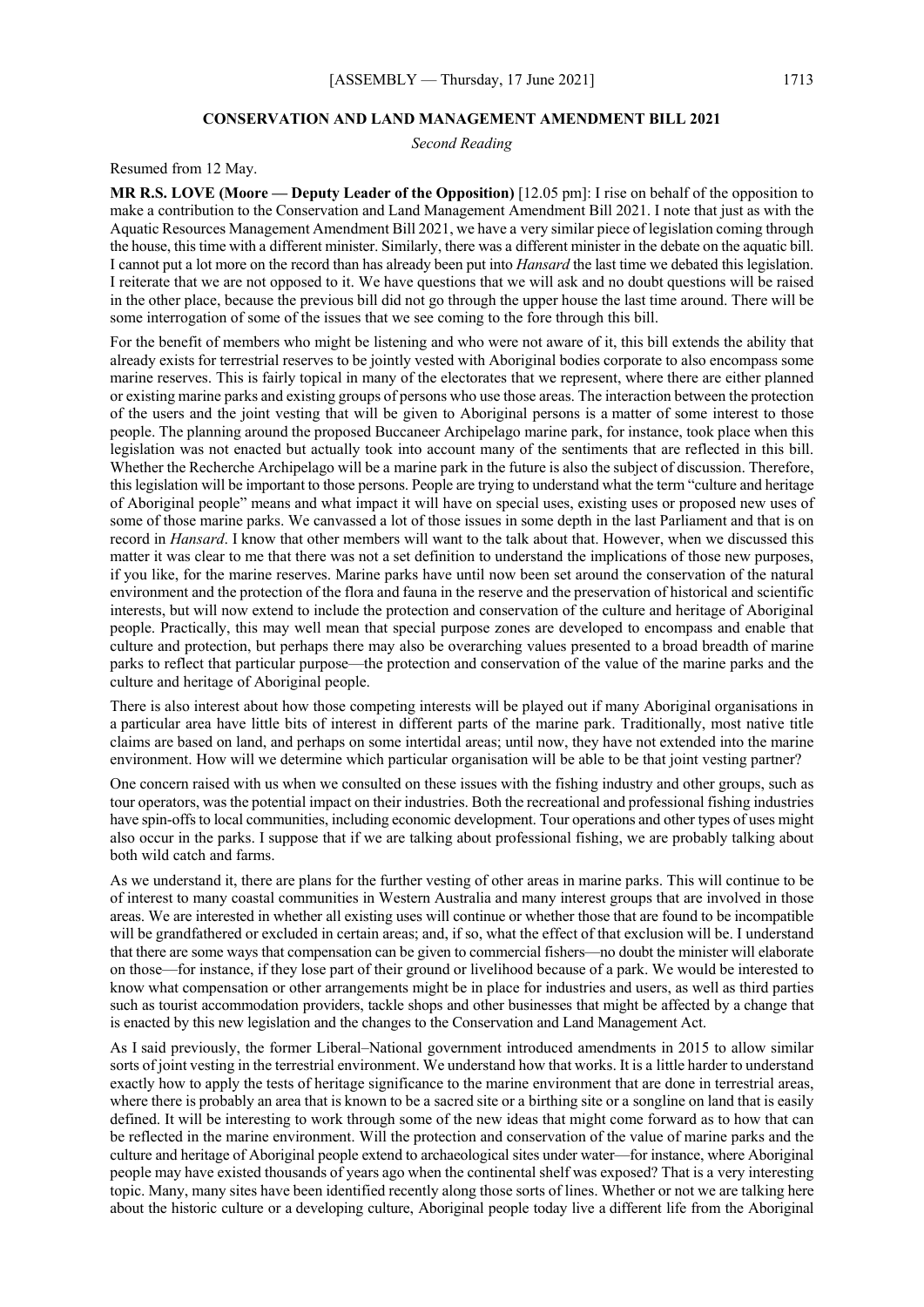## CONSERVATION AND LAND MANAGEMENT AMENDMENT BILL 2021

*Second Reading*

Resumed from 12 May.

**MR R.S. LOVE (Moore — Deputy Leader of the Opposition)** [12.05 pm]: I rise on behalf of the opposition to make a contribution to the Conservation and Land Management Amendment Bill 2021. I note that just as with the Aquatic Resources Management Amendment Bill 2021, we have a very similar piece of legislation coming through the house, this time with a different minister. Similarly, there was a different minister in the debate on the aquatic bill. I cannot put a lot more on the record than has already been put into *Hansard* the last time we debated this legislation. I reiterate that we are not opposed to it. We have questions that we will ask and no doubt questions will be raised in the other place, because the previous bill did not go through the upper house the last time around. There will be some interrogation of some of the issues that we see coming to the fore through this bill.

For the benefit of members who might be listening and who were not aware of it, this bill extends the ability that already exists for terrestrial reserves to be jointly vested with Aboriginal bodies corporate to also encompass some marine reserves. This is fairly topical in many of the electorates that we represent, where there are either planned or existing marine parks and existing groups of persons who use those areas. The interaction between the protection of the users and the joint vesting that will be given to Aboriginal persons is a matter of some interest to those people. The planning around the proposed Buccaneer Archipelago marine park, for instance, took place when this legislation was not enacted but actually took into account many of the sentiments that are reflected in this bill. Whether the Recherche Archipelago will be a marine park in the future is also the subject of discussion. Therefore, this legislation will be important to those persons. People are trying to understand what the term "culture and heritage of Aboriginal people" means and what impact it will have on special uses, existing uses or proposed new uses of some of those marine parks. We canvassed a lot of those issues in some depth in the last Parliament and that is on record in *Hansard*. I know that other members will want to the talk about that. However, when we discussed this matter it was clear to me that there was not a set definition to understand the implications of those new purposes, if you like, for the marine reserves. Marine parks have until now been set around the conservation of the natural environment and the protection of the flora and fauna in the reserve and the preservation of historical and scientific interests, but will now extend to include the protection and conservation of the culture and heritage of Aboriginal people. Practically, this may well mean that special purpose zones are developed to encompass and enable that culture and protection, but perhaps there may also be overarching values presented to a broad breadth of marine parks to reflect that particular purpose—the protection and conservation of the value of the marine parks and the culture and heritage of Aboriginal people.

There is also interest about how those competing interests will be played out if many Aboriginal organisations in a particular area have little bits of interest in different parts of the marine park. Traditionally, most native title claims are based on land, and perhaps on some intertidal areas; until now, they have not extended into the marine environment. How will we determine which particular organisation will be able to be that joint vesting partner?

One concern raised with us when we consulted on these issues with the fishing industry and other groups, such as tour operators, was the potential impact on their industries. Both the recreational and professional fishing industries have spin-offs to local communities, including economic development. Tour operations and other types of uses might also occur in the parks. I suppose that if we are talking about professional fishing, we are probably talking about both wild catch and farms.

As we understand it, there are plans for the further vesting of other areas in marine parks. This will continue to be of interest to many coastal communities in Western Australia and many interest groups that are involved in those areas. We are interested in whether all existing uses will continue or whether those that are found to be incompatible will be grandfathered or excluded in certain areas; and, if so, what the effect of that exclusion will be. I understand that there are some ways that compensation can be given to commercial fishers—no doubt the minister will elaborate on those—for instance, if they lose part of their ground or livelihood because of a park. We would be interested to know what compensation or other arrangements might be in place for industries and users, as well as third parties such as tourist accommodation providers, tackle shops and other businesses that might be affected by a change that is enacted by this new legislation and the changes to the Conservation and Land Management Act.

As I said previously, the former Liberal–National government introduced amendments in 2015 to allow similar sorts of joint vesting in the terrestrial environment. We understand how that works. It is a little harder to understand exactly how to apply the tests of heritage significance to the marine environment that are done in terrestrial areas, where there is probably an area that is known to be a sacred site or a birthing site or a songline on land that is easily defined. It will be interesting to work through some of the new ideas that might come forward as to how that can be reflected in the marine environment. Will the protection and conservation of the value of marine parks and the culture and heritage of Aboriginal people extend to archaeological sites under water—for instance, where Aboriginal people may have existed thousands of years ago when the continental shelf was exposed? That is a very interesting topic. Many, many sites have been identified recently along those sorts of lines. Whether or not we are talking here about the historic culture or a developing culture, Aboriginal people today live a different life from the Aboriginal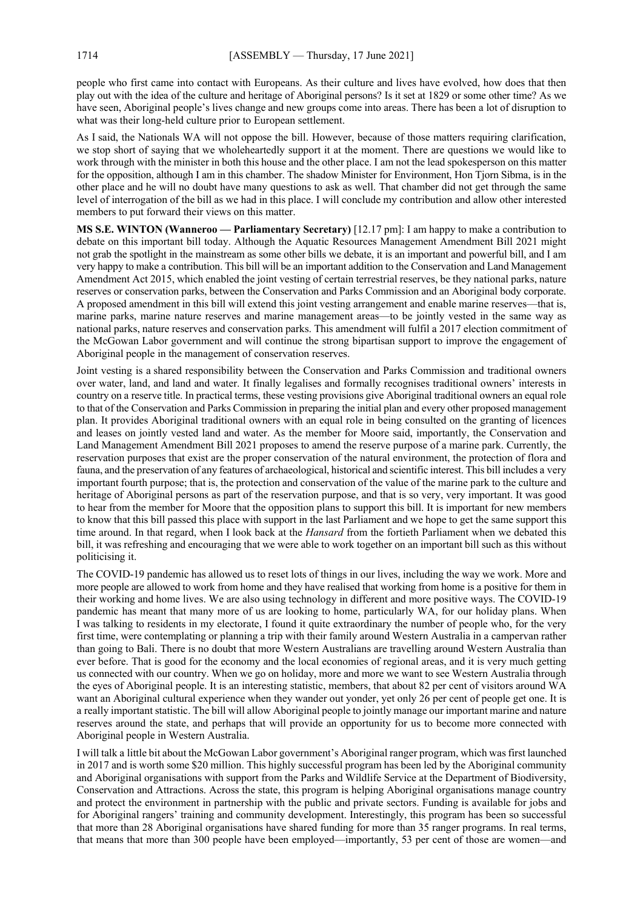people who first came into contact with Europeans. As their culture and lives have evolved, how does that then play out with the idea of the culture and heritage of Aboriginal persons? Is it set at 1829 or some other time? As we have seen, Aboriginal people's lives change and new groups come into areas. There has been a lot of disruption to what was their long-held culture prior to European settlement.

As I said, the Nationals WA will not oppose the bill. However, because of those matters requiring clarification, we stop short of saying that we wholeheartedly support it at the moment. There are questions we would like to work through with the minister in both this house and the other place. I am not the lead spokesperson on this matter for the opposition, although I am in this chamber. The shadow Minister for Environment, Hon Tjorn Sibma, is in the other place and he will no doubt have many questions to ask as well. That chamber did not get through the same level of interrogation of the bill as we had in this place. I will conclude my contribution and allow other interested members to put forward their views on this matter.

**MS S.E. WINTON (Wanneroo — Parliamentary Secretary)** [12.17 pm]: I am happy to make a contribution to debate on this important bill today. Although the Aquatic Resources Management Amendment Bill 2021 might not grab the spotlight in the mainstream as some other bills we debate, it is an important and powerful bill, and I am very happy to make a contribution. This bill will be an important addition to the Conservation and Land Management Amendment Act 2015, which enabled the joint vesting of certain terrestrial reserves, be they national parks, nature reserves or conservation parks, between the Conservation and Parks Commission and an Aboriginal body corporate. A proposed amendment in this bill will extend this joint vesting arrangement and enable marine reserves—that is, marine parks, marine nature reserves and marine management areas—to be jointly vested in the same way as national parks, nature reserves and conservation parks. This amendment will fulfil a 2017 election commitment of the McGowan Labor government and will continue the strong bipartisan support to improve the engagement of Aboriginal people in the management of conservation reserves.

Joint vesting is a shared responsibility between the Conservation and Parks Commission and traditional owners over water, land, and land and water. It finally legalises and formally recognises traditional owners' interests in country on a reserve title. In practical terms, these vesting provisions give Aboriginal traditional owners an equal role to that of the Conservation and Parks Commission in preparing the initial plan and every other proposed management plan. It provides Aboriginal traditional owners with an equal role in being consulted on the granting of licences and leases on jointly vested land and water. As the member for Moore said, importantly, the Conservation and Land Management Amendment Bill 2021 proposes to amend the reserve purpose of a marine park. Currently, the reservation purposes that exist are the proper conservation of the natural environment, the protection of flora and fauna, and the preservation of any features of archaeological, historical and scientific interest. This bill includes a very important fourth purpose; that is, the protection and conservation of the value of the marine park to the culture and heritage of Aboriginal persons as part of the reservation purpose, and that is so very, very important. It was good to hear from the member for Moore that the opposition plans to support this bill. It is important for new members to know that this bill passed this place with support in the last Parliament and we hope to get the same support this time around. In that regard, when I look back at the *Hansard* from the fortieth Parliament when we debated this bill, it was refreshing and encouraging that we were able to work together on an important bill such as this without politicising it.

The COVID-19 pandemic has allowed us to reset lots of things in our lives, including the way we work. More and more people are allowed to work from home and they have realised that working from home is a positive for them in their working and home lives. We are also using technology in different and more positive ways. The COVID-19 pandemic has meant that many more of us are looking to home, particularly WA, for our holiday plans. When I was talking to residents in my electorate, I found it quite extraordinary the number of people who, for the very first time, were contemplating or planning a trip with their family around Western Australia in a campervan rather than going to Bali. There is no doubt that more Western Australians are travelling around Western Australia than ever before. That is good for the economy and the local economies of regional areas, and it is very much getting us connected with our country. When we go on holiday, more and more we want to see Western Australia through the eyes of Aboriginal people. It is an interesting statistic, members, that about 82 per cent of visitors around WA want an Aboriginal cultural experience when they wander out yonder, yet only 26 per cent of people get one. It is a really important statistic. The bill will allow Aboriginal people to jointly manage our important marine and nature reserves around the state, and perhaps that will provide an opportunity for us to become more connected with Aboriginal people in Western Australia.

I will talk a little bit about the McGowan Labor government's Aboriginal ranger program, which was first launched in 2017 and is worth some $20 million. This highly successful program has been led by the Aboriginal community and Aboriginal organisations with support from the Parks and Wildlife Service at the Department of Biodiversity, Conservation and Attractions. Across the state, this program is helping Aboriginal organisations manage country and protect the environment in partnership with the public and private sectors. Funding is available for jobs and for Aboriginal rangers' training and community development. Interestingly, this program has been so successful that more than 28 Aboriginal organisations have shared funding for more than 35 ranger programs. In real terms, that means that more than 300 people have been employed—importantly, 53 per cent of those are women—and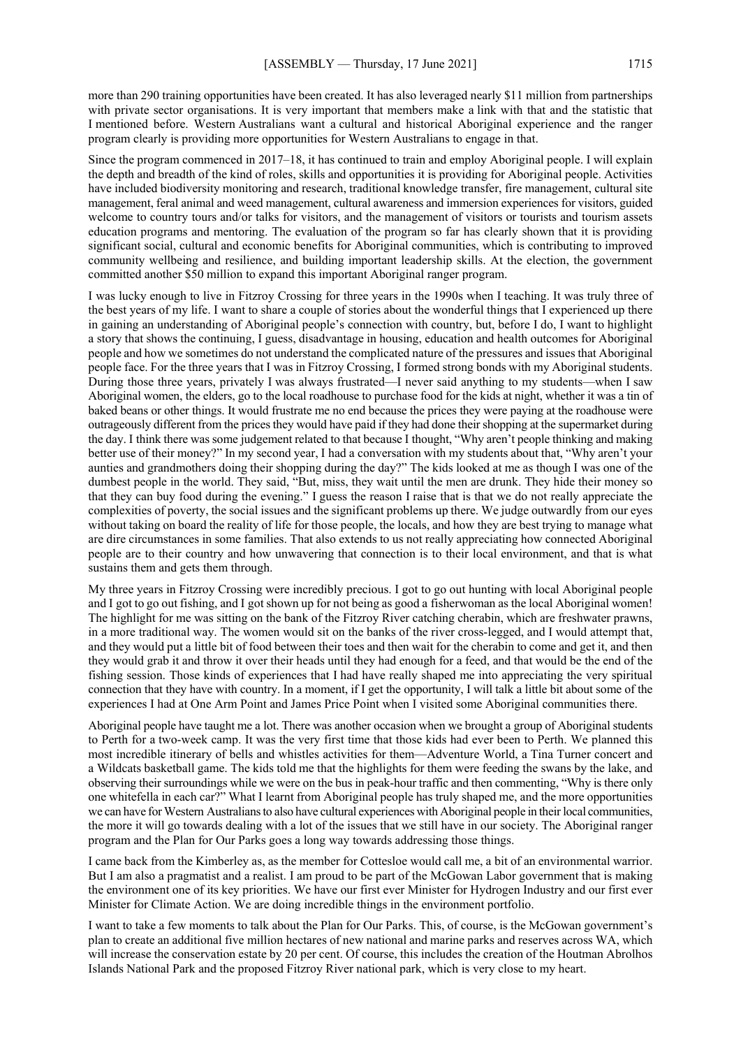more than 290 training opportunities have been created. It has also leveraged nearly $11 million from partnerships with private sector organisations. It is very important that members make a link with that and the statistic that I mentioned before. Western Australians want a cultural and historical Aboriginal experience and the ranger program clearly is providing more opportunities for Western Australians to engage in that.

Since the program commenced in 2017–18, it has continued to train and employ Aboriginal people. I will explain the depth and breadth of the kind of roles, skills and opportunities it is providing for Aboriginal people. Activities have included biodiversity monitoring and research, traditional knowledge transfer, fire management, cultural site management, feral animal and weed management, cultural awareness and immersion experiences for visitors, guided welcome to country tours and/or talks for visitors, and the management of visitors or tourists and tourism assets education programs and mentoring. The evaluation of the program so far has clearly shown that it is providing significant social, cultural and economic benefits for Aboriginal communities, which is contributing to improved community wellbeing and resilience, and building important leadership skills. At the election, the government committed another $50 million to expand this important Aboriginal ranger program.

I was lucky enough to live in Fitzroy Crossing for three years in the 1990s when I teaching. It was truly three of the best years of my life. I want to share a couple of stories about the wonderful things that I experienced up there in gaining an understanding of Aboriginal people's connection with country, but, before I do, I want to highlight a story that shows the continuing, I guess, disadvantage in housing, education and health outcomes for Aboriginal people and how we sometimes do not understand the complicated nature of the pressures and issues that Aboriginal people face. For the three years that I was in Fitzroy Crossing, I formed strong bonds with my Aboriginal students. During those three years, privately I was always frustrated—I never said anything to my students—when I saw Aboriginal women, the elders, go to the local roadhouse to purchase food for the kids at night, whether it was a tin of baked beans or other things. It would frustrate me no end because the prices they were paying at the roadhouse were outrageously different from the prices they would have paid if they had done their shopping at the supermarket during the day. I think there was some judgement related to that because I thought, "Why aren't people thinking and making better use of their money?" In my second year, I had a conversation with my students about that, "Why aren't your aunties and grandmothers doing their shopping during the day?" The kids looked at me as though I was one of the dumbest people in the world. They said, "But, miss, they wait until the men are drunk. They hide their money so that they can buy food during the evening." I guess the reason I raise that is that we do not really appreciate the complexities of poverty, the social issues and the significant problems up there. We judge outwardly from our eyes without taking on board the reality of life for those people, the locals, and how they are best trying to manage what are dire circumstances in some families. That also extends to us not really appreciating how connected Aboriginal people are to their country and how unwavering that connection is to their local environment, and that is what sustains them and gets them through.

My three years in Fitzroy Crossing were incredibly precious. I got to go out hunting with local Aboriginal people and I got to go out fishing, and I got shown up for not being as good a fisherwoman as the local Aboriginal women! The highlight for me was sitting on the bank of the Fitzroy River catching cherabin, which are freshwater prawns, in a more traditional way. The women would sit on the banks of the river cross-legged, and I would attempt that, and they would put a little bit of food between their toes and then wait for the cherabin to come and get it, and then they would grab it and throw it over their heads until they had enough for a feed, and that would be the end of the fishing session. Those kinds of experiences that I had have really shaped me into appreciating the very spiritual connection that they have with country. In a moment, if I get the opportunity, I will talk a little bit about some of the experiences I had at One Arm Point and James Price Point when I visited some Aboriginal communities there.

Aboriginal people have taught me a lot. There was another occasion when we brought a group of Aboriginal students to Perth for a two-week camp. It was the very first time that those kids had ever been to Perth. We planned this most incredible itinerary of bells and whistles activities for them—Adventure World, a Tina Turner concert and a Wildcats basketball game. The kids told me that the highlights for them were feeding the swans by the lake, and observing their surroundings while we were on the bus in peak-hour traffic and then commenting, "Why is there only one whitefella in each car?" What I learnt from Aboriginal people has truly shaped me, and the more opportunities we can have for Western Australians to also have cultural experiences with Aboriginal people in their local communities, the more it will go towards dealing with a lot of the issues that we still have in our society. The Aboriginal ranger program and the Plan for Our Parks goes a long way towards addressing those things.

I came back from the Kimberley as, as the member for Cottesloe would call me, a bit of an environmental warrior. But I am also a pragmatist and a realist. I am proud to be part of the McGowan Labor government that is making the environment one of its key priorities. We have our first ever Minister for Hydrogen Industry and our first ever Minister for Climate Action. We are doing incredible things in the environment portfolio.

I want to take a few moments to talk about the Plan for Our Parks. This, of course, is the McGowan government's plan to create an additional five million hectares of new national and marine parks and reserves across WA, which will increase the conservation estate by 20 per cent. Of course, this includes the creation of the Houtman Abrolhos Islands National Park and the proposed Fitzroy River national park, which is very close to my heart.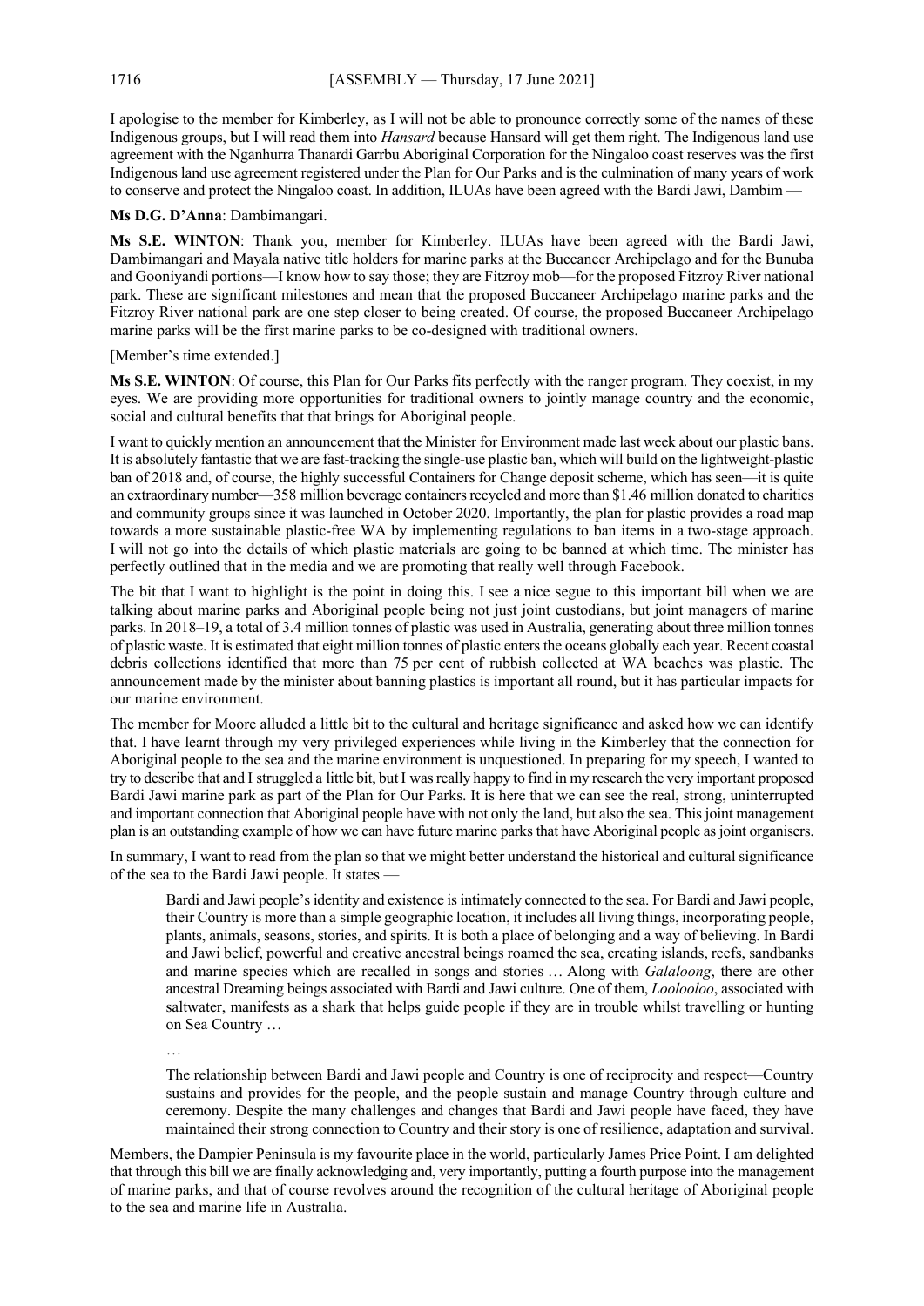I apologise to the member for Kimberley, as I will not be able to pronounce correctly some of the names of these Indigenous groups, but I will read them into *Hansard* because Hansard will get them right. The Indigenous land use agreement with the Nganhurra Thanardi Garrbu Aboriginal Corporation for the Ningaloo coast reserves was the first Indigenous land use agreement registered under the Plan for Our Parks and is the culmination of many years of work to conserve and protect the Ningaloo coast. In addition, ILUAs have been agreed with the Bardi Jawi, Dambim —

**Ms D.G. D'Anna**: Dambimangari.

**Ms S.E. WINTON**: Thank you, member for Kimberley. ILUAs have been agreed with the Bardi Jawi, Dambimangari and Mayala native title holders for marine parks at the Buccaneer Archipelago and for the Bunuba and Gooniyandi portions—I know how to say those; they are Fitzroy mob—for the proposed Fitzroy River national park. These are significant milestones and mean that the proposed Buccaneer Archipelago marine parks and the Fitzroy River national park are one step closer to being created. Of course, the proposed Buccaneer Archipelago marine parks will be the first marine parks to be co-designed with traditional owners.

[Member's time extended.]

**Ms S.E. WINTON**: Of course, this Plan for Our Parks fits perfectly with the ranger program. They coexist, in my eyes. We are providing more opportunities for traditional owners to jointly manage country and the economic, social and cultural benefits that that brings for Aboriginal people.

I want to quickly mention an announcement that the Minister for Environment made last week about our plastic bans. It is absolutely fantastic that we are fast-tracking the single-use plastic ban, which will build on the lightweight-plastic ban of 2018 and, of course, the highly successful Containers for Change deposit scheme, which has seen—it is quite an extraordinary number—358 million beverage containers recycled and more than $1.46 million donated to charities and community groups since it was launched in October 2020. Importantly, the plan for plastic provides a road map towards a more sustainable plastic-free WA by implementing regulations to ban items in a two-stage approach. I will not go into the details of which plastic materials are going to be banned at which time. The minister has perfectly outlined that in the media and we are promoting that really well through Facebook.

The bit that I want to highlight is the point in doing this. I see a nice segue to this important bill when we are talking about marine parks and Aboriginal people being not just joint custodians, but joint managers of marine parks. In 2018–19, a total of 3.4 million tonnes of plastic was used in Australia, generating about three million tonnes of plastic waste. It is estimated that eight million tonnes of plastic enters the oceans globally each year. Recent coastal debris collections identified that more than 75 per cent of rubbish collected at WA beaches was plastic. The announcement made by the minister about banning plastics is important all round, but it has particular impacts for our marine environment.

The member for Moore alluded a little bit to the cultural and heritage significance and asked how we can identify that. I have learnt through my very privileged experiences while living in the Kimberley that the connection for Aboriginal people to the sea and the marine environment is unquestioned. In preparing for my speech, I wanted to try to describe that and I struggled a little bit, but I was really happy to find in my research the very important proposed Bardi Jawi marine park as part of the Plan for Our Parks. It is here that we can see the real, strong, uninterrupted and important connection that Aboriginal people have with not only the land, but also the sea. This joint management plan is an outstanding example of how we can have future marine parks that have Aboriginal people as joint organisers.

In summary, I want to read from the plan so that we might better understand the historical and cultural significance of the sea to the Bardi Jawi people. It states —

> Bardi and Jawi people's identity and existence is intimately connected to the sea. For Bardi and Jawi people, their Country is more than a simple geographic location, it includes all living things, incorporating people, plants, animals, seasons, stories, and spirits. It is both a place of belonging and a way of believing. In Bardi and Jawi belief, powerful and creative ancestral beings roamed the sea, creating islands, reefs, sandbanks and marine species which are recalled in songs and stories … Along with *Galaloong*, there are other ancestral Dreaming beings associated with Bardi and Jawi culture. One of them, *Loolooloo*, associated with saltwater, manifests as a shark that helps guide people if they are in trouble whilst travelling or hunting on Sea Country …
>
> …
>
> The relationship between Bardi and Jawi people and Country is one of reciprocity and respect—Country sustains and provides for the people, and the people sustain and manage Country through culture and ceremony. Despite the many challenges and changes that Bardi and Jawi people have faced, they have maintained their strong connection to Country and their story is one of resilience, adaptation and survival.

Members, the Dampier Peninsula is my favourite place in the world, particularly James Price Point. I am delighted that through this bill we are finally acknowledging and, very importantly, putting a fourth purpose into the management of marine parks, and that of course revolves around the recognition of the cultural heritage of Aboriginal people to the sea and marine life in Australia.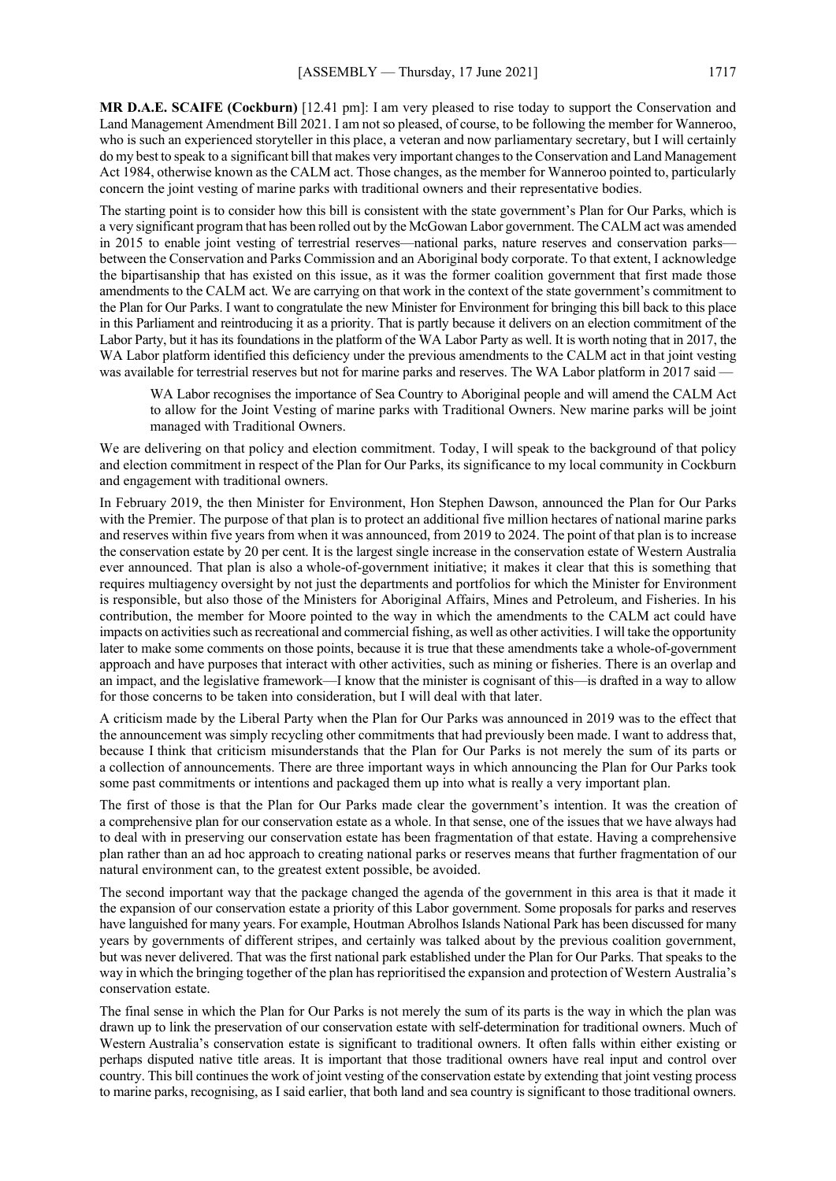**MR D.A.E. SCAIFE (Cockburn)** [12.41 pm]: I am very pleased to rise today to support the Conservation and Land Management Amendment Bill 2021. I am not so pleased, of course, to be following the member for Wanneroo, who is such an experienced storyteller in this place, a veteran and now parliamentary secretary, but I will certainly do my best to speak to a significant bill that makes very important changes to the Conservation and Land Management Act 1984, otherwise known as the CALM act. Those changes, as the member for Wanneroo pointed to, particularly concern the joint vesting of marine parks with traditional owners and their representative bodies.

The starting point is to consider how this bill is consistent with the state government's Plan for Our Parks, which is a very significant program that has been rolled out by the McGowan Labor government. The CALM act was amended in 2015 to enable joint vesting of terrestrial reserves—national parks, nature reserves and conservation parks—between the Conservation and Parks Commission and an Aboriginal body corporate. To that extent, I acknowledge the bipartisanship that has existed on this issue, as it was the former coalition government that first made those amendments to the CALM act. We are carrying on that work in the context of the state government's commitment to the Plan for Our Parks. I want to congratulate the new Minister for Environment for bringing this bill back to this place in this Parliament and reintroducing it as a priority. That is partly because it delivers on an election commitment of the Labor Party, but it has its foundations in the platform of the WA Labor Party as well. It is worth noting that in 2017, the WA Labor platform identified this deficiency under the previous amendments to the CALM act in that joint vesting was available for terrestrial reserves but not for marine parks and reserves. The WA Labor platform in 2017 said —

> WA Labor recognises the importance of Sea Country to Aboriginal people and will amend the CALM Act to allow for the Joint Vesting of marine parks with Traditional Owners. New marine parks will be joint managed with Traditional Owners.

We are delivering on that policy and election commitment. Today, I will speak to the background of that policy and election commitment in respect of the Plan for Our Parks, its significance to my local community in Cockburn and engagement with traditional owners.

In February 2019, the then Minister for Environment, Hon Stephen Dawson, announced the Plan for Our Parks with the Premier. The purpose of that plan is to protect an additional five million hectares of national marine parks and reserves within five years from when it was announced, from 2019 to 2024. The point of that plan is to increase the conservation estate by 20 per cent. It is the largest single increase in the conservation estate of Western Australia ever announced. That plan is also a whole-of-government initiative; it makes it clear that this is something that requires multiagency oversight by not just the departments and portfolios for which the Minister for Environment is responsible, but also those of the Ministers for Aboriginal Affairs, Mines and Petroleum, and Fisheries. In his contribution, the member for Moore pointed to the way in which the amendments to the CALM act could have impacts on activities such as recreational and commercial fishing, as well as other activities. I will take the opportunity later to make some comments on those points, because it is true that these amendments take a whole-of-government approach and have purposes that interact with other activities, such as mining or fisheries. There is an overlap and an impact, and the legislative framework—I know that the minister is cognisant of this—is drafted in a way to allow for those concerns to be taken into consideration, but I will deal with that later.

A criticism made by the Liberal Party when the Plan for Our Parks was announced in 2019 was to the effect that the announcement was simply recycling other commitments that had previously been made. I want to address that, because I think that criticism misunderstands that the Plan for Our Parks is not merely the sum of its parts or a collection of announcements. There are three important ways in which announcing the Plan for Our Parks took some past commitments or intentions and packaged them up into what is really a very important plan.

The first of those is that the Plan for Our Parks made clear the government's intention. It was the creation of a comprehensive plan for our conservation estate as a whole. In that sense, one of the issues that we have always had to deal with in preserving our conservation estate has been fragmentation of that estate. Having a comprehensive plan rather than an ad hoc approach to creating national parks or reserves means that further fragmentation of our natural environment can, to the greatest extent possible, be avoided.

The second important way that the package changed the agenda of the government in this area is that it made it the expansion of our conservation estate a priority of this Labor government. Some proposals for parks and reserves have languished for many years. For example, Houtman Abrolhos Islands National Park has been discussed for many years by governments of different stripes, and certainly was talked about by the previous coalition government, but was never delivered. That was the first national park established under the Plan for Our Parks. That speaks to the way in which the bringing together of the plan has reprioritised the expansion and protection of Western Australia's conservation estate.

The final sense in which the Plan for Our Parks is not merely the sum of its parts is the way in which the plan was drawn up to link the preservation of our conservation estate with self-determination for traditional owners. Much of Western Australia's conservation estate is significant to traditional owners. It often falls within either existing or perhaps disputed native title areas. It is important that those traditional owners have real input and control over country. This bill continues the work of joint vesting of the conservation estate by extending that joint vesting process to marine parks, recognising, as I said earlier, that both land and sea country is significant to those traditional owners.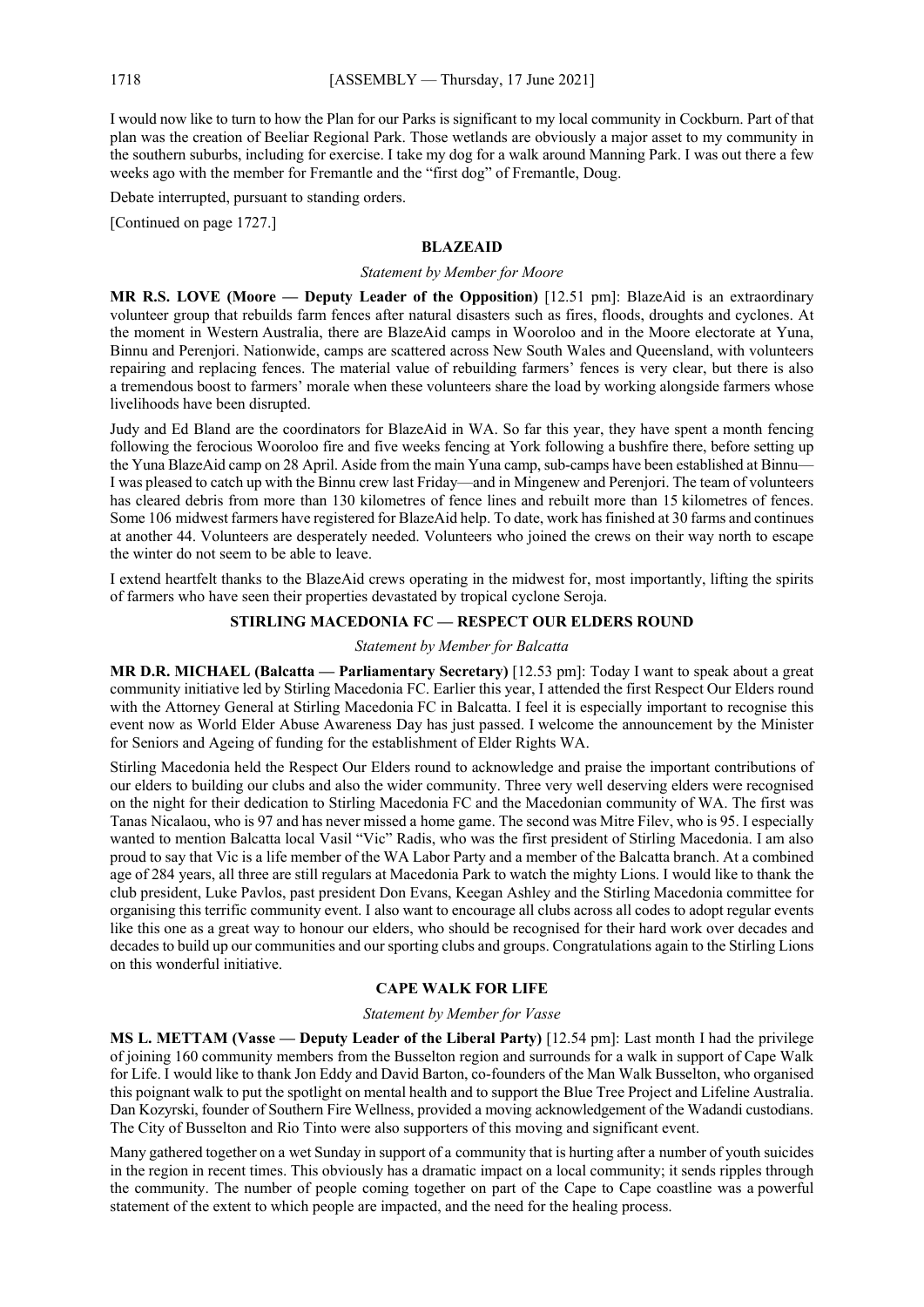I would now like to turn to how the Plan for our Parks is significant to my local community in Cockburn. Part of that plan was the creation of Beeliar Regional Park. Those wetlands are obviously a major asset to my community in the southern suburbs, including for exercise. I take my dog for a walk around Manning Park. I was out there a few weeks ago with the member for Fremantle and the "first dog" of Fremantle, Doug.

Debate interrupted, pursuant to standing orders.

[Continued on page 1727.]

## BLAZEAID

*Statement by Member for Moore*

**MR R.S. LOVE (Moore — Deputy Leader of the Opposition)** [12.51 pm]: BlazeAid is an extraordinary volunteer group that rebuilds farm fences after natural disasters such as fires, floods, droughts and cyclones. At the moment in Western Australia, there are BlazeAid camps in Wooroloo and in the Moore electorate at Yuna, Binnu and Perenjori. Nationwide, camps are scattered across New South Wales and Queensland, with volunteers repairing and replacing fences. The material value of rebuilding farmers' fences is very clear, but there is also a tremendous boost to farmers' morale when these volunteers share the load by working alongside farmers whose livelihoods have been disrupted.

Judy and Ed Bland are the coordinators for BlazeAid in WA. So far this year, they have spent a month fencing following the ferocious Wooroloo fire and five weeks fencing at York following a bushfire there, before setting up the Yuna BlazeAid camp on 28 April. Aside from the main Yuna camp, sub-camps have been established at Binnu—I was pleased to catch up with the Binnu crew last Friday—and in Mingenew and Perenjori. The team of volunteers has cleared debris from more than 130 kilometres of fence lines and rebuilt more than 15 kilometres of fences. Some 106 midwest farmers have registered for BlazeAid help. To date, work has finished at 30 farms and continues at another 44. Volunteers are desperately needed. Volunteers who joined the crews on their way north to escape the winter do not seem to be able to leave.

I extend heartfelt thanks to the BlazeAid crews operating in the midwest for, most importantly, lifting the spirits of farmers who have seen their properties devastated by tropical cyclone Seroja.

## STIRLING MACEDONIA FC — RESPECT OUR ELDERS ROUND

*Statement by Member for Balcatta*

**MR D.R. MICHAEL (Balcatta — Parliamentary Secretary)** [12.53 pm]: Today I want to speak about a great community initiative led by Stirling Macedonia FC. Earlier this year, I attended the first Respect Our Elders round with the Attorney General at Stirling Macedonia FC in Balcatta. I feel it is especially important to recognise this event now as World Elder Abuse Awareness Day has just passed. I welcome the announcement by the Minister for Seniors and Ageing of funding for the establishment of Elder Rights WA.

Stirling Macedonia held the Respect Our Elders round to acknowledge and praise the important contributions of our elders to building our clubs and also the wider community. Three very well deserving elders were recognised on the night for their dedication to Stirling Macedonia FC and the Macedonian community of WA. The first was Tanas Nicalaou, who is 97 and has never missed a home game. The second was Mitre Filev, who is 95. I especially wanted to mention Balcatta local Vasil "Vic" Radis, who was the first president of Stirling Macedonia. I am also proud to say that Vic is a life member of the WA Labor Party and a member of the Balcatta branch. At a combined age of 284 years, all three are still regulars at Macedonia Park to watch the mighty Lions. I would like to thank the club president, Luke Pavlos, past president Don Evans, Keegan Ashley and the Stirling Macedonia committee for organising this terrific community event. I also want to encourage all clubs across all codes to adopt regular events like this one as a great way to honour our elders, who should be recognised for their hard work over decades and decades to build up our communities and our sporting clubs and groups. Congratulations again to the Stirling Lions on this wonderful initiative.

## CAPE WALK FOR LIFE

*Statement by Member for Vasse*

**MS L. METTAM (Vasse — Deputy Leader of the Liberal Party)** [12.54 pm]: Last month I had the privilege of joining 160 community members from the Busselton region and surrounds for a walk in support of Cape Walk for Life. I would like to thank Jon Eddy and David Barton, co-founders of the Man Walk Busselton, who organised this poignant walk to put the spotlight on mental health and to support the Blue Tree Project and Lifeline Australia. Dan Kozyrski, founder of Southern Fire Wellness, provided a moving acknowledgement of the Wadandi custodians. The City of Busselton and Rio Tinto were also supporters of this moving and significant event.

Many gathered together on a wet Sunday in support of a community that is hurting after a number of youth suicides in the region in recent times. This obviously has a dramatic impact on a local community; it sends ripples through the community. The number of people coming together on part of the Cape to Cape coastline was a powerful statement of the extent to which people are impacted, and the need for the healing process.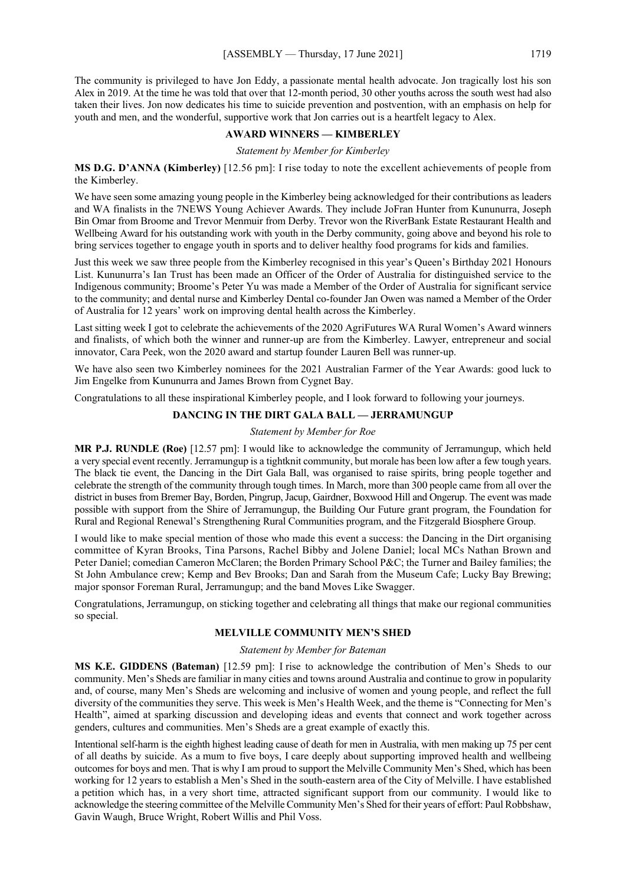The community is privileged to have Jon Eddy, a passionate mental health advocate. Jon tragically lost his son Alex in 2019. At the time he was told that over that 12-month period, 30 other youths across the south west had also taken their lives. Jon now dedicates his time to suicide prevention and postvention, with an emphasis on help for youth and men, and the wonderful, supportive work that Jon carries out is a heartfelt legacy to Alex.

## AWARD WINNERS — KIMBERLEY

*Statement by Member for Kimberley*

**MS D.G. D'ANNA (Kimberley)** [12.56 pm]: I rise today to note the excellent achievements of people from the Kimberley.

We have seen some amazing young people in the Kimberley being acknowledged for their contributions as leaders and WA finalists in the 7NEWS Young Achiever Awards. They include JoFran Hunter from Kununurra, Joseph Bin Omar from Broome and Trevor Menmuir from Derby. Trevor won the RiverBank Estate Restaurant Health and Wellbeing Award for his outstanding work with youth in the Derby community, going above and beyond his role to bring services together to engage youth in sports and to deliver healthy food programs for kids and families.

Just this week we saw three people from the Kimberley recognised in this year's Queen's Birthday 2021 Honours List. Kununurra's Ian Trust has been made an Officer of the Order of Australia for distinguished service to the Indigenous community; Broome's Peter Yu was made a Member of the Order of Australia for significant service to the community; and dental nurse and Kimberley Dental co-founder Jan Owen was named a Member of the Order of Australia for 12 years' work on improving dental health across the Kimberley.

Last sitting week I got to celebrate the achievements of the 2020 AgriFutures WA Rural Women's Award winners and finalists, of which both the winner and runner-up are from the Kimberley. Lawyer, entrepreneur and social innovator, Cara Peek, won the 2020 award and startup founder Lauren Bell was runner-up.

We have also seen two Kimberley nominees for the 2021 Australian Farmer of the Year Awards: good luck to Jim Engelke from Kununurra and James Brown from Cygnet Bay.

Congratulations to all these inspirational Kimberley people, and I look forward to following your journeys.

## DANCING IN THE DIRT GALA BALL — JERRAMUNGUP

*Statement by Member for Roe*

**MR P.J. RUNDLE (Roe)** [12.57 pm]: I would like to acknowledge the community of Jerramungup, which held a very special event recently. Jerramungup is a tightknit community, but morale has been low after a few tough years. The black tie event, the Dancing in the Dirt Gala Ball, was organised to raise spirits, bring people together and celebrate the strength of the community through tough times. In March, more than 300 people came from all over the district in buses from Bremer Bay, Borden, Pingrup, Jacup, Gairdner, Boxwood Hill and Ongerup. The event was made possible with support from the Shire of Jerramungup, the Building Our Future grant program, the Foundation for Rural and Regional Renewal's Strengthening Rural Communities program, and the Fitzgerald Biosphere Group.

I would like to make special mention of those who made this event a success: the Dancing in the Dirt organising committee of Kyran Brooks, Tina Parsons, Rachel Bibby and Jolene Daniel; local MCs Nathan Brown and Peter Daniel; comedian Cameron McClaren; the Borden Primary School P&C; the Turner and Bailey families; the St John Ambulance crew; Kemp and Bev Brooks; Dan and Sarah from the Museum Cafe; Lucky Bay Brewing; major sponsor Foreman Rural, Jerramungup; and the band Moves Like Swagger.

Congratulations, Jerramungup, on sticking together and celebrating all things that make our regional communities so special.

## MELVILLE COMMUNITY MEN'S SHED

*Statement by Member for Bateman*

**MS K.E. GIDDENS (Bateman)** [12.59 pm]: I rise to acknowledge the contribution of Men's Sheds to our community. Men's Sheds are familiar in many cities and towns around Australia and continue to grow in popularity and, of course, many Men's Sheds are welcoming and inclusive of women and young people, and reflect the full diversity of the communities they serve. This week is Men's Health Week, and the theme is "Connecting for Men's Health", aimed at sparking discussion and developing ideas and events that connect and work together across genders, cultures and communities. Men's Sheds are a great example of exactly this.

Intentional self-harm is the eighth highest leading cause of death for men in Australia, with men making up 75 per cent of all deaths by suicide. As a mum to five boys, I care deeply about supporting improved health and wellbeing outcomes for boys and men. That is why I am proud to support the Melville Community Men's Shed, which has been working for 12 years to establish a Men's Shed in the south-eastern area of the City of Melville. I have established a petition which has, in a very short time, attracted significant support from our community. I would like to acknowledge the steering committee of the Melville Community Men's Shed for their years of effort: Paul Robbshaw, Gavin Waugh, Bruce Wright, Robert Willis and Phil Voss.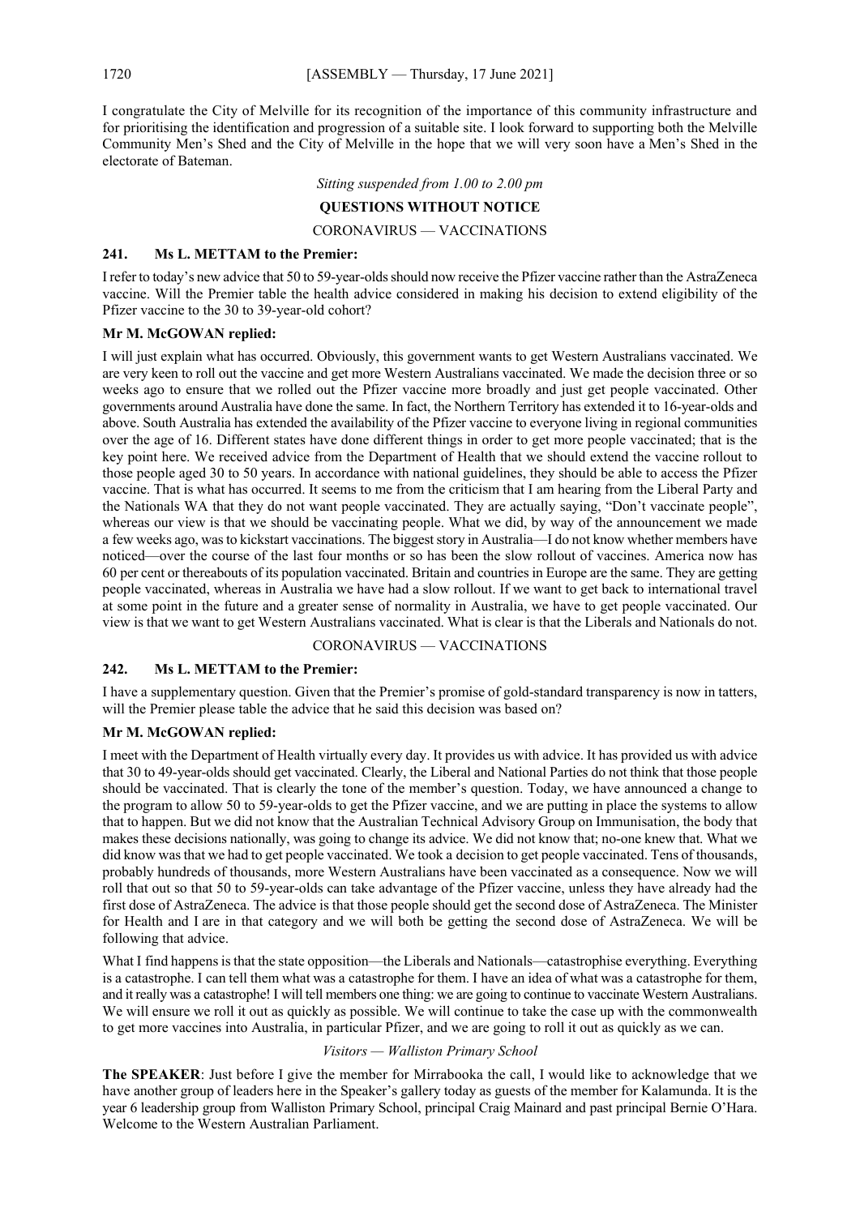I congratulate the City of Melville for its recognition of the importance of this community infrastructure and for prioritising the identification and progression of a suitable site. I look forward to supporting both the Melville Community Men's Shed and the City of Melville in the hope that we will very soon have a Men's Shed in the electorate of Bateman.

*Sitting suspended from 1.00 to 2.00 pm*

## QUESTIONS WITHOUT NOTICE

### CORONAVIRUS — VACCINATIONS

**241. Ms L. METTAM to the Premier:**

I refer to today's new advice that 50 to 59-year-olds should now receive the Pfizer vaccine rather than the AstraZeneca vaccine. Will the Premier table the health advice considered in making his decision to extend eligibility of the Pfizer vaccine to the 30 to 39-year-old cohort?

**Mr M. McGOWAN replied:**

I will just explain what has occurred. Obviously, this government wants to get Western Australians vaccinated. We are very keen to roll out the vaccine and get more Western Australians vaccinated. We made the decision three or so weeks ago to ensure that we rolled out the Pfizer vaccine more broadly and just get people vaccinated. Other governments around Australia have done the same. In fact, the Northern Territory has extended it to 16-year-olds and above. South Australia has extended the availability of the Pfizer vaccine to everyone living in regional communities over the age of 16. Different states have done different things in order to get more people vaccinated; that is the key point here. We received advice from the Department of Health that we should extend the vaccine rollout to those people aged 30 to 50 years. In accordance with national guidelines, they should be able to access the Pfizer vaccine. That is what has occurred. It seems to me from the criticism that I am hearing from the Liberal Party and the Nationals WA that they do not want people vaccinated. They are actually saying, "Don't vaccinate people", whereas our view is that we should be vaccinating people. What we did, by way of the announcement we made a few weeks ago, was to kickstart vaccinations. The biggest story in Australia—I do not know whether members have noticed—over the course of the last four months or so has been the slow rollout of vaccines. America now has 60 per cent or thereabouts of its population vaccinated. Britain and countries in Europe are the same. They are getting people vaccinated, whereas in Australia we have had a slow rollout. If we want to get back to international travel at some point in the future and a greater sense of normality in Australia, we have to get people vaccinated. Our view is that we want to get Western Australians vaccinated. What is clear is that the Liberals and Nationals do not.

### CORONAVIRUS — VACCINATIONS

**242. Ms L. METTAM to the Premier:**

I have a supplementary question. Given that the Premier's promise of gold-standard transparency is now in tatters, will the Premier please table the advice that he said this decision was based on?

**Mr M. McGOWAN replied:**

I meet with the Department of Health virtually every day. It provides us with advice. It has provided us with advice that 30 to 49-year-olds should get vaccinated. Clearly, the Liberal and National Parties do not think that those people should be vaccinated. That is clearly the tone of the member's question. Today, we have announced a change to the program to allow 50 to 59-year-olds to get the Pfizer vaccine, and we are putting in place the systems to allow that to happen. But we did not know that the Australian Technical Advisory Group on Immunisation, the body that makes these decisions nationally, was going to change its advice. We did not know that; no-one knew that. What we did know was that we had to get people vaccinated. We took a decision to get people vaccinated. Tens of thousands, probably hundreds of thousands, more Western Australians have been vaccinated as a consequence. Now we will roll that out so that 50 to 59-year-olds can take advantage of the Pfizer vaccine, unless they have already had the first dose of AstraZeneca. The advice is that those people should get the second dose of AstraZeneca. The Minister for Health and I are in that category and we will both be getting the second dose of AstraZeneca. We will be following that advice.

What I find happens is that the state opposition—the Liberals and Nationals—catastrophise everything. Everything is a catastrophe. I can tell them what was a catastrophe for them. I have an idea of what was a catastrophe for them, and it really was a catastrophe! I will tell members one thing: we are going to continue to vaccinate Western Australians. We will ensure we roll it out as quickly as possible. We will continue to take the case up with the commonwealth to get more vaccines into Australia, in particular Pfizer, and we are going to roll it out as quickly as we can.

*Visitors — Walliston Primary School*

**The SPEAKER**: Just before I give the member for Mirrabooka the call, I would like to acknowledge that we have another group of leaders here in the Speaker's gallery today as guests of the member for Kalamunda. It is the year 6 leadership group from Walliston Primary School, principal Craig Mainard and past principal Bernie O'Hara. Welcome to the Western Australian Parliament.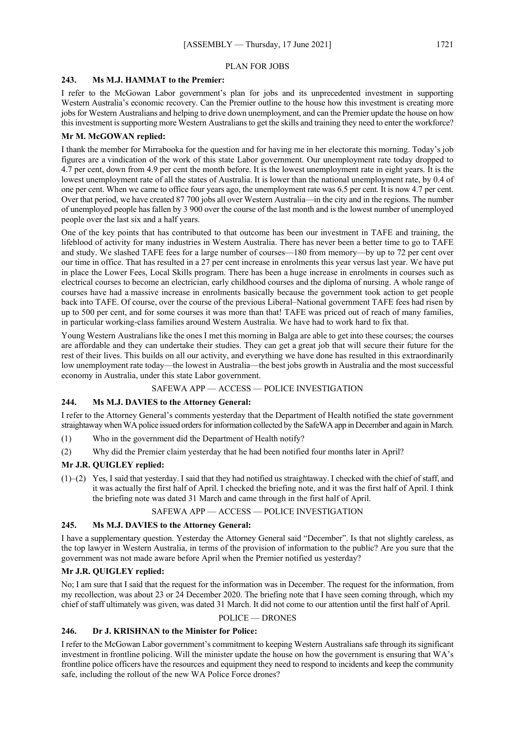## PLAN FOR JOBS

### 243. Ms M.J. HAMMAT to the Premier:

I refer to the McGowan Labor government's plan for jobs and its unprecedented investment in supporting Western Australia's economic recovery. Can the Premier outline to the house how this investment is creating more jobs for Western Australians and helping to drive down unemployment, and can the Premier update the house on how this investment is supporting more Western Australians to get the skills and training they need to enter the workforce?

**Mr M. McGOWAN replied:**

I thank the member for Mirrabooka for the question and for having me in her electorate this morning. Today's job figures are a vindication of the work of this state Labor government. Our unemployment rate today dropped to 4.7 per cent, down from 4.9 per cent the month before. It is the lowest unemployment rate in eight years. It is the lowest unemployment rate of all the states of Australia. It is lower than the national unemployment rate, by 0.4 of one per cent. When we came to office four years ago, the unemployment rate was 6.5 per cent. It is now 4.7 per cent. Over that period, we have created 87 700 jobs all over Western Australia—in the city and in the regions. The number of unemployed people has fallen by 3 900 over the course of the last month and is the lowest number of unemployed people over the last six and a half years.

One of the key points that has contributed to that outcome has been our investment in TAFE and training, the lifeblood of activity for many industries in Western Australia. There has never been a better time to go to TAFE and study. We slashed TAFE fees for a large number of courses—180 from memory—by up to 72 per cent over our time in office. That has resulted in a 27 per cent increase in enrolments this year versus last year. We have put in place the Lower Fees, Local Skills program. There has been a huge increase in enrolments in courses such as electrical courses to become an electrician, early childhood courses and the diploma of nursing. A whole range of courses have had a massive increase in enrolments basically because the government took action to get people back into TAFE. Of course, over the course of the previous Liberal–National government TAFE fees had risen by up to 500 per cent, and for some courses it was more than that! TAFE was priced out of reach of many families, in particular working-class families around Western Australia. We have had to work hard to fix that.

Young Western Australians like the ones I met this morning in Balga are able to get into these courses; the courses are affordable and they can undertake their studies. They can get a great job that will secure their future for the rest of their lives. This builds on all our activity, and everything we have done has resulted in this extraordinarily low unemployment rate today—the lowest in Australia—the best jobs growth in Australia and the most successful economy in Australia, under this state Labor government.

## SAFEWA APP — ACCESS — POLICE INVESTIGATION

### 244. Ms M.J. DAVIES to the Attorney General:

I refer to the Attorney General's comments yesterday that the Department of Health notified the state government straightaway when WA police issued orders for information collected by the SafeWA app in December and again in March.

(1) Who in the government did the Department of Health notify?

(2) Why did the Premier claim yesterday that he had been notified four months later in April?

**Mr J.R. QUIGLEY replied:**

(1)–(2) Yes, I said that yesterday. I said that they had notified us straightaway. I checked with the chief of staff, and it was actually the first half of April. I checked the briefing note, and it was the first half of April. I think the briefing note was dated 31 March and came through in the first half of April.

## SAFEWA APP — ACCESS — POLICE INVESTIGATION

### 245. Ms M.J. DAVIES to the Attorney General:

I have a supplementary question. Yesterday the Attorney General said "December". Is that not slightly careless, as the top lawyer in Western Australia, in terms of the provision of information to the public? Are you sure that the government was not made aware before April when the Premier notified us yesterday?

**Mr J.R. QUIGLEY replied:**

No; I am sure that I said that the request for the information was in December. The request for the information, from my recollection, was about 23 or 24 December 2020. The briefing note that I have seen coming through, which my chief of staff ultimately was given, was dated 31 March. It did not come to our attention until the first half of April.

## POLICE — DRONES

### 246. Dr J. KRISHNAN to the Minister for Police:

I refer to the McGowan Labor government's commitment to keeping Western Australians safe through its significant investment in frontline policing. Will the minister update the house on how the government is ensuring that WA's frontline police officers have the resources and equipment they need to respond to incidents and keep the community safe, including the rollout of the new WA Police Force drones?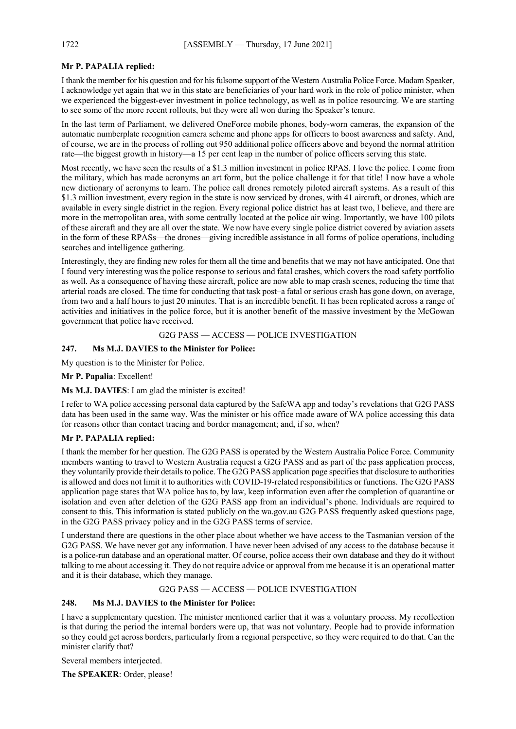**Mr P. PAPALIA replied:**

I thank the member for his question and for his fulsome support of the Western Australia Police Force. Madam Speaker, I acknowledge yet again that we in this state are beneficiaries of your hard work in the role of police minister, when we experienced the biggest-ever investment in police technology, as well as in police resourcing. We are starting to see some of the more recent rollouts, but they were all won during the Speaker's tenure.

In the last term of Parliament, we delivered OneForce mobile phones, body-worn cameras, the expansion of the automatic numberplate recognition camera scheme and phone apps for officers to boost awareness and safety. And, of course, we are in the process of rolling out 950 additional police officers above and beyond the normal attrition rate—the biggest growth in history—a 15 per cent leap in the number of police officers serving this state.

Most recently, we have seen the results of a $1.3 million investment in police RPAS. I love the police. I come from the military, which has made acronyms an art form, but the police challenge it for that title! I now have a whole new dictionary of acronyms to learn. The police call drones remotely piloted aircraft systems. As a result of this $1.3 million investment, every region in the state is now serviced by drones, with 41 aircraft, or drones, which are available in every single district in the region. Every regional police district has at least two, I believe, and there are more in the metropolitan area, with some centrally located at the police air wing. Importantly, we have 100 pilots of these aircraft and they are all over the state. We now have every single police district covered by aviation assets in the form of these RPASs—the drones—giving incredible assistance in all forms of police operations, including searches and intelligence gathering.

Interestingly, they are finding new roles for them all the time and benefits that we may not have anticipated. One that I found very interesting was the police response to serious and fatal crashes, which covers the road safety portfolio as well. As a consequence of having these aircraft, police are now able to map crash scenes, reducing the time that arterial roads are closed. The time for conducting that task post–a fatal or serious crash has gone down, on average, from two and a half hours to just 20 minutes. That is an incredible benefit. It has been replicated across a range of activities and initiatives in the police force, but it is another benefit of the massive investment by the McGowan government that police have received.

G2G PASS — ACCESS — POLICE INVESTIGATION

**247. Ms M.J. DAVIES to the Minister for Police:**

My question is to the Minister for Police.

**Mr P. Papalia**: Excellent!

**Ms M.J. DAVIES**: I am glad the minister is excited!

I refer to WA police accessing personal data captured by the SafeWA app and today's revelations that G2G PASS data has been used in the same way. Was the minister or his office made aware of WA police accessing this data for reasons other than contact tracing and border management; and, if so, when?

**Mr P. PAPALIA replied:**

I thank the member for her question. The G2G PASS is operated by the Western Australia Police Force. Community members wanting to travel to Western Australia request a G2G PASS and as part of the pass application process, they voluntarily provide their details to police. The G2G PASS application page specifies that disclosure to authorities is allowed and does not limit it to authorities with COVID-19-related responsibilities or functions. The G2G PASS application page states that WA police has to, by law, keep information even after the completion of quarantine or isolation and even after deletion of the G2G PASS app from an individual's phone. Individuals are required to consent to this. This information is stated publicly on the wa.gov.au G2G PASS frequently asked questions page, in the G2G PASS privacy policy and in the G2G PASS terms of service.

I understand there are questions in the other place about whether we have access to the Tasmanian version of the G2G PASS. We have never got any information. I have never been advised of any access to the database because it is a police-run database and an operational matter. Of course, police access their own database and they do it without talking to me about accessing it. They do not require advice or approval from me because it is an operational matter and it is their database, which they manage.

G2G PASS — ACCESS — POLICE INVESTIGATION

**248. Ms M.J. DAVIES to the Minister for Police:**

I have a supplementary question. The minister mentioned earlier that it was a voluntary process. My recollection is that during the period the internal borders were up, that was not voluntary. People had to provide information so they could get across borders, particularly from a regional perspective, so they were required to do that. Can the minister clarify that?

Several members interjected.

**The SPEAKER**: Order, please!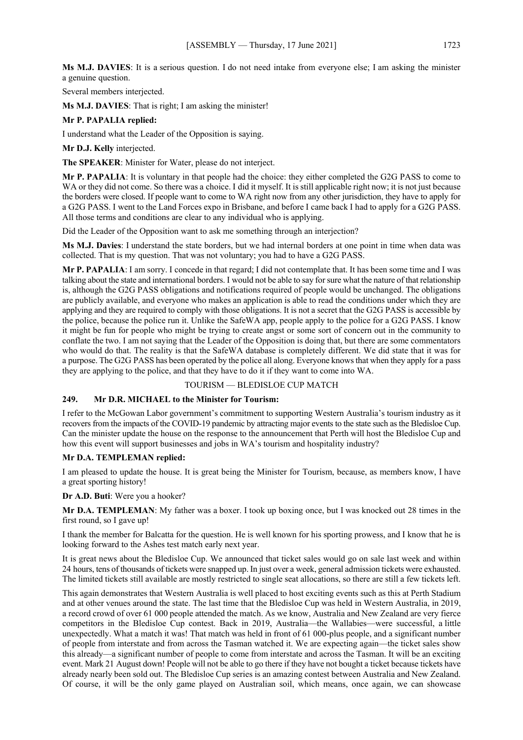**Ms M.J. DAVIES**: It is a serious question. I do not need intake from everyone else; I am asking the minister a genuine question.

Several members interjected.

**Ms M.J. DAVIES**: That is right; I am asking the minister!

**Mr P. PAPALIA replied:**

I understand what the Leader of the Opposition is saying.

**Mr D.J. Kelly** interjected.

**The SPEAKER**: Minister for Water, please do not interject.

**Mr P. PAPALIA**: It is voluntary in that people had the choice: they either completed the G2G PASS to come to WA or they did not come. So there was a choice. I did it myself. It is still applicable right now; it is not just because the borders were closed. If people want to come to WA right now from any other jurisdiction, they have to apply for a G2G PASS. I went to the Land Forces expo in Brisbane, and before I came back I had to apply for a G2G PASS. All those terms and conditions are clear to any individual who is applying.

Did the Leader of the Opposition want to ask me something through an interjection?

**Ms M.J. Davies**: I understand the state borders, but we had internal borders at one point in time when data was collected. That is my question. That was not voluntary; you had to have a G2G PASS.

**Mr P. PAPALIA**: I am sorry. I concede in that regard; I did not contemplate that. It has been some time and I was talking about the state and international borders. I would not be able to say for sure what the nature of that relationship is, although the G2G PASS obligations and notifications required of people would be unchanged. The obligations are publicly available, and everyone who makes an application is able to read the conditions under which they are applying and they are required to comply with those obligations. It is not a secret that the G2G PASS is accessible by the police, because the police run it. Unlike the SafeWA app, people apply to the police for a G2G PASS. I know it might be fun for people who might be trying to create angst or some sort of concern out in the community to conflate the two. I am not saying that the Leader of the Opposition is doing that, but there are some commentators who would do that. The reality is that the SafeWA database is completely different. We did state that it was for a purpose. The G2G PASS has been operated by the police all along. Everyone knows that when they apply for a pass they are applying to the police, and that they have to do it if they want to come into WA.

## TOURISM — BLEDISLOE CUP MATCH

### 249. Mr D.R. MICHAEL to the Minister for Tourism:

I refer to the McGowan Labor government's commitment to supporting Western Australia's tourism industry as it recovers from the impacts of the COVID-19 pandemic by attracting major events to the state such as the Bledisloe Cup. Can the minister update the house on the response to the announcement that Perth will host the Bledisloe Cup and how this event will support businesses and jobs in WA's tourism and hospitality industry?

**Mr D.A. TEMPLEMAN replied:**

I am pleased to update the house. It is great being the Minister for Tourism, because, as members know, I have a great sporting history!

**Dr A.D. Buti**: Were you a hooker?

**Mr D.A. TEMPLEMAN**: My father was a boxer. I took up boxing once, but I was knocked out 28 times in the first round, so I gave up!

I thank the member for Balcatta for the question. He is well known for his sporting prowess, and I know that he is looking forward to the Ashes test match early next year.

It is great news about the Bledisloe Cup. We announced that ticket sales would go on sale last week and within 24 hours, tens of thousands of tickets were snapped up. In just over a week, general admission tickets were exhausted. The limited tickets still available are mostly restricted to single seat allocations, so there are still a few tickets left.

This again demonstrates that Western Australia is well placed to host exciting events such as this at Perth Stadium and at other venues around the state. The last time that the Bledisloe Cup was held in Western Australia, in 2019, a record crowd of over 61 000 people attended the match. As we know, Australia and New Zealand are very fierce competitors in the Bledisloe Cup contest. Back in 2019, Australia—the Wallabies—were successful, a little unexpectedly. What a match it was! That match was held in front of 61 000-plus people, and a significant number of people from interstate and from across the Tasman watched it. We are expecting again—the ticket sales show this already—a significant number of people to come from interstate and across the Tasman. It will be an exciting event. Mark 21 August down! People will not be able to go there if they have not bought a ticket because tickets have already nearly been sold out. The Bledisloe Cup series is an amazing contest between Australia and New Zealand. Of course, it will be the only game played on Australian soil, which means, once again, we can showcase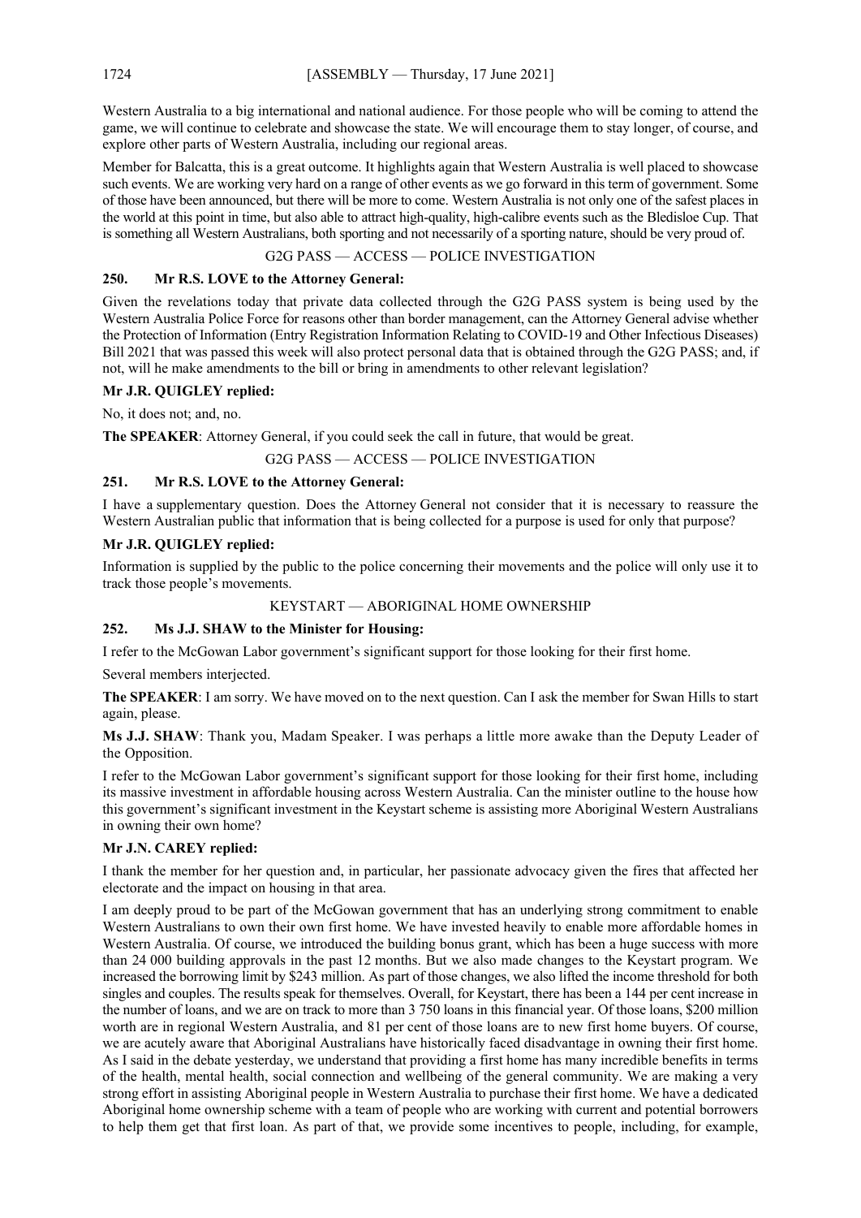Western Australia to a big international and national audience. For those people who will be coming to attend the game, we will continue to celebrate and showcase the state. We will encourage them to stay longer, of course, and explore other parts of Western Australia, including our regional areas.

Member for Balcatta, this is a great outcome. It highlights again that Western Australia is well placed to showcase such events. We are working very hard on a range of other events as we go forward in this term of government. Some of those have been announced, but there will be more to come. Western Australia is not only one of the safest places in the world at this point in time, but also able to attract high-quality, high-calibre events such as the Bledisloe Cup. That is something all Western Australians, both sporting and not necessarily of a sporting nature, should be very proud of.

G2G PASS — ACCESS — POLICE INVESTIGATION

**250. Mr R.S. LOVE to the Attorney General:**

Given the revelations today that private data collected through the G2G PASS system is being used by the Western Australia Police Force for reasons other than border management, can the Attorney General advise whether the Protection of Information (Entry Registration Information Relating to COVID-19 and Other Infectious Diseases) Bill 2021 that was passed this week will also protect personal data that is obtained through the G2G PASS; and, if not, will he make amendments to the bill or bring in amendments to other relevant legislation?

**Mr J.R. QUIGLEY replied:**

No, it does not; and, no.

**The SPEAKER**: Attorney General, if you could seek the call in future, that would be great.

G2G PASS — ACCESS — POLICE INVESTIGATION

**251. Mr R.S. LOVE to the Attorney General:**

I have a supplementary question. Does the Attorney General not consider that it is necessary to reassure the Western Australian public that information that is being collected for a purpose is used for only that purpose?

**Mr J.R. QUIGLEY replied:**

Information is supplied by the public to the police concerning their movements and the police will only use it to track those people's movements.

KEYSTART — ABORIGINAL HOME OWNERSHIP

**252. Ms J.J. SHAW to the Minister for Housing:**

I refer to the McGowan Labor government's significant support for those looking for their first home.

Several members interjected.

**The SPEAKER**: I am sorry. We have moved on to the next question. Can I ask the member for Swan Hills to start again, please.

**Ms J.J. SHAW**: Thank you, Madam Speaker. I was perhaps a little more awake than the Deputy Leader of the Opposition.

I refer to the McGowan Labor government's significant support for those looking for their first home, including its massive investment in affordable housing across Western Australia. Can the minister outline to the house how this government's significant investment in the Keystart scheme is assisting more Aboriginal Western Australians in owning their own home?

**Mr J.N. CAREY replied:**

I thank the member for her question and, in particular, her passionate advocacy given the fires that affected her electorate and the impact on housing in that area.

I am deeply proud to be part of the McGowan government that has an underlying strong commitment to enable Western Australians to own their own first home. We have invested heavily to enable more affordable homes in Western Australia. Of course, we introduced the building bonus grant, which has been a huge success with more than 24 000 building approvals in the past 12 months. But we also made changes to the Keystart program. We increased the borrowing limit by $243 million. As part of those changes, we also lifted the income threshold for both singles and couples. The results speak for themselves. Overall, for Keystart, there has been a 144 per cent increase in the number of loans, and we are on track to more than 3 750 loans in this financial year. Of those loans, $200 million worth are in regional Western Australia, and 81 per cent of those loans are to new first home buyers. Of course, we are acutely aware that Aboriginal Australians have historically faced disadvantage in owning their first home. As I said in the debate yesterday, we understand that providing a first home has many incredible benefits in terms of the health, mental health, social connection and wellbeing of the general community. We are making a very strong effort in assisting Aboriginal people in Western Australia to purchase their first home. We have a dedicated Aboriginal home ownership scheme with a team of people who are working with current and potential borrowers to help them get that first loan. As part of that, we provide some incentives to people, including, for example,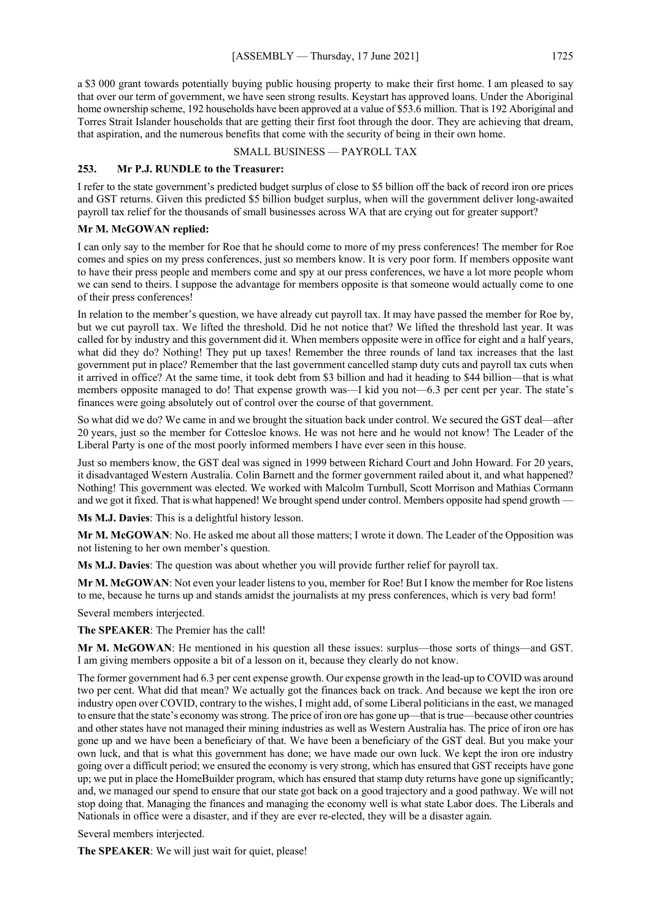a $3 000 grant towards potentially buying public housing property to make their first home. I am pleased to say that over our term of government, we have seen strong results. Keystart has approved loans. Under the Aboriginal home ownership scheme, 192 households have been approved at a value of $53.6 million. That is 192 Aboriginal and Torres Strait Islander households that are getting their first foot through the door. They are achieving that dream, that aspiration, and the numerous benefits that come with the security of being in their own home.

## SMALL BUSINESS — PAYROLL TAX

### 253. Mr P.J. RUNDLE to the Treasurer:

I refer to the state government's predicted budget surplus of close to $5 billion off the back of record iron ore prices and GST returns. Given this predicted $5 billion budget surplus, when will the government deliver long-awaited payroll tax relief for the thousands of small businesses across WA that are crying out for greater support?

**Mr M. McGOWAN replied:**

I can only say to the member for Roe that he should come to more of my press conferences! The member for Roe comes and spies on my press conferences, just so members know. It is very poor form. If members opposite want to have their press people and members come and spy at our press conferences, we have a lot more people whom we can send to theirs. I suppose the advantage for members opposite is that someone would actually come to one of their press conferences!

In relation to the member's question, we have already cut payroll tax. It may have passed the member for Roe by, but we cut payroll tax. We lifted the threshold. Did he not notice that? We lifted the threshold last year. It was called for by industry and this government did it. When members opposite were in office for eight and a half years, what did they do? Nothing! They put up taxes! Remember the three rounds of land tax increases that the last government put in place? Remember that the last government cancelled stamp duty cuts and payroll tax cuts when it arrived in office? At the same time, it took debt from $3 billion and had it heading to $44 billion—that is what members opposite managed to do! That expense growth was—I kid you not—6.3 per cent per year. The state's finances were going absolutely out of control over the course of that government.

So what did we do? We came in and we brought the situation back under control. We secured the GST deal—after 20 years, just so the member for Cottesloe knows. He was not here and he would not know! The Leader of the Liberal Party is one of the most poorly informed members I have ever seen in this house.

Just so members know, the GST deal was signed in 1999 between Richard Court and John Howard. For 20 years, it disadvantaged Western Australia. Colin Barnett and the former government railed about it, and what happened? Nothing! This government was elected. We worked with Malcolm Turnbull, Scott Morrison and Mathias Cormann and we got it fixed. That is what happened! We brought spend under control. Members opposite had spend growth —

**Ms M.J. Davies**: This is a delightful history lesson.

**Mr M. McGOWAN**: No. He asked me about all those matters; I wrote it down. The Leader of the Opposition was not listening to her own member's question.

**Ms M.J. Davies**: The question was about whether you will provide further relief for payroll tax.

**Mr M. McGOWAN**: Not even your leader listens to you, member for Roe! But I know the member for Roe listens to me, because he turns up and stands amidst the journalists at my press conferences, which is very bad form!

Several members interjected.

**The SPEAKER**: The Premier has the call!

**Mr M. McGOWAN**: He mentioned in his question all these issues: surplus—those sorts of things—and GST. I am giving members opposite a bit of a lesson on it, because they clearly do not know.

The former government had 6.3 per cent expense growth. Our expense growth in the lead-up to COVID was around two per cent. What did that mean? We actually got the finances back on track. And because we kept the iron ore industry open over COVID, contrary to the wishes, I might add, of some Liberal politicians in the east, we managed to ensure that the state's economy was strong. The price of iron ore has gone up—that is true—because other countries and other states have not managed their mining industries as well as Western Australia has. The price of iron ore has gone up and we have been a beneficiary of that. We have been a beneficiary of the GST deal. But you make your own luck, and that is what this government has done; we have made our own luck. We kept the iron ore industry going over a difficult period; we ensured the economy is very strong, which has ensured that GST receipts have gone up; we put in place the HomeBuilder program, which has ensured that stamp duty returns have gone up significantly; and, we managed our spend to ensure that our state got back on a good trajectory and a good pathway. We will not stop doing that. Managing the finances and managing the economy well is what state Labor does. The Liberals and Nationals in office were a disaster, and if they are ever re-elected, they will be a disaster again.

Several members interjected.

**The SPEAKER**: We will just wait for quiet, please!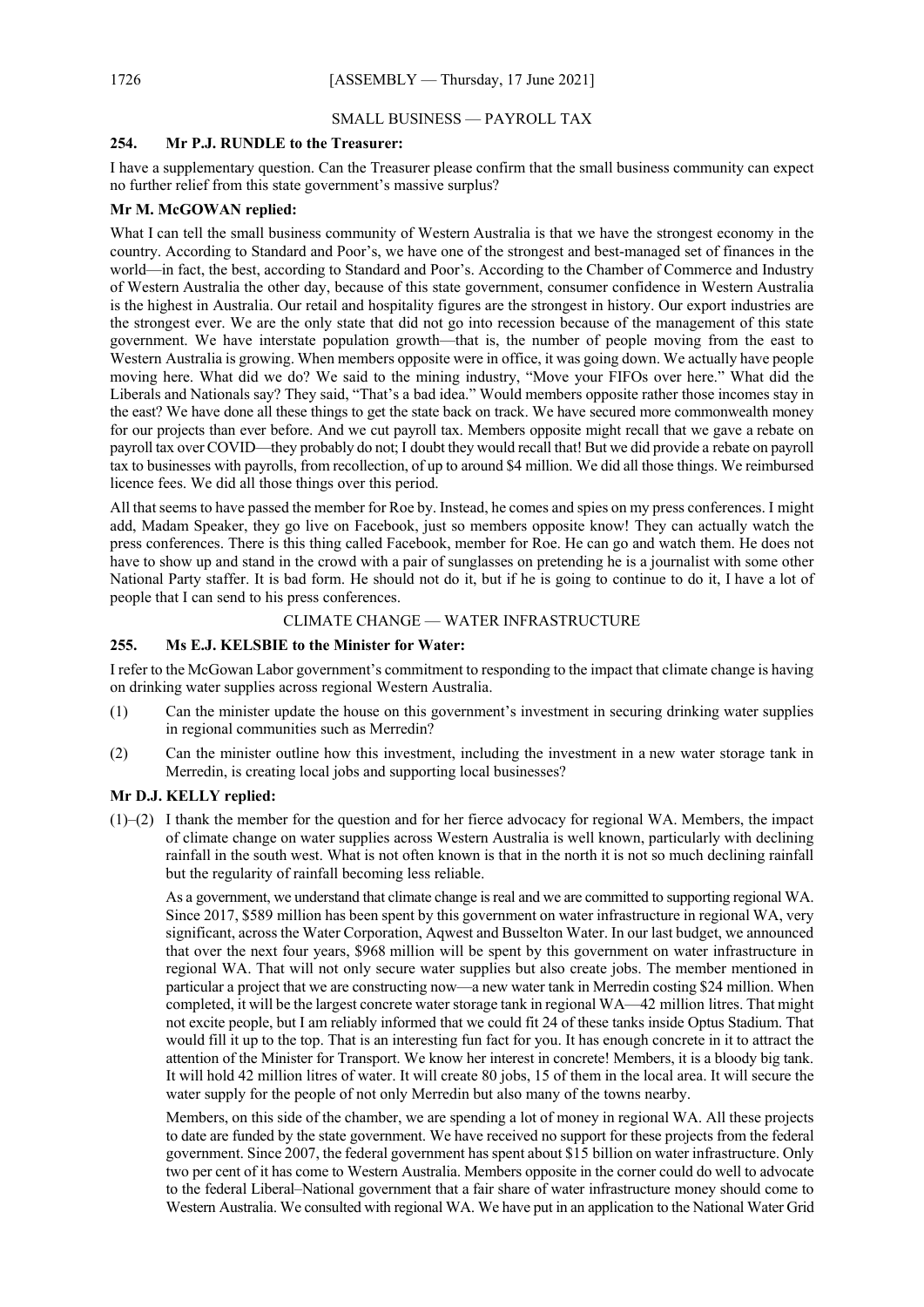## SMALL BUSINESS — PAYROLL TAX

### 254. Mr P.J. RUNDLE to the Treasurer:

I have a supplementary question. Can the Treasurer please confirm that the small business community can expect no further relief from this state government's massive surplus?

### Mr M. McGOWAN replied:

What I can tell the small business community of Western Australia is that we have the strongest economy in the country. According to Standard and Poor's, we have one of the strongest and best-managed set of finances in the world—in fact, the best, according to Standard and Poor's. According to the Chamber of Commerce and Industry of Western Australia the other day, because of this state government, consumer confidence in Western Australia is the highest in Australia. Our retail and hospitality figures are the strongest in history. Our export industries are the strongest ever. We are the only state that did not go into recession because of the management of this state government. We have interstate population growth—that is, the number of people moving from the east to Western Australia is growing. When members opposite were in office, it was going down. We actually have people moving here. What did we do? We said to the mining industry, "Move your FIFOs over here." What did the Liberals and Nationals say? They said, "That's a bad idea." Would members opposite rather those incomes stay in the east? We have done all these things to get the state back on track. We have secured more commonwealth money for our projects than ever before. And we cut payroll tax. Members opposite might recall that we gave a rebate on payroll tax over COVID—they probably do not; I doubt they would recall that! But we did provide a rebate on payroll tax to businesses with payrolls, from recollection, of up to around $4 million. We did all those things. We reimbursed licence fees. We did all those things over this period.

All that seems to have passed the member for Roe by. Instead, he comes and spies on my press conferences. I might add, Madam Speaker, they go live on Facebook, just so members opposite know! They can actually watch the press conferences. There is this thing called Facebook, member for Roe. He can go and watch them. He does not have to show up and stand in the crowd with a pair of sunglasses on pretending he is a journalist with some other National Party staffer. It is bad form. He should not do it, but if he is going to continue to do it, I have a lot of people that I can send to his press conferences.

## CLIMATE CHANGE — WATER INFRASTRUCTURE

### 255. Ms E.J. KELSBIE to the Minister for Water:

I refer to the McGowan Labor government's commitment to responding to the impact that climate change is having on drinking water supplies across regional Western Australia.

(1) Can the minister update the house on this government's investment in securing drinking water supplies in regional communities such as Merredin?

(2) Can the minister outline how this investment, including the investment in a new water storage tank in Merredin, is creating local jobs and supporting local businesses?

### Mr D.J. KELLY replied:

(1)–(2) I thank the member for the question and for her fierce advocacy for regional WA. Members, the impact of climate change on water supplies across Western Australia is well known, particularly with declining rainfall in the south west. What is not often known is that in the north it is not so much declining rainfall but the regularity of rainfall becoming less reliable.

As a government, we understand that climate change is real and we are committed to supporting regional WA. Since 2017, $589 million has been spent by this government on water infrastructure in regional WA, very significant, across the Water Corporation, Aqwest and Busselton Water. In our last budget, we announced that over the next four years, $968 million will be spent by this government on water infrastructure in regional WA. That will not only secure water supplies but also create jobs. The member mentioned in particular a project that we are constructing now—a new water tank in Merredin costing $24 million. When completed, it will be the largest concrete water storage tank in regional WA—42 million litres. That might not excite people, but I am reliably informed that we could fit 24 of these tanks inside Optus Stadium. That would fill it up to the top. That is an interesting fun fact for you. It has enough concrete in it to attract the attention of the Minister for Transport. We know her interest in concrete! Members, it is a bloody big tank. It will hold 42 million litres of water. It will create 80 jobs, 15 of them in the local area. It will secure the water supply for the people of not only Merredin but also many of the towns nearby.

Members, on this side of the chamber, we are spending a lot of money in regional WA. All these projects to date are funded by the state government. We have received no support for these projects from the federal government. Since 2007, the federal government has spent about $15 billion on water infrastructure. Only two per cent of it has come to Western Australia. Members opposite in the corner could do well to advocate to the federal Liberal–National government that a fair share of water infrastructure money should come to Western Australia. We consulted with regional WA. We have put in an application to the National Water Grid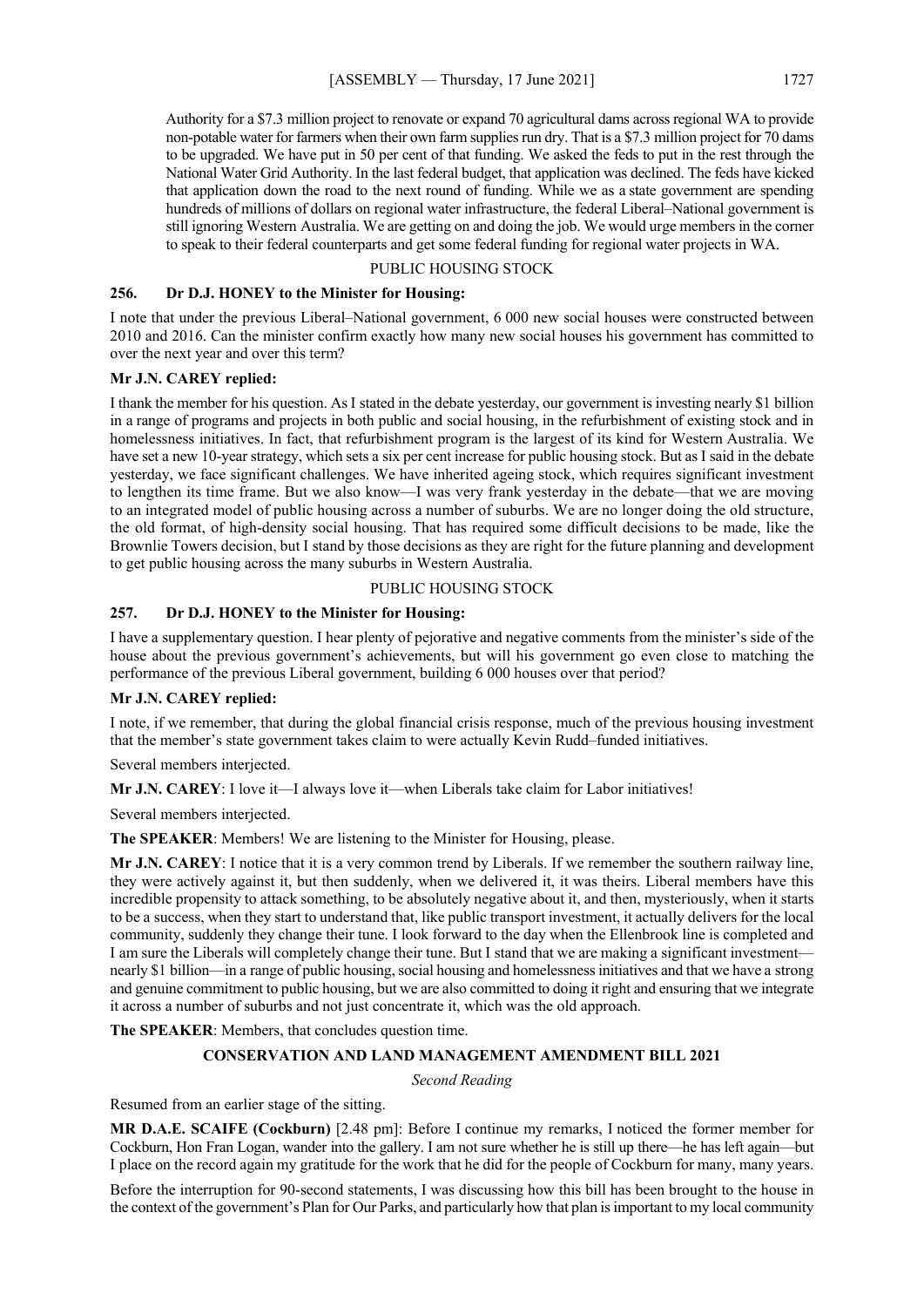Authority for a $7.3 million project to renovate or expand 70 agricultural dams across regional WA to provide non-potable water for farmers when their own farm supplies run dry. That is a $7.3 million project for 70 dams to be upgraded. We have put in 50 per cent of that funding. We asked the feds to put in the rest through the National Water Grid Authority. In the last federal budget, that application was declined. The feds have kicked that application down the road to the next round of funding. While we as a state government are spending hundreds of millions of dollars on regional water infrastructure, the federal Liberal–National government is still ignoring Western Australia. We are getting on and doing the job. We would urge members in the corner to speak to their federal counterparts and get some federal funding for regional water projects in WA.

PUBLIC HOUSING STOCK

**256. Dr D.J. HONEY to the Minister for Housing:**

I note that under the previous Liberal–National government, 6 000 new social houses were constructed between 2010 and 2016. Can the minister confirm exactly how many new social houses his government has committed to over the next year and over this term?

**Mr J.N. CAREY replied:**

I thank the member for his question. As I stated in the debate yesterday, our government is investing nearly $1 billion in a range of programs and projects in both public and social housing, in the refurbishment of existing stock and in homelessness initiatives. In fact, that refurbishment program is the largest of its kind for Western Australia. We have set a new 10-year strategy, which sets a six per cent increase for public housing stock. But as I said in the debate yesterday, we face significant challenges. We have inherited ageing stock, which requires significant investment to lengthen its time frame. But we also know—I was very frank yesterday in the debate—that we are moving to an integrated model of public housing across a number of suburbs. We are no longer doing the old structure, the old format, of high-density social housing. That has required some difficult decisions to be made, like the Brownlie Towers decision, but I stand by those decisions as they are right for the future planning and development to get public housing across the many suburbs in Western Australia.

PUBLIC HOUSING STOCK

**257. Dr D.J. HONEY to the Minister for Housing:**

I have a supplementary question. I hear plenty of pejorative and negative comments from the minister's side of the house about the previous government's achievements, but will his government go even close to matching the performance of the previous Liberal government, building 6 000 houses over that period?

**Mr J.N. CAREY replied:**

I note, if we remember, that during the global financial crisis response, much of the previous housing investment that the member's state government takes claim to were actually Kevin Rudd–funded initiatives.

Several members interjected.

**Mr J.N. CAREY**: I love it—I always love it—when Liberals take claim for Labor initiatives!

Several members interjected.

**The SPEAKER**: Members! We are listening to the Minister for Housing, please.

**Mr J.N. CAREY**: I notice that it is a very common trend by Liberals. If we remember the southern railway line, they were actively against it, but then suddenly, when we delivered it, it was theirs. Liberal members have this incredible propensity to attack something, to be absolutely negative about it, and then, mysteriously, when it starts to be a success, when they start to understand that, like public transport investment, it actually delivers for the local community, suddenly they change their tune. I look forward to the day when the Ellenbrook line is completed and I am sure the Liberals will completely change their tune. But I stand that we are making a significant investment—nearly $1 billion—in a range of public housing, social housing and homelessness initiatives and that we have a strong and genuine commitment to public housing, but we are also committed to doing it right and ensuring that we integrate it across a number of suburbs and not just concentrate it, which was the old approach.

**The SPEAKER**: Members, that concludes question time.

## CONSERVATION AND LAND MANAGEMENT AMENDMENT BILL 2021

*Second Reading*

Resumed from an earlier stage of the sitting.

**MR D.A.E. SCAIFE (Cockburn)** [2.48 pm]: Before I continue my remarks, I noticed the former member for Cockburn, Hon Fran Logan, wander into the gallery. I am not sure whether he is still up there—he has left again—but I place on the record again my gratitude for the work that he did for the people of Cockburn for many, many years.

Before the interruption for 90-second statements, I was discussing how this bill has been brought to the house in the context of the government's Plan for Our Parks, and particularly how that plan is important to my local community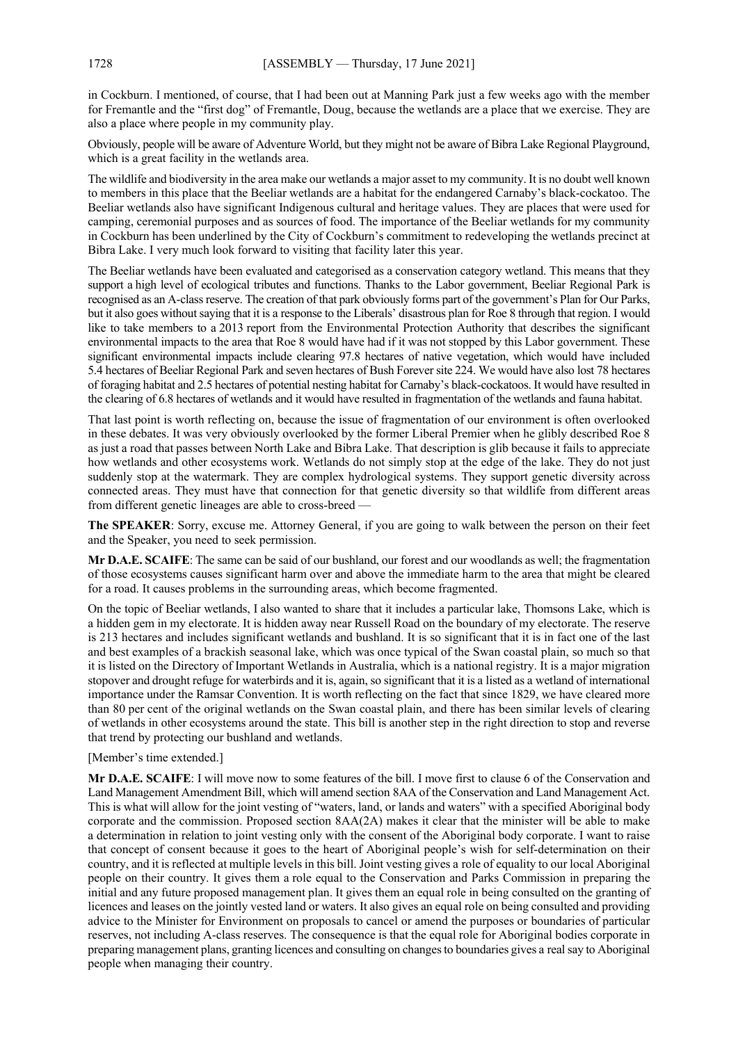in Cockburn. I mentioned, of course, that I had been out at Manning Park just a few weeks ago with the member for Fremantle and the "first dog" of Fremantle, Doug, because the wetlands are a place that we exercise. They are also a place where people in my community play.

Obviously, people will be aware of Adventure World, but they might not be aware of Bibra Lake Regional Playground, which is a great facility in the wetlands area.

The wildlife and biodiversity in the area make our wetlands a major asset to my community. It is no doubt well known to members in this place that the Beeliar wetlands are a habitat for the endangered Carnaby's black-cockatoo. The Beeliar wetlands also have significant Indigenous cultural and heritage values. They are places that were used for camping, ceremonial purposes and as sources of food. The importance of the Beeliar wetlands for my community in Cockburn has been underlined by the City of Cockburn's commitment to redeveloping the wetlands precinct at Bibra Lake. I very much look forward to visiting that facility later this year.

The Beeliar wetlands have been evaluated and categorised as a conservation category wetland. This means that they support a high level of ecological tributes and functions. Thanks to the Labor government, Beeliar Regional Park is recognised as an A-class reserve. The creation of that park obviously forms part of the government's Plan for Our Parks, but it also goes without saying that it is a response to the Liberals' disastrous plan for Roe 8 through that region. I would like to take members to a 2013 report from the Environmental Protection Authority that describes the significant environmental impacts to the area that Roe 8 would have had if it was not stopped by this Labor government. These significant environmental impacts include clearing 97.8 hectares of native vegetation, which would have included 5.4 hectares of Beeliar Regional Park and seven hectares of Bush Forever site 224. We would have also lost 78 hectares of foraging habitat and 2.5 hectares of potential nesting habitat for Carnaby's black-cockatoos. It would have resulted in the clearing of 6.8 hectares of wetlands and it would have resulted in fragmentation of the wetlands and fauna habitat.

That last point is worth reflecting on, because the issue of fragmentation of our environment is often overlooked in these debates. It was very obviously overlooked by the former Liberal Premier when he glibly described Roe 8 as just a road that passes between North Lake and Bibra Lake. That description is glib because it fails to appreciate how wetlands and other ecosystems work. Wetlands do not simply stop at the edge of the lake. They do not just suddenly stop at the watermark. They are complex hydrological systems. They support genetic diversity across connected areas. They must have that connection for that genetic diversity so that wildlife from different areas from different genetic lineages are able to cross-breed —

**The SPEAKER**: Sorry, excuse me. Attorney General, if you are going to walk between the person on their feet and the Speaker, you need to seek permission.

**Mr D.A.E. SCAIFE**: The same can be said of our bushland, our forest and our woodlands as well; the fragmentation of those ecosystems causes significant harm over and above the immediate harm to the area that might be cleared for a road. It causes problems in the surrounding areas, which become fragmented.

On the topic of Beeliar wetlands, I also wanted to share that it includes a particular lake, Thomsons Lake, which is a hidden gem in my electorate. It is hidden away near Russell Road on the boundary of my electorate. The reserve is 213 hectares and includes significant wetlands and bushland. It is so significant that it is in fact one of the last and best examples of a brackish seasonal lake, which was once typical of the Swan coastal plain, so much so that it is listed on the Directory of Important Wetlands in Australia, which is a national registry. It is a major migration stopover and drought refuge for waterbirds and it is, again, so significant that it is a listed as a wetland of international importance under the Ramsar Convention. It is worth reflecting on the fact that since 1829, we have cleared more than 80 per cent of the original wetlands on the Swan coastal plain, and there has been similar levels of clearing of wetlands in other ecosystems around the state. This bill is another step in the right direction to stop and reverse that trend by protecting our bushland and wetlands.

[Member's time extended.]

**Mr D.A.E. SCAIFE**: I will move now to some features of the bill. I move first to clause 6 of the Conservation and Land Management Amendment Bill, which will amend section 8AA of the Conservation and Land Management Act. This is what will allow for the joint vesting of "waters, land, or lands and waters" with a specified Aboriginal body corporate and the commission. Proposed section 8AA(2A) makes it clear that the minister will be able to make a determination in relation to joint vesting only with the consent of the Aboriginal body corporate. I want to raise that concept of consent because it goes to the heart of Aboriginal people's wish for self-determination on their country, and it is reflected at multiple levels in this bill. Joint vesting gives a role of equality to our local Aboriginal people on their country. It gives them a role equal to the Conservation and Parks Commission in preparing the initial and any future proposed management plan. It gives them an equal role in being consulted on the granting of licences and leases on the jointly vested land or waters. It also gives an equal role on being consulted and providing advice to the Minister for Environment on proposals to cancel or amend the purposes or boundaries of particular reserves, not including A-class reserves. The consequence is that the equal role for Aboriginal bodies corporate in preparing management plans, granting licences and consulting on changes to boundaries gives a real say to Aboriginal people when managing their country.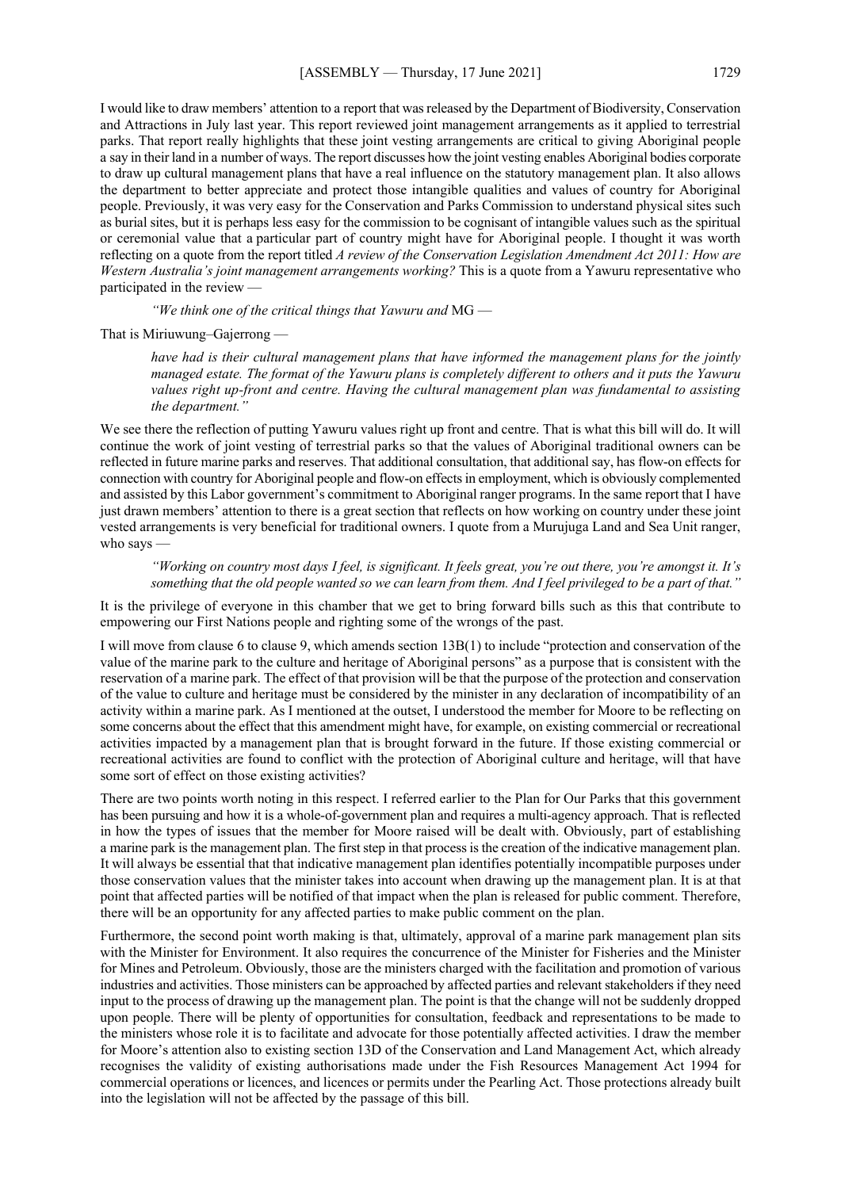I would like to draw members' attention to a report that was released by the Department of Biodiversity, Conservation and Attractions in July last year. This report reviewed joint management arrangements as it applied to terrestrial parks. That report really highlights that these joint vesting arrangements are critical to giving Aboriginal people a say in their land in a number of ways. The report discusses how the joint vesting enables Aboriginal bodies corporate to draw up cultural management plans that have a real influence on the statutory management plan. It also allows the department to better appreciate and protect those intangible qualities and values of country for Aboriginal people. Previously, it was very easy for the Conservation and Parks Commission to understand physical sites such as burial sites, but it is perhaps less easy for the commission to be cognisant of intangible values such as the spiritual or ceremonial value that a particular part of country might have for Aboriginal people. I thought it was worth reflecting on a quote from the report titled *A review of the Conservation Legislation Amendment Act 2011: How are Western Australia's joint management arrangements working?* This is a quote from a Yawuru representative who participated in the review —

> *"We think one of the critical things that Yawuru and* MG —

That is Miriuwung–Gajerrong —

> *have had is their cultural management plans that have informed the management plans for the jointly managed estate. The format of the Yawuru plans is completely different to others and it puts the Yawuru values right up-front and centre. Having the cultural management plan was fundamental to assisting the department."*

We see there the reflection of putting Yawuru values right up front and centre. That is what this bill will do. It will continue the work of joint vesting of terrestrial parks so that the values of Aboriginal traditional owners can be reflected in future marine parks and reserves. That additional consultation, that additional say, has flow-on effects for connection with country for Aboriginal people and flow-on effects in employment, which is obviously complemented and assisted by this Labor government's commitment to Aboriginal ranger programs. In the same report that I have just drawn members' attention to there is a great section that reflects on how working on country under these joint vested arrangements is very beneficial for traditional owners. I quote from a Murujuga Land and Sea Unit ranger, who says —

> *"Working on country most days I feel, is significant. It feels great, you're out there, you're amongst it. It's something that the old people wanted so we can learn from them. And I feel privileged to be a part of that."*

It is the privilege of everyone in this chamber that we get to bring forward bills such as this that contribute to empowering our First Nations people and righting some of the wrongs of the past.

I will move from clause 6 to clause 9, which amends section 13B(1) to include "protection and conservation of the value of the marine park to the culture and heritage of Aboriginal persons" as a purpose that is consistent with the reservation of a marine park. The effect of that provision will be that the purpose of the protection and conservation of the value to culture and heritage must be considered by the minister in any declaration of incompatibility of an activity within a marine park. As I mentioned at the outset, I understood the member for Moore to be reflecting on some concerns about the effect that this amendment might have, for example, on existing commercial or recreational activities impacted by a management plan that is brought forward in the future. If those existing commercial or recreational activities are found to conflict with the protection of Aboriginal culture and heritage, will that have some sort of effect on those existing activities?

There are two points worth noting in this respect. I referred earlier to the Plan for Our Parks that this government has been pursuing and how it is a whole-of-government plan and requires a multi-agency approach. That is reflected in how the types of issues that the member for Moore raised will be dealt with. Obviously, part of establishing a marine park is the management plan. The first step in that process is the creation of the indicative management plan. It will always be essential that that indicative management plan identifies potentially incompatible purposes under those conservation values that the minister takes into account when drawing up the management plan. It is at that point that affected parties will be notified of that impact when the plan is released for public comment. Therefore, there will be an opportunity for any affected parties to make public comment on the plan.

Furthermore, the second point worth making is that, ultimately, approval of a marine park management plan sits with the Minister for Environment. It also requires the concurrence of the Minister for Fisheries and the Minister for Mines and Petroleum. Obviously, those are the ministers charged with the facilitation and promotion of various industries and activities. Those ministers can be approached by affected parties and relevant stakeholders if they need input to the process of drawing up the management plan. The point is that the change will not be suddenly dropped upon people. There will be plenty of opportunities for consultation, feedback and representations to be made to the ministers whose role it is to facilitate and advocate for those potentially affected activities. I draw the member for Moore's attention also to existing section 13D of the Conservation and Land Management Act, which already recognises the validity of existing authorisations made under the Fish Resources Management Act 1994 for commercial operations or licences, and licences or permits under the Pearling Act. Those protections already built into the legislation will not be affected by the passage of this bill.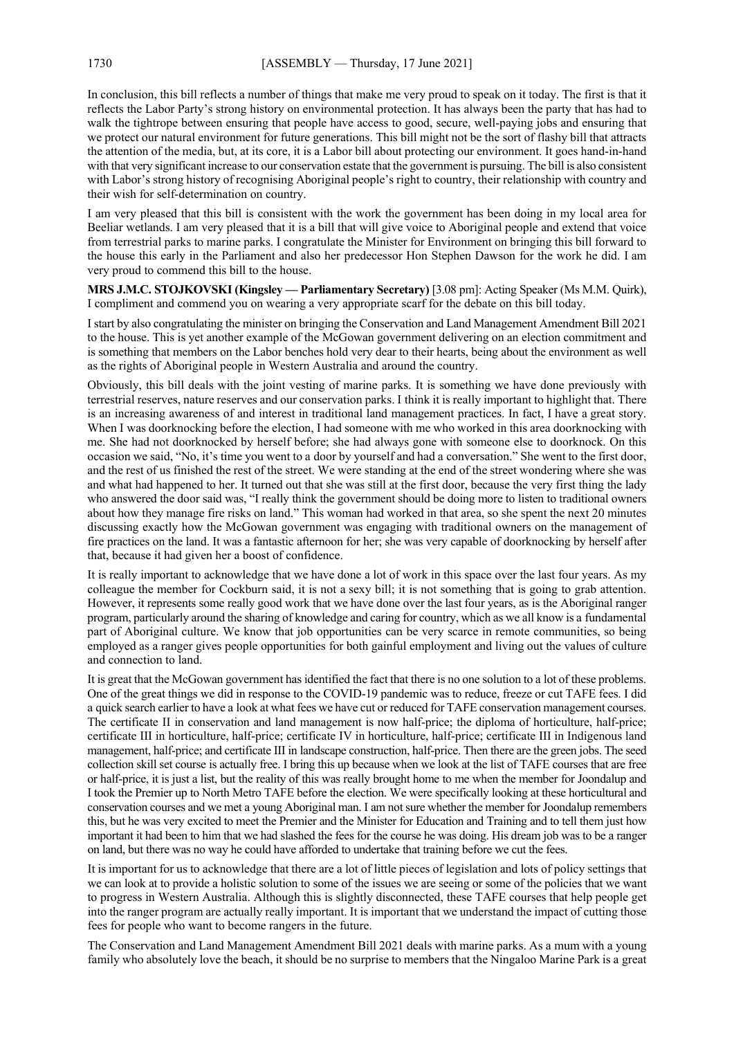In conclusion, this bill reflects a number of things that make me very proud to speak on it today. The first is that it reflects the Labor Party's strong history on environmental protection. It has always been the party that has had to walk the tightrope between ensuring that people have access to good, secure, well-paying jobs and ensuring that we protect our natural environment for future generations. This bill might not be the sort of flashy bill that attracts the attention of the media, but, at its core, it is a Labor bill about protecting our environment. It goes hand-in-hand with that very significant increase to our conservation estate that the government is pursuing. The bill is also consistent with Labor's strong history of recognising Aboriginal people's right to country, their relationship with country and their wish for self-determination on country.

I am very pleased that this bill is consistent with the work the government has been doing in my local area for Beeliar wetlands. I am very pleased that it is a bill that will give voice to Aboriginal people and extend that voice from terrestrial parks to marine parks. I congratulate the Minister for Environment on bringing this bill forward to the house this early in the Parliament and also her predecessor Hon Stephen Dawson for the work he did. I am very proud to commend this bill to the house.

**MRS J.M.C. STOJKOVSKI (Kingsley — Parliamentary Secretary)** [3.08 pm]: Acting Speaker (Ms M.M. Quirk), I compliment and commend you on wearing a very appropriate scarf for the debate on this bill today.

I start by also congratulating the minister on bringing the Conservation and Land Management Amendment Bill 2021 to the house. This is yet another example of the McGowan government delivering on an election commitment and is something that members on the Labor benches hold very dear to their hearts, being about the environment as well as the rights of Aboriginal people in Western Australia and around the country.

Obviously, this bill deals with the joint vesting of marine parks. It is something we have done previously with terrestrial reserves, nature reserves and our conservation parks. I think it is really important to highlight that. There is an increasing awareness of and interest in traditional land management practices. In fact, I have a great story. When I was doorknocking before the election, I had someone with me who worked in this area doorknocking with me. She had not doorknocked by herself before; she had always gone with someone else to doorknock. On this occasion we said, "No, it's time you went to a door by yourself and had a conversation." She went to the first door, and the rest of us finished the rest of the street. We were standing at the end of the street wondering where she was and what had happened to her. It turned out that she was still at the first door, because the very first thing the lady who answered the door said was, "I really think the government should be doing more to listen to traditional owners about how they manage fire risks on land." This woman had worked in that area, so she spent the next 20 minutes discussing exactly how the McGowan government was engaging with traditional owners on the management of fire practices on the land. It was a fantastic afternoon for her; she was very capable of doorknocking by herself after that, because it had given her a boost of confidence.

It is really important to acknowledge that we have done a lot of work in this space over the last four years. As my colleague the member for Cockburn said, it is not a sexy bill; it is not something that is going to grab attention. However, it represents some really good work that we have done over the last four years, as is the Aboriginal ranger program, particularly around the sharing of knowledge and caring for country, which as we all know is a fundamental part of Aboriginal culture. We know that job opportunities can be very scarce in remote communities, so being employed as a ranger gives people opportunities for both gainful employment and living out the values of culture and connection to land.

It is great that the McGowan government has identified the fact that there is no one solution to a lot of these problems. One of the great things we did in response to the COVID-19 pandemic was to reduce, freeze or cut TAFE fees. I did a quick search earlier to have a look at what fees we have cut or reduced for TAFE conservation management courses. The certificate II in conservation and land management is now half-price; the diploma of horticulture, half-price; certificate III in horticulture, half-price; certificate IV in horticulture, half-price; certificate III in Indigenous land management, half-price; and certificate III in landscape construction, half-price. Then there are the green jobs. The seed collection skill set course is actually free. I bring this up because when we look at the list of TAFE courses that are free or half-price, it is just a list, but the reality of this was really brought home to me when the member for Joondalup and I took the Premier up to North Metro TAFE before the election. We were specifically looking at these horticultural and conservation courses and we met a young Aboriginal man. I am not sure whether the member for Joondalup remembers this, but he was very excited to meet the Premier and the Minister for Education and Training and to tell them just how important it had been to him that we had slashed the fees for the course he was doing. His dream job was to be a ranger on land, but there was no way he could have afforded to undertake that training before we cut the fees.

It is important for us to acknowledge that there are a lot of little pieces of legislation and lots of policy settings that we can look at to provide a holistic solution to some of the issues we are seeing or some of the policies that we want to progress in Western Australia. Although this is slightly disconnected, these TAFE courses that help people get into the ranger program are actually really important. It is important that we understand the impact of cutting those fees for people who want to become rangers in the future.

The Conservation and Land Management Amendment Bill 2021 deals with marine parks. As a mum with a young family who absolutely love the beach, it should be no surprise to members that the Ningaloo Marine Park is a great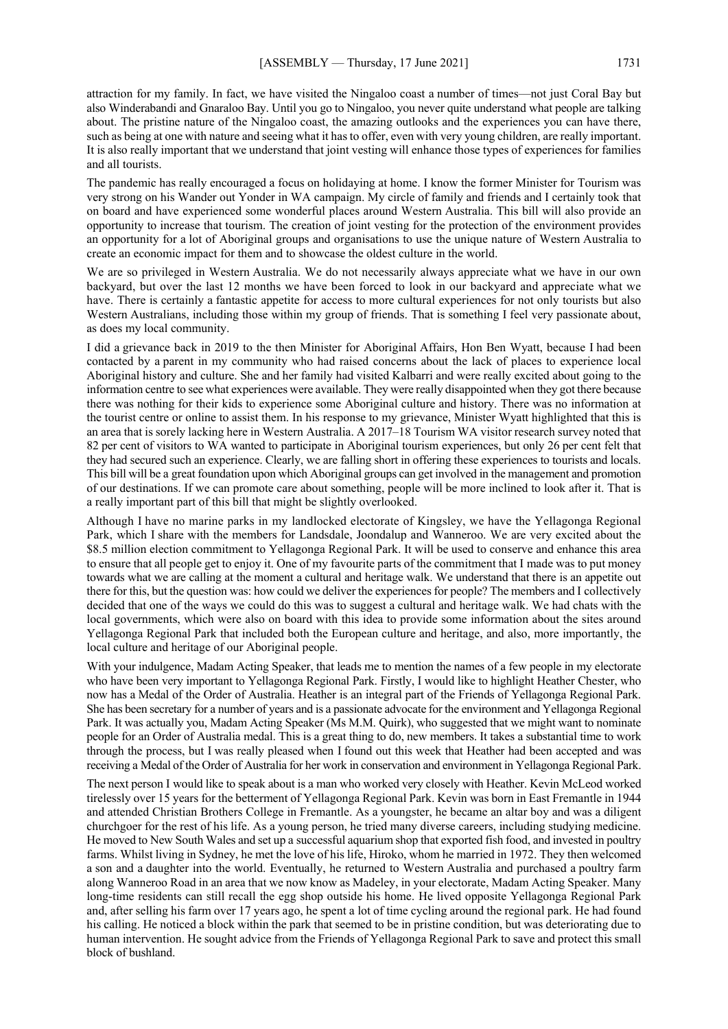attraction for my family. In fact, we have visited the Ningaloo coast a number of times—not just Coral Bay but also Winderabandi and Gnaraloo Bay. Until you go to Ningaloo, you never quite understand what people are talking about. The pristine nature of the Ningaloo coast, the amazing outlooks and the experiences you can have there, such as being at one with nature and seeing what it has to offer, even with very young children, are really important. It is also really important that we understand that joint vesting will enhance those types of experiences for families and all tourists.

The pandemic has really encouraged a focus on holidaying at home. I know the former Minister for Tourism was very strong on his Wander out Yonder in WA campaign. My circle of family and friends and I certainly took that on board and have experienced some wonderful places around Western Australia. This bill will also provide an opportunity to increase that tourism. The creation of joint vesting for the protection of the environment provides an opportunity for a lot of Aboriginal groups and organisations to use the unique nature of Western Australia to create an economic impact for them and to showcase the oldest culture in the world.

We are so privileged in Western Australia. We do not necessarily always appreciate what we have in our own backyard, but over the last 12 months we have been forced to look in our backyard and appreciate what we have. There is certainly a fantastic appetite for access to more cultural experiences for not only tourists but also Western Australians, including those within my group of friends. That is something I feel very passionate about, as does my local community.

I did a grievance back in 2019 to the then Minister for Aboriginal Affairs, Hon Ben Wyatt, because I had been contacted by a parent in my community who had raised concerns about the lack of places to experience local Aboriginal history and culture. She and her family had visited Kalbarri and were really excited about going to the information centre to see what experiences were available. They were really disappointed when they got there because there was nothing for their kids to experience some Aboriginal culture and history. There was no information at the tourist centre or online to assist them. In his response to my grievance, Minister Wyatt highlighted that this is an area that is sorely lacking here in Western Australia. A 2017–18 Tourism WA visitor research survey noted that 82 per cent of visitors to WA wanted to participate in Aboriginal tourism experiences, but only 26 per cent felt that they had secured such an experience. Clearly, we are falling short in offering these experiences to tourists and locals. This bill will be a great foundation upon which Aboriginal groups can get involved in the management and promotion of our destinations. If we can promote care about something, people will be more inclined to look after it. That is a really important part of this bill that might be slightly overlooked.

Although I have no marine parks in my landlocked electorate of Kingsley, we have the Yellagonga Regional Park, which I share with the members for Landsdale, Joondalup and Wanneroo. We are very excited about the $8.5 million election commitment to Yellagonga Regional Park. It will be used to conserve and enhance this area to ensure that all people get to enjoy it. One of my favourite parts of the commitment that I made was to put money towards what we are calling at the moment a cultural and heritage walk. We understand that there is an appetite out there for this, but the question was: how could we deliver the experiences for people? The members and I collectively decided that one of the ways we could do this was to suggest a cultural and heritage walk. We had chats with the local governments, which were also on board with this idea to provide some information about the sites around Yellagonga Regional Park that included both the European culture and heritage, and also, more importantly, the local culture and heritage of our Aboriginal people.

With your indulgence, Madam Acting Speaker, that leads me to mention the names of a few people in my electorate who have been very important to Yellagonga Regional Park. Firstly, I would like to highlight Heather Chester, who now has a Medal of the Order of Australia. Heather is an integral part of the Friends of Yellagonga Regional Park. She has been secretary for a number of years and is a passionate advocate for the environment and Yellagonga Regional Park. It was actually you, Madam Acting Speaker (Ms M.M. Quirk), who suggested that we might want to nominate people for an Order of Australia medal. This is a great thing to do, new members. It takes a substantial time to work through the process, but I was really pleased when I found out this week that Heather had been accepted and was receiving a Medal of the Order of Australia for her work in conservation and environment in Yellagonga Regional Park.

The next person I would like to speak about is a man who worked very closely with Heather. Kevin McLeod worked tirelessly over 15 years for the betterment of Yellagonga Regional Park. Kevin was born in East Fremantle in 1944 and attended Christian Brothers College in Fremantle. As a youngster, he became an altar boy and was a diligent churchgoer for the rest of his life. As a young person, he tried many diverse careers, including studying medicine. He moved to New South Wales and set up a successful aquarium shop that exported fish food, and invested in poultry farms. Whilst living in Sydney, he met the love of his life, Hiroko, whom he married in 1972. They then welcomed a son and a daughter into the world. Eventually, he returned to Western Australia and purchased a poultry farm along Wanneroo Road in an area that we now know as Madeley, in your electorate, Madam Acting Speaker. Many long-time residents can still recall the egg shop outside his home. He lived opposite Yellagonga Regional Park and, after selling his farm over 17 years ago, he spent a lot of time cycling around the regional park. He had found his calling. He noticed a block within the park that seemed to be in pristine condition, but was deteriorating due to human intervention. He sought advice from the Friends of Yellagonga Regional Park to save and protect this small block of bushland.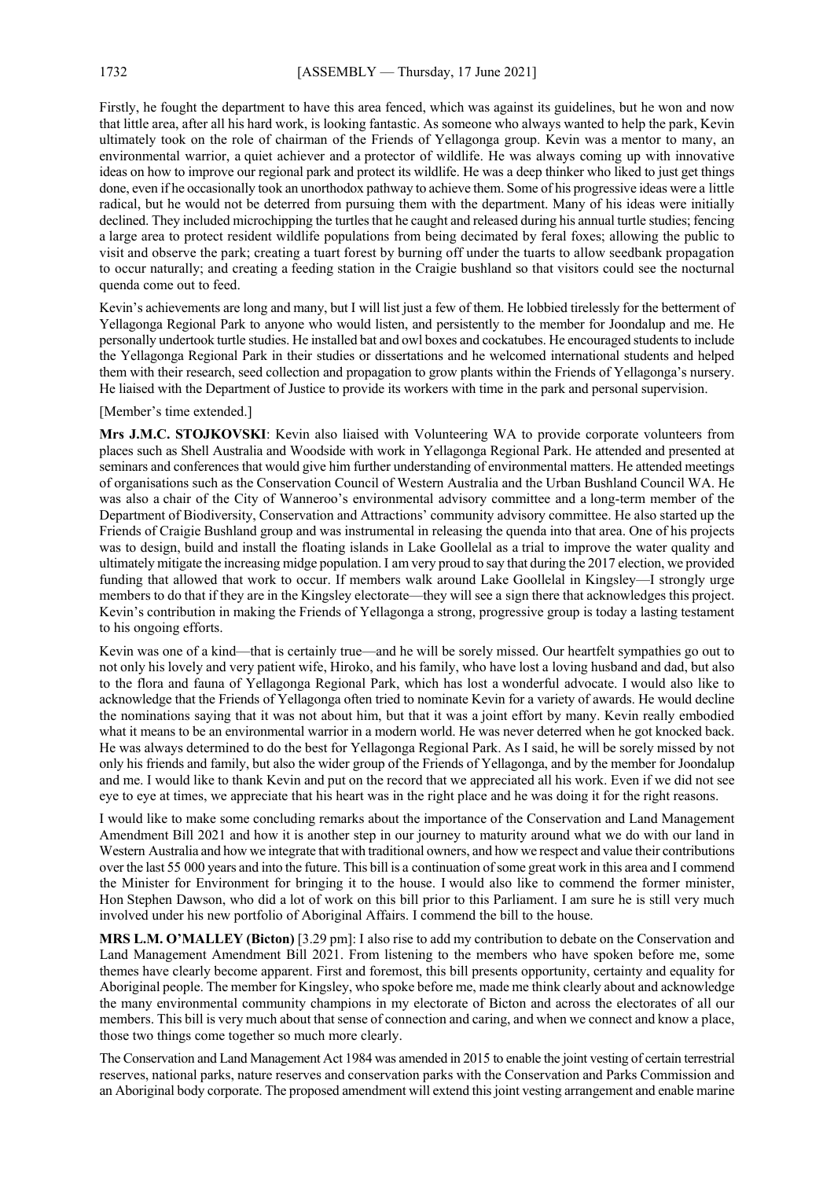Firstly, he fought the department to have this area fenced, which was against its guidelines, but he won and now that little area, after all his hard work, is looking fantastic. As someone who always wanted to help the park, Kevin ultimately took on the role of chairman of the Friends of Yellagonga group. Kevin was a mentor to many, an environmental warrior, a quiet achiever and a protector of wildlife. He was always coming up with innovative ideas on how to improve our regional park and protect its wildlife. He was a deep thinker who liked to just get things done, even if he occasionally took an unorthodox pathway to achieve them. Some of his progressive ideas were a little radical, but he would not be deterred from pursuing them with the department. Many of his ideas were initially declined. They included microchipping the turtles that he caught and released during his annual turtle studies; fencing a large area to protect resident wildlife populations from being decimated by feral foxes; allowing the public to visit and observe the park; creating a tuart forest by burning off under the tuarts to allow seedbank propagation to occur naturally; and creating a feeding station in the Craigie bushland so that visitors could see the nocturnal quenda come out to feed.

Kevin's achievements are long and many, but I will list just a few of them. He lobbied tirelessly for the betterment of Yellagonga Regional Park to anyone who would listen, and persistently to the member for Joondalup and me. He personally undertook turtle studies. He installed bat and owl boxes and cockatubes. He encouraged students to include the Yellagonga Regional Park in their studies or dissertations and he welcomed international students and helped them with their research, seed collection and propagation to grow plants within the Friends of Yellagonga's nursery. He liaised with the Department of Justice to provide its workers with time in the park and personal supervision.

[Member's time extended.]

**Mrs J.M.C. STOJKOVSKI**: Kevin also liaised with Volunteering WA to provide corporate volunteers from places such as Shell Australia and Woodside with work in Yellagonga Regional Park. He attended and presented at seminars and conferences that would give him further understanding of environmental matters. He attended meetings of organisations such as the Conservation Council of Western Australia and the Urban Bushland Council WA. He was also a chair of the City of Wanneroo's environmental advisory committee and a long-term member of the Department of Biodiversity, Conservation and Attractions' community advisory committee. He also started up the Friends of Craigie Bushland group and was instrumental in releasing the quenda into that area. One of his projects was to design, build and install the floating islands in Lake Goollelal as a trial to improve the water quality and ultimately mitigate the increasing midge population. I am very proud to say that during the 2017 election, we provided funding that allowed that work to occur. If members walk around Lake Goollelal in Kingsley—I strongly urge members to do that if they are in the Kingsley electorate—they will see a sign there that acknowledges this project. Kevin's contribution in making the Friends of Yellagonga a strong, progressive group is today a lasting testament to his ongoing efforts.

Kevin was one of a kind—that is certainly true—and he will be sorely missed. Our heartfelt sympathies go out to not only his lovely and very patient wife, Hiroko, and his family, who have lost a loving husband and dad, but also to the flora and fauna of Yellagonga Regional Park, which has lost a wonderful advocate. I would also like to acknowledge that the Friends of Yellagonga often tried to nominate Kevin for a variety of awards. He would decline the nominations saying that it was not about him, but that it was a joint effort by many. Kevin really embodied what it means to be an environmental warrior in a modern world. He was never deterred when he got knocked back. He was always determined to do the best for Yellagonga Regional Park. As I said, he will be sorely missed by not only his friends and family, but also the wider group of the Friends of Yellagonga, and by the member for Joondalup and me. I would like to thank Kevin and put on the record that we appreciated all his work. Even if we did not see eye to eye at times, we appreciate that his heart was in the right place and he was doing it for the right reasons.

I would like to make some concluding remarks about the importance of the Conservation and Land Management Amendment Bill 2021 and how it is another step in our journey to maturity around what we do with our land in Western Australia and how we integrate that with traditional owners, and how we respect and value their contributions over the last 55 000 years and into the future. This bill is a continuation of some great work in this area and I commend the Minister for Environment for bringing it to the house. I would also like to commend the former minister, Hon Stephen Dawson, who did a lot of work on this bill prior to this Parliament. I am sure he is still very much involved under his new portfolio of Aboriginal Affairs. I commend the bill to the house.

**MRS L.M. O'MALLEY (Bicton)** [3.29 pm]: I also rise to add my contribution to debate on the Conservation and Land Management Amendment Bill 2021. From listening to the members who have spoken before me, some themes have clearly become apparent. First and foremost, this bill presents opportunity, certainty and equality for Aboriginal people. The member for Kingsley, who spoke before me, made me think clearly about and acknowledge the many environmental community champions in my electorate of Bicton and across the electorates of all our members. This bill is very much about that sense of connection and caring, and when we connect and know a place, those two things come together so much more clearly.

The Conservation and Land Management Act 1984 was amended in 2015 to enable the joint vesting of certain terrestrial reserves, national parks, nature reserves and conservation parks with the Conservation and Parks Commission and an Aboriginal body corporate. The proposed amendment will extend this joint vesting arrangement and enable marine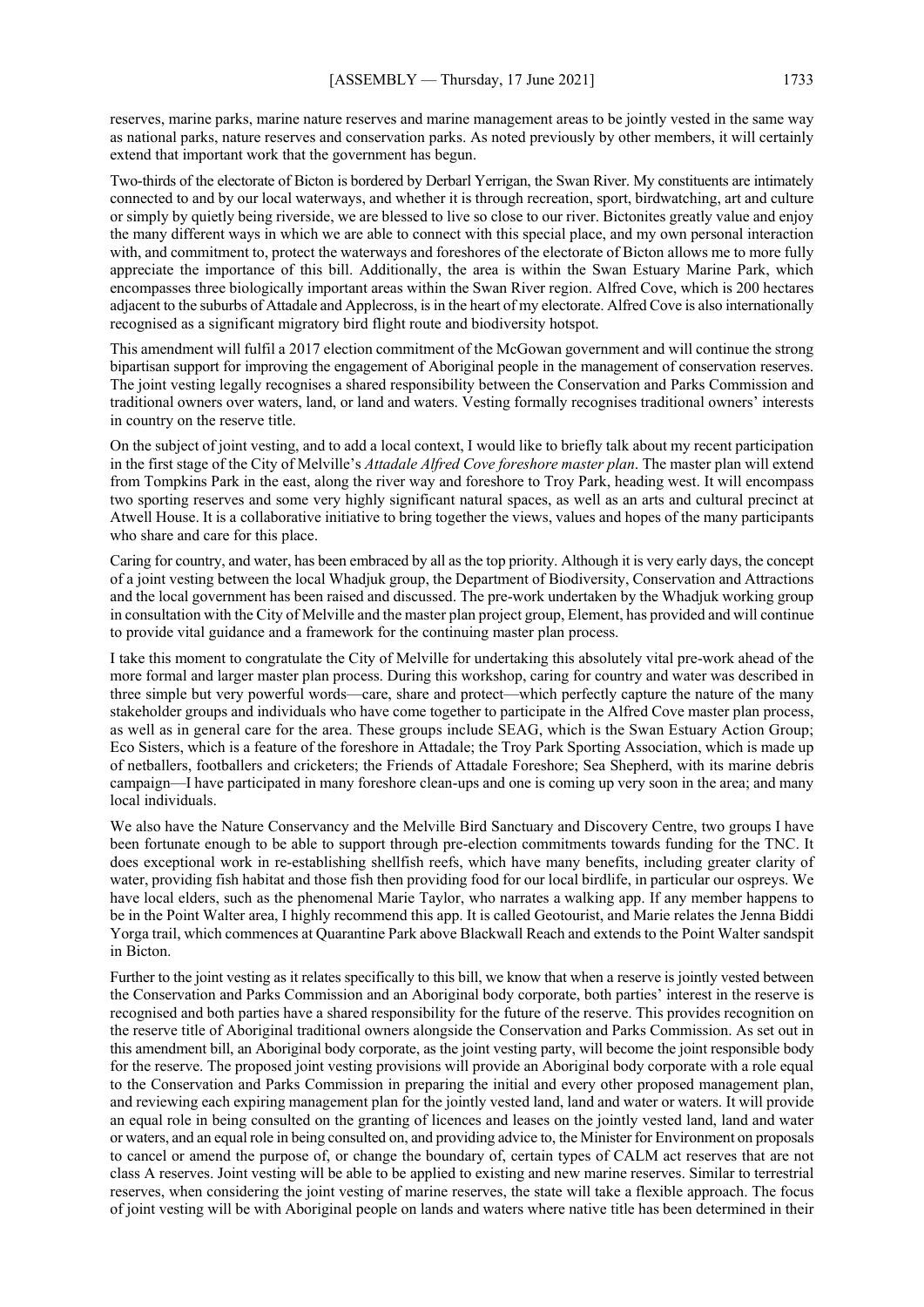reserves, marine parks, marine nature reserves and marine management areas to be jointly vested in the same way as national parks, nature reserves and conservation parks. As noted previously by other members, it will certainly extend that important work that the government has begun.

Two-thirds of the electorate of Bicton is bordered by Derbarl Yerrigan, the Swan River. My constituents are intimately connected to and by our local waterways, and whether it is through recreation, sport, birdwatching, art and culture or simply by quietly being riverside, we are blessed to live so close to our river. Bictonites greatly value and enjoy the many different ways in which we are able to connect with this special place, and my own personal interaction with, and commitment to, protect the waterways and foreshores of the electorate of Bicton allows me to more fully appreciate the importance of this bill. Additionally, the area is within the Swan Estuary Marine Park, which encompasses three biologically important areas within the Swan River region. Alfred Cove, which is 200 hectares adjacent to the suburbs of Attadale and Applecross, is in the heart of my electorate. Alfred Cove is also internationally recognised as a significant migratory bird flight route and biodiversity hotspot.

This amendment will fulfil a 2017 election commitment of the McGowan government and will continue the strong bipartisan support for improving the engagement of Aboriginal people in the management of conservation reserves. The joint vesting legally recognises a shared responsibility between the Conservation and Parks Commission and traditional owners over waters, land, or land and waters. Vesting formally recognises traditional owners' interests in country on the reserve title.

On the subject of joint vesting, and to add a local context, I would like to briefly talk about my recent participation in the first stage of the City of Melville's *Attadale Alfred Cove foreshore master plan*. The master plan will extend from Tompkins Park in the east, along the river way and foreshore to Troy Park, heading west. It will encompass two sporting reserves and some very highly significant natural spaces, as well as an arts and cultural precinct at Atwell House. It is a collaborative initiative to bring together the views, values and hopes of the many participants who share and care for this place.

Caring for country, and water, has been embraced by all as the top priority. Although it is very early days, the concept of a joint vesting between the local Whadjuk group, the Department of Biodiversity, Conservation and Attractions and the local government has been raised and discussed. The pre-work undertaken by the Whadjuk working group in consultation with the City of Melville and the master plan project group, Element, has provided and will continue to provide vital guidance and a framework for the continuing master plan process.

I take this moment to congratulate the City of Melville for undertaking this absolutely vital pre-work ahead of the more formal and larger master plan process. During this workshop, caring for country and water was described in three simple but very powerful words—care, share and protect—which perfectly capture the nature of the many stakeholder groups and individuals who have come together to participate in the Alfred Cove master plan process, as well as in general care for the area. These groups include SEAG, which is the Swan Estuary Action Group; Eco Sisters, which is a feature of the foreshore in Attadale; the Troy Park Sporting Association, which is made up of netballers, footballers and cricketers; the Friends of Attadale Foreshore; Sea Shepherd, with its marine debris campaign—I have participated in many foreshore clean-ups and one is coming up very soon in the area; and many local individuals.

We also have the Nature Conservancy and the Melville Bird Sanctuary and Discovery Centre, two groups I have been fortunate enough to be able to support through pre-election commitments towards funding for the TNC. It does exceptional work in re-establishing shellfish reefs, which have many benefits, including greater clarity of water, providing fish habitat and those fish then providing food for our local birdlife, in particular our ospreys. We have local elders, such as the phenomenal Marie Taylor, who narrates a walking app. If any member happens to be in the Point Walter area, I highly recommend this app. It is called Geotourist, and Marie relates the Jenna Biddi Yorga trail, which commences at Quarantine Park above Blackwall Reach and extends to the Point Walter sandspit in Bicton.

Further to the joint vesting as it relates specifically to this bill, we know that when a reserve is jointly vested between the Conservation and Parks Commission and an Aboriginal body corporate, both parties' interest in the reserve is recognised and both parties have a shared responsibility for the future of the reserve. This provides recognition on the reserve title of Aboriginal traditional owners alongside the Conservation and Parks Commission. As set out in this amendment bill, an Aboriginal body corporate, as the joint vesting party, will become the joint responsible body for the reserve. The proposed joint vesting provisions will provide an Aboriginal body corporate with a role equal to the Conservation and Parks Commission in preparing the initial and every other proposed management plan, and reviewing each expiring management plan for the jointly vested land, land and water or waters. It will provide an equal role in being consulted on the granting of licences and leases on the jointly vested land, land and water or waters, and an equal role in being consulted on, and providing advice to, the Minister for Environment on proposals to cancel or amend the purpose of, or change the boundary of, certain types of CALM act reserves that are not class A reserves. Joint vesting will be able to be applied to existing and new marine reserves. Similar to terrestrial reserves, when considering the joint vesting of marine reserves, the state will take a flexible approach. The focus of joint vesting will be with Aboriginal people on lands and waters where native title has been determined in their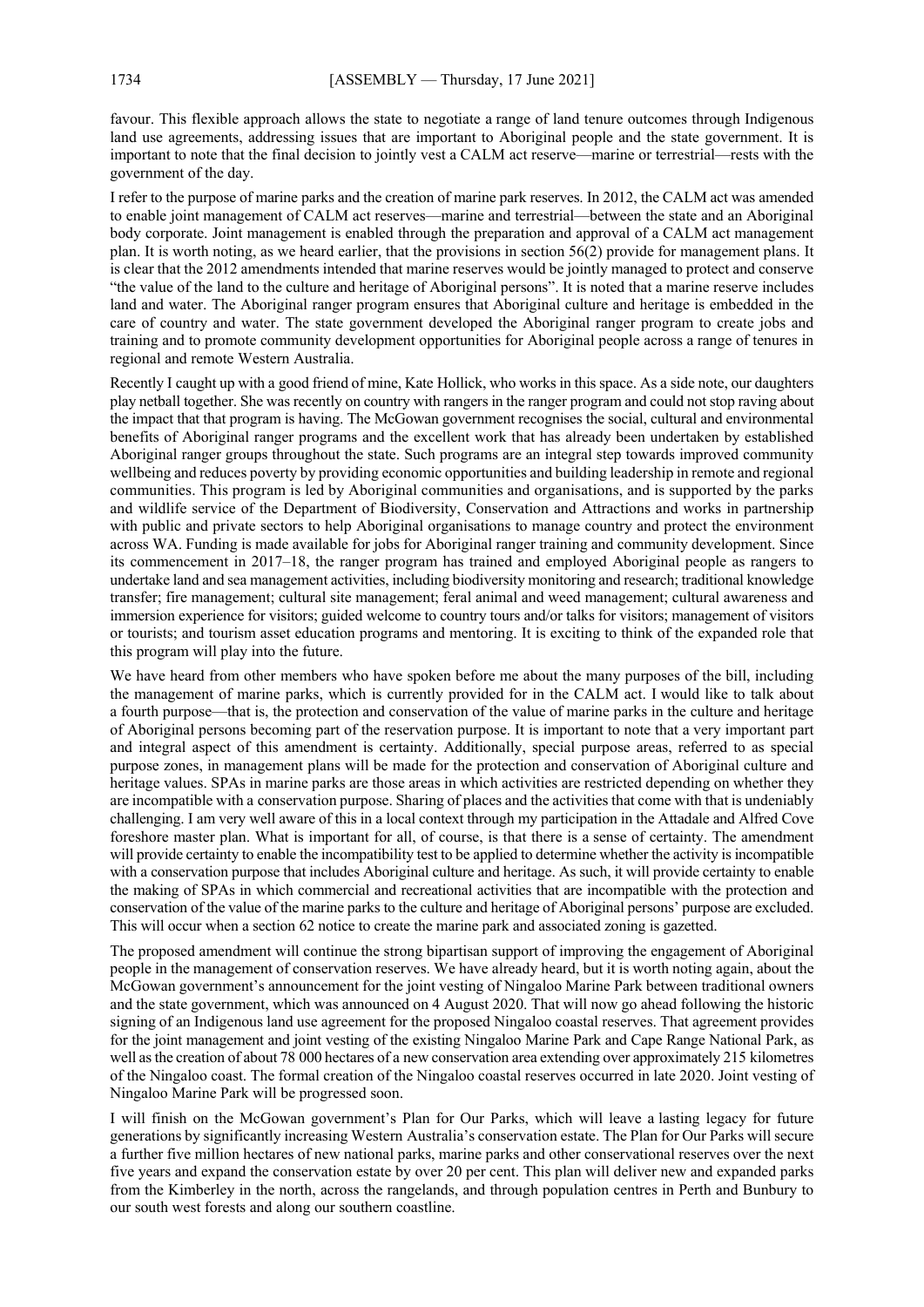favour. This flexible approach allows the state to negotiate a range of land tenure outcomes through Indigenous land use agreements, addressing issues that are important to Aboriginal people and the state government. It is important to note that the final decision to jointly vest a CALM act reserve—marine or terrestrial—rests with the government of the day.

I refer to the purpose of marine parks and the creation of marine park reserves. In 2012, the CALM act was amended to enable joint management of CALM act reserves—marine and terrestrial—between the state and an Aboriginal body corporate. Joint management is enabled through the preparation and approval of a CALM act management plan. It is worth noting, as we heard earlier, that the provisions in section 56(2) provide for management plans. It is clear that the 2012 amendments intended that marine reserves would be jointly managed to protect and conserve "the value of the land to the culture and heritage of Aboriginal persons". It is noted that a marine reserve includes land and water. The Aboriginal ranger program ensures that Aboriginal culture and heritage is embedded in the care of country and water. The state government developed the Aboriginal ranger program to create jobs and training and to promote community development opportunities for Aboriginal people across a range of tenures in regional and remote Western Australia.

Recently I caught up with a good friend of mine, Kate Hollick, who works in this space. As a side note, our daughters play netball together. She was recently on country with rangers in the ranger program and could not stop raving about the impact that that program is having. The McGowan government recognises the social, cultural and environmental benefits of Aboriginal ranger programs and the excellent work that has already been undertaken by established Aboriginal ranger groups throughout the state. Such programs are an integral step towards improved community wellbeing and reduces poverty by providing economic opportunities and building leadership in remote and regional communities. This program is led by Aboriginal communities and organisations, and is supported by the parks and wildlife service of the Department of Biodiversity, Conservation and Attractions and works in partnership with public and private sectors to help Aboriginal organisations to manage country and protect the environment across WA. Funding is made available for jobs for Aboriginal ranger training and community development. Since its commencement in 2017–18, the ranger program has trained and employed Aboriginal people as rangers to undertake land and sea management activities, including biodiversity monitoring and research; traditional knowledge transfer; fire management; cultural site management; feral animal and weed management; cultural awareness and immersion experience for visitors; guided welcome to country tours and/or talks for visitors; management of visitors or tourists; and tourism asset education programs and mentoring. It is exciting to think of the expanded role that this program will play into the future.

We have heard from other members who have spoken before me about the many purposes of the bill, including the management of marine parks, which is currently provided for in the CALM act. I would like to talk about a fourth purpose—that is, the protection and conservation of the value of marine parks in the culture and heritage of Aboriginal persons becoming part of the reservation purpose. It is important to note that a very important part and integral aspect of this amendment is certainty. Additionally, special purpose areas, referred to as special purpose zones, in management plans will be made for the protection and conservation of Aboriginal culture and heritage values. SPAs in marine parks are those areas in which activities are restricted depending on whether they are incompatible with a conservation purpose. Sharing of places and the activities that come with that is undeniably challenging. I am very well aware of this in a local context through my participation in the Attadale and Alfred Cove foreshore master plan. What is important for all, of course, is that there is a sense of certainty. The amendment will provide certainty to enable the incompatibility test to be applied to determine whether the activity is incompatible with a conservation purpose that includes Aboriginal culture and heritage. As such, it will provide certainty to enable the making of SPAs in which commercial and recreational activities that are incompatible with the protection and conservation of the value of the marine parks to the culture and heritage of Aboriginal persons' purpose are excluded. This will occur when a section 62 notice to create the marine park and associated zoning is gazetted.

The proposed amendment will continue the strong bipartisan support of improving the engagement of Aboriginal people in the management of conservation reserves. We have already heard, but it is worth noting again, about the McGowan government's announcement for the joint vesting of Ningaloo Marine Park between traditional owners and the state government, which was announced on 4 August 2020. That will now go ahead following the historic signing of an Indigenous land use agreement for the proposed Ningaloo coastal reserves. That agreement provides for the joint management and joint vesting of the existing Ningaloo Marine Park and Cape Range National Park, as well as the creation of about 78 000 hectares of a new conservation area extending over approximately 215 kilometres of the Ningaloo coast. The formal creation of the Ningaloo coastal reserves occurred in late 2020. Joint vesting of Ningaloo Marine Park will be progressed soon.

I will finish on the McGowan government's Plan for Our Parks, which will leave a lasting legacy for future generations by significantly increasing Western Australia's conservation estate. The Plan for Our Parks will secure a further five million hectares of new national parks, marine parks and other conservational reserves over the next five years and expand the conservation estate by over 20 per cent. This plan will deliver new and expanded parks from the Kimberley in the north, across the rangelands, and through population centres in Perth and Bunbury to our south west forests and along our southern coastline.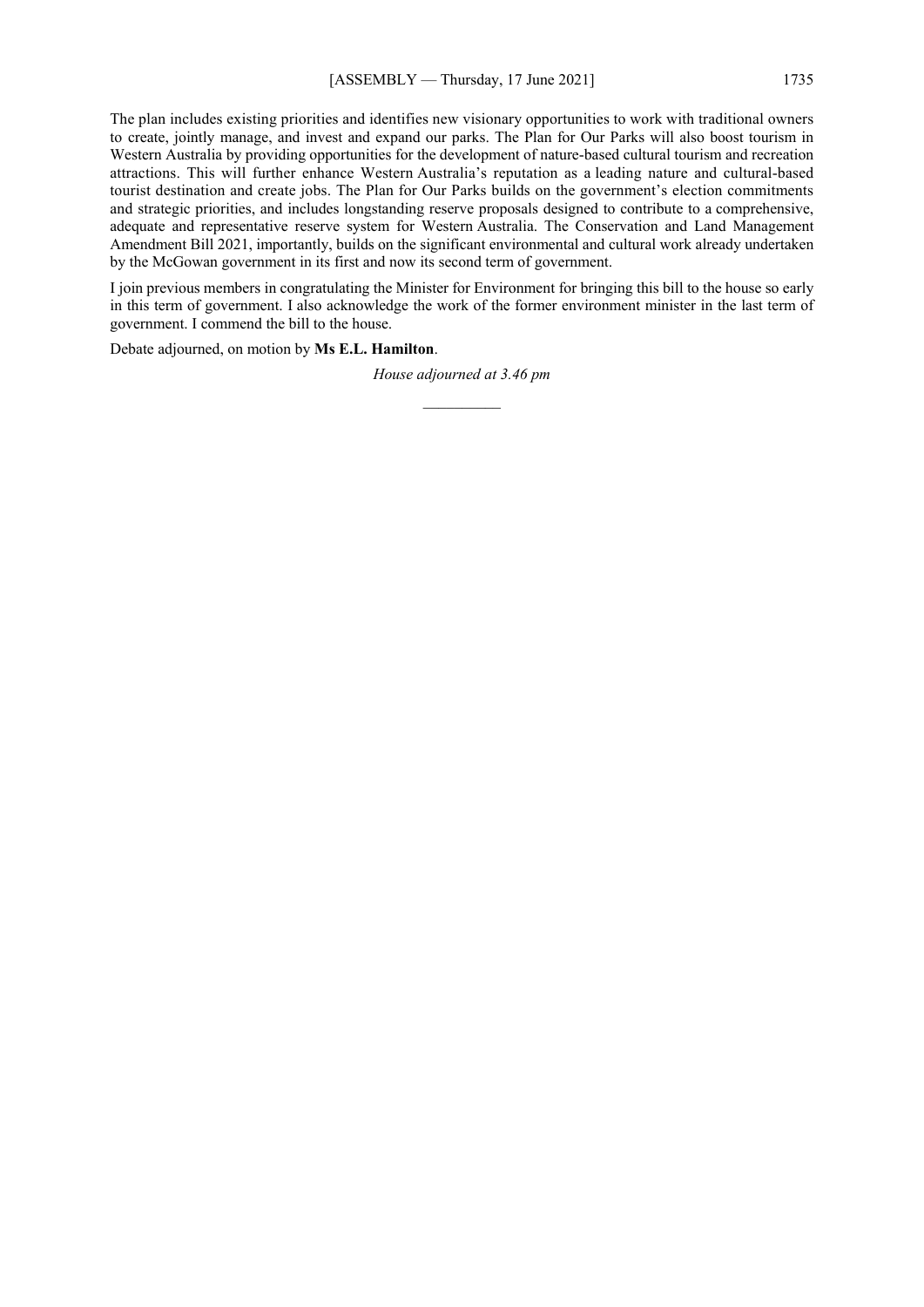The plan includes existing priorities and identifies new visionary opportunities to work with traditional owners to create, jointly manage, and invest and expand our parks. The Plan for Our Parks will also boost tourism in Western Australia by providing opportunities for the development of nature-based cultural tourism and recreation attractions. This will further enhance Western Australia's reputation as a leading nature and cultural-based tourist destination and create jobs. The Plan for Our Parks builds on the government's election commitments and strategic priorities, and includes longstanding reserve proposals designed to contribute to a comprehensive, adequate and representative reserve system for Western Australia. The Conservation and Land Management Amendment Bill 2021, importantly, builds on the significant environmental and cultural work already undertaken by the McGowan government in its first and now its second term of government.

I join previous members in congratulating the Minister for Environment for bringing this bill to the house so early in this term of government. I also acknowledge the work of the former environment minister in the last term of government. I commend the bill to the house.

Debate adjourned, on motion by **Ms E.L. Hamilton**.

*House adjourned at 3.46 pm*